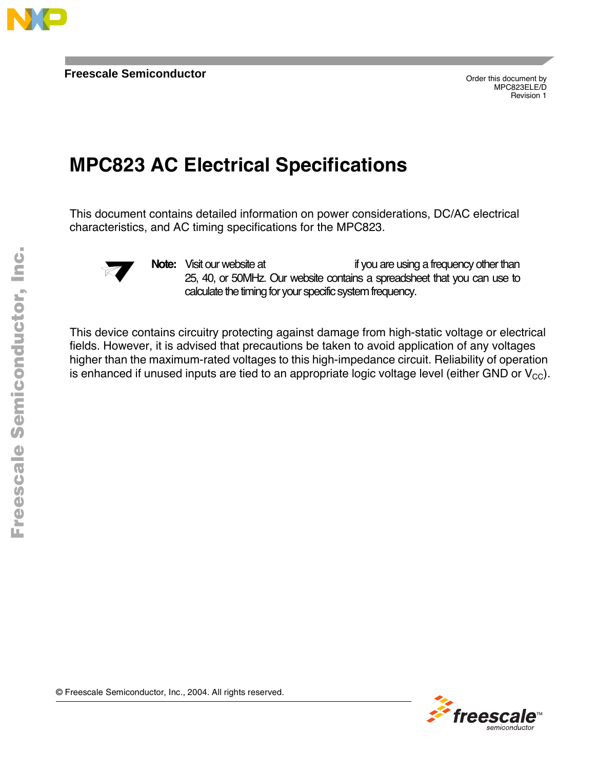Freescale Semiconductor

Order this document by
MPC823ELE/D
Revision 1

# MPC823 AC Electrical Specifications

This document contains detailed information on power considerations, DC/AC electrical characteristics, and AC timing specifications for the MPC823.

**Note:** Visit our website at if you are using a frequency other than 25, 40, or 50MHz. Our website contains a spreadsheet that you can use to calculate the timing for your specific system frequency.

This device contains circuitry protecting against damage from high-static voltage or electrical fields. However, it is advised that precautions be taken to avoid application of any voltages higher than the maximum-rated voltages to this high-impedance circuit. Reliability of operation is enhanced if unused inputs are tied to an appropriate logic voltage level (either GND or $V_{CC}$).

© Freescale Semiconductor, Inc., 2004. All rights reserved.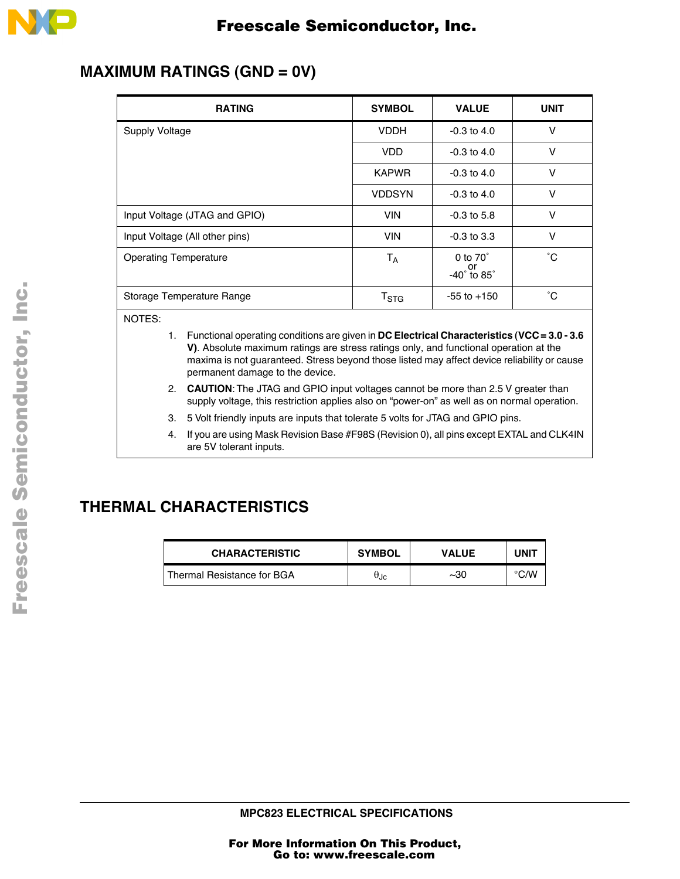## MAXIMUM RATINGS (GND = 0V)

| RATING | SYMBOL | VALUE | UNIT |
|---|---|---|---|
| Supply Voltage | VDDH | -0.3 to 4.0 | V |
| | VDD | -0.3 to 4.0 | V |
| | KAPWR | -0.3 to 4.0 | V |
| | VDDSYN | -0.3 to 4.0 | V |
| Input Voltage (JTAG and GPIO) | VIN | -0.3 to 5.8 | V |
| Input Voltage (All other pins) | VIN | -0.3 to 3.3 | V |
| Operating Temperature | $T_A$ | 0 to 70˚ or -40˚ to 85˚ | ˚C |
| Storage Temperature Range | $T_{STG}$ | -55 to +150 | ˚C |

NOTES:

1. Functional operating conditions are given in **DC Electrical Characteristics (VCC = 3.0 - 3.6 V)**. Absolute maximum ratings are stress ratings only, and functional operation at the maxima is not guaranteed. Stress beyond those listed may affect device reliability or cause permanent damage to the device.
2. **CAUTION**: The JTAG and GPIO input voltages cannot be more than 2.5 V greater than supply voltage, this restriction applies also on "power-on" as well as on normal operation.
3. 5 Volt friendly inputs are inputs that tolerate 5 volts for JTAG and GPIO pins.
4. If you are using Mask Revision Base #F98S (Revision 0), all pins except EXTAL and CLK4IN are 5V tolerant inputs.

## THERMAL CHARACTERISTICS

| CHARACTERISTIC | SYMBOL | VALUE | UNIT |
|---|---|---|---|
| Thermal Resistance for BGA | $\theta_{Jc}$ | ~30 | °C/W |

MPC823 ELECTRICAL SPECIFICATIONS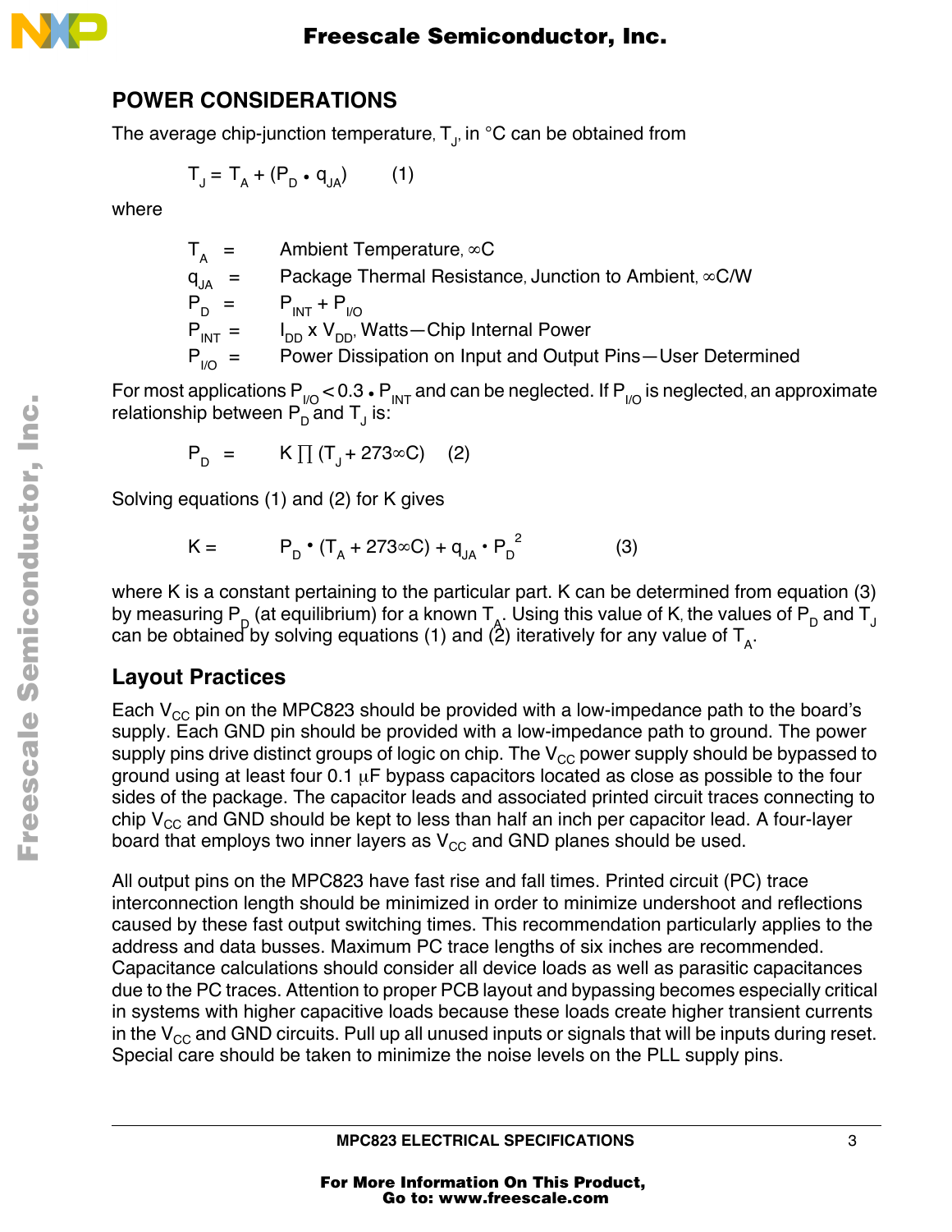## POWER CONSIDERATIONS

The average chip-junction temperature, $T_J$, in °C can be obtained from

$$T_J = T_A + (P_D \bullet q_{JA}) \qquad (1)$$

where

| | | |
|---|---|---|
| $T_A$ | = | Ambient Temperature, ∞C |
| $q_{JA}$ | = | Package Thermal Resistance, Junction to Ambient, ∞C/W |
| $P_D$ | = | $P_{INT} + P_{I/O}$ |
| $P_{INT}$ | = | $I_{DD}$ x $V_{DD}$, Watts—Chip Internal Power |
| $P_{I/O}$ | = | Power Dissipation on Input and Output Pins—User Determined |

For most applications $P_{I/O} < 0.3 \bullet P_{INT}$ and can be neglected. If $P_{I/O}$ is neglected, an approximate relationship between $P_D$ and $T_J$ is:

$$P_D = K \prod (T_J + 273∞C) \qquad (2)$$

Solving equations (1) and (2) for K gives

$$K = P_D \bullet (T_A + 273∞C) + q_{JA} \bullet P_D^2 \qquad (3)$$

where K is a constant pertaining to the particular part. K can be determined from equation (3) by measuring $P_D$ (at equilibrium) for a known $T_A$. Using this value of K, the values of $P_D$ and $T_J$ can be obtained by solving equations (1) and (2) iteratively for any value of $T_A$.

### Layout Practices

Each $V_{CC}$ pin on the MPC823 should be provided with a low-impedance path to the board's supply. Each GND pin should be provided with a low-impedance path to ground. The power supply pins drive distinct groups of logic on chip. The $V_{CC}$ power supply should be bypassed to ground using at least four 0.1 µF bypass capacitors located as close as possible to the four sides of the package. The capacitor leads and associated printed circuit traces connecting to chip $V_{CC}$ and GND should be kept to less than half an inch per capacitor lead. A four-layer board that employs two inner layers as $V_{CC}$ and GND planes should be used.

All output pins on the MPC823 have fast rise and fall times. Printed circuit (PC) trace interconnection length should be minimized in order to minimize undershoot and reflections caused by these fast output switching times. This recommendation particularly applies to the address and data busses. Maximum PC trace lengths of six inches are recommended. Capacitance calculations should consider all device loads as well as parasitic capacitances due to the PC traces. Attention to proper PCB layout and bypassing becomes especially critical in systems with higher capacitive loads because these loads create higher transient currents in the $V_{CC}$ and GND circuits. Pull up all unused inputs or signals that will be inputs during reset. Special care should be taken to minimize the noise levels on the PLL supply pins.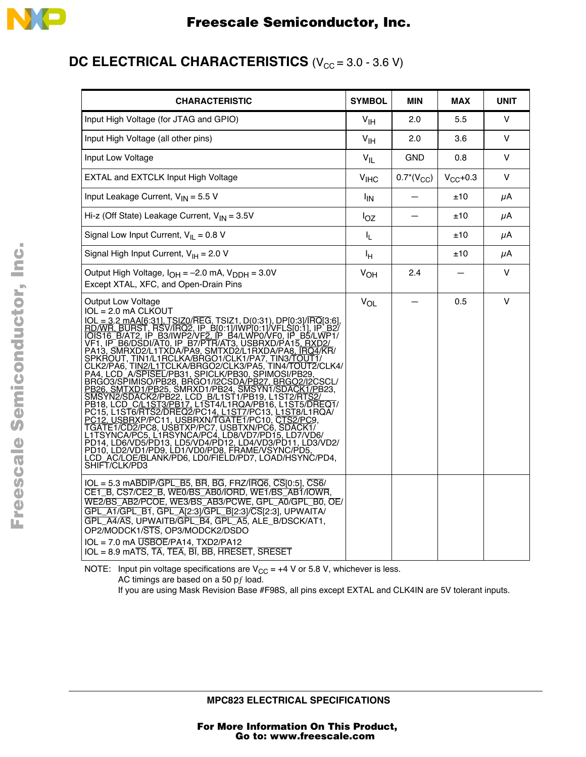## DC ELECTRICAL CHARACTERISTICS ($V_{CC}$ = 3.0 - 3.6 V)

| CHARACTERISTIC | SYMBOL | MIN | MAX | UNIT |
|---|---|---|---|---|
| Input High Voltage (for JTAG and GPIO) | $V_{IH}$ | 2.0 | 5.5 | V |
| Input High Voltage (all other pins) | $V_{IH}$ | 2.0 | 3.6 | V |
| Input Low Voltage | $V_{IL}$ | GND | 0.8 | V |
| EXTAL and EXTCLK Input High Voltage | $V_{IHC}$ | 0.7*($V_{CC}$) | $V_{CC}$+0.3 | V |
| Input Leakage Current, $V_{IN}$ = 5.5 V | $I_{IN}$ | — | ±10 | μA |
| Hi-z (Off State) Leakage Current, $V_{IN}$ = 3.5V | $I_{OZ}$ | — | ±10 | μA |
| Signal Low Input Current, $V_{IL}$ = 0.8 V | $I_L$ | | ±10 | μA |
| Signal High Input Current, $V_{IH}$ = 2.0 V | $I_H$ | | ±10 | μA |
| Output High Voltage, $I_{OH}$ = –2.0 mA, $V_{DDH}$ = 3.0V<br>Except XTAL, XFC, and Open-Drain Pins | $V_{OH}$ | 2.4 | — | V |
| Output Low Voltage<br>IOL = 2.0 mA CLKOUT<br>IOL = 3.2 mAA[6:31], TSIZ0/REG, TSIZ1, D(0:31), DP[0:3]/IRQ[3:6], RD/WR, BURST, RSV/IRQ2, IP_B[0:1]/IWP[0:1]/VFLS[0:1], IP_B2/IOIS16_B/AT2, IP_B3/IWP2/VF2, IP_B4/LWP0/VF0, IP_B5/LWP1/VF1, IP_B6/DSDI/AT0, IP_B7/PTR/AT3, USBRXD/PA15, RXD2/PA13, SMRXD2/L1TXDA/PA9, SMTXD2/L1RXDA/PA8, IRQ4/KR/SPKROUT, TIN1/L1RCLKA/BRGO1/CLK1/PA7, TIN3/TOUT1/CLK2/PA6, TIN2/L1TCLKA/BRGO2/CLK3/PA5, TIN4/TOUT2/CLK4/PA4, LCD_A/SPISEL/PB31, SPICLK/PB30, SPIMOSI/PB29, BRGO3/SPIMISO/PB28, BRGO1/I2CSDA/PB27, BRGO2/I2CSCL/PB26, SMTXD1/PB25, SMRXD1/PB24, SMSYN1/SDACK1/PB23, SMSYN2/SDACK2/PB22, LCD_B/L1ST1/PB19, L1ST2/RTS2/PB18, LCD_C/L1ST3/PB17, L1ST4/L1RQA/PB16, L1ST5/DREQ1/PC15, L1ST6/RTS2/DREQ2/PC14, L1ST7/PC13, L1ST8/L1RQA/PC12, USBRXP/PC11, USBRXN/TGATE1/PC10, CTS2/PC9, TGATE1/CD2/PC8, USBTXP/PC7, USBTXN/PC6, SDACK1/L1TSYNCA/PC5, L1RSYNCA/PC4, LD8/VD7/PD15, LD7/VD6/PD14, LD6/VD5/PD13, LD5/VD4/PD12, LD4/VD3/PD11, LD3/VD2/PD10, LD2/VD1/PD9, LD1/VD0/PD8, FRAME/VSYNC/PD5, LCD_AC/LOE/BLANK/PD6, LD0/FIELD/PD7, LOAD/HSYNC/PD4, SHIFT/CLK/PD3 | $V_{OL}$ | — | 0.5 | V |
| IOL = 5.3 mABDIP/GPL_B5, BR, BG, FRZ/IRQ6, CS[0:5], CS6/CE1_B, CS7/CE2_B, WE0/BS_AB0/IORD, WE1/BS_AB1/IOWR, WE2/BS_AB2/PCOE, WE3/BS_AB3/PCWE, GPL_A0/GPL_B0, OE/GPL_A1/GPL_B1, GPL_A[2:3]/GPL_B[2:3]/CS[2:3], UPWAITA/GPL_A4/AS, UPWAITB/GPL_B4, GPL_A5, ALE_B/DSCK/AT1, OP2/MODCK1/STS, OP3/MODCK2/DSDO<br>IOL = 7.0 mA USBOE/PA14, TXD2/PA12<br>IOL = 8.9 mATS, TA, TEA, BI, BB, HRESET, SRESET | | | | |

NOTE: Input pin voltage specifications are $V_{CC}$ = +4 V or 5.8 V, whichever is less.
AC timings are based on a 50 pf load.
If you are using Mask Revision Base #F98S, all pins except EXTAL and CLK4IN are 5V tolerant inputs.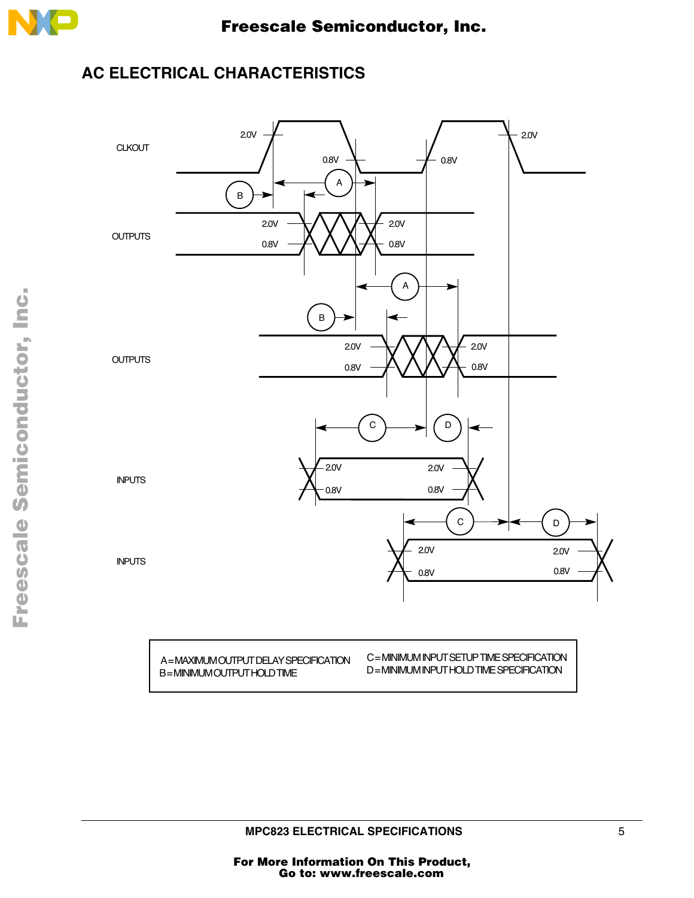## AC ELECTRICAL CHARACTERISTICS

CLKOUT

OUTPUTS

OUTPUTS

INPUTS

INPUTS

A = MAXIMUM OUTPUT DELAY SPECIFICATION
B = MINIMUM OUTPUT HOLD TIME
C = MINIMUM INPUT SETUP TIME SPECIFICATION
D = MINIMUM INPUT HOLD TIME SPECIFICATION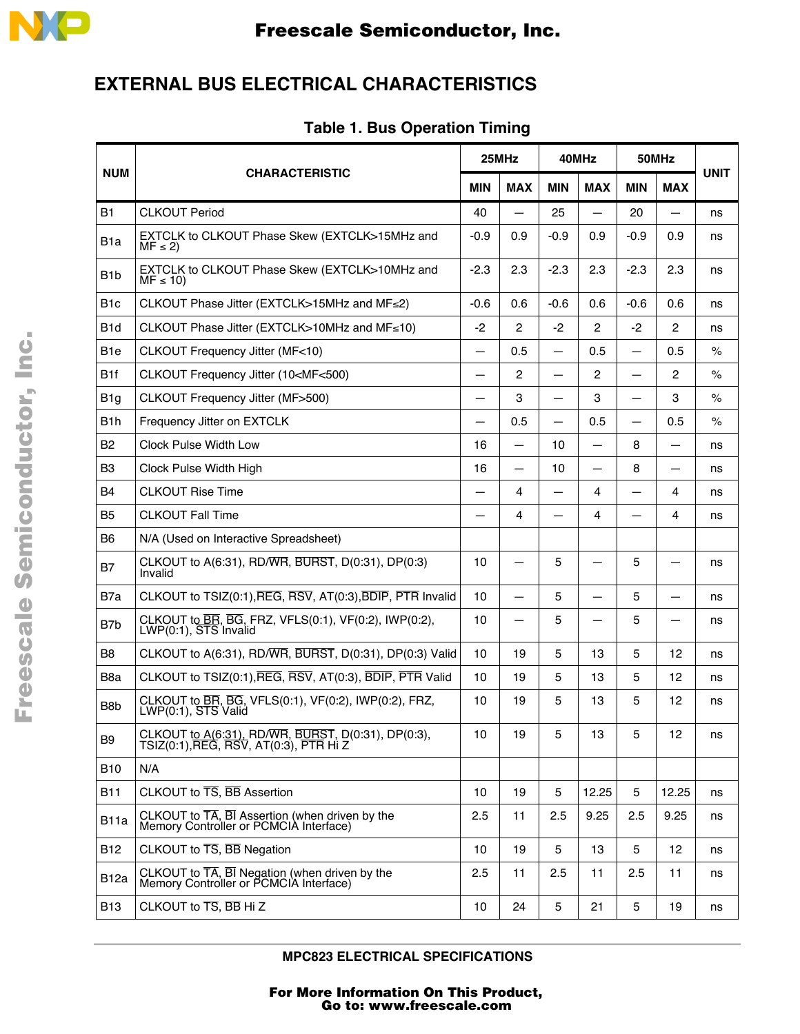## EXTERNAL BUS ELECTRICAL CHARACTERISTICS

**Table 1. Bus Operation Timing**

| NUM | CHARACTERISTIC | 25MHz | | 40MHz | | 50MHz | | UNIT |
|---|---|---|---|---|---|---|---|---|
| | | MIN | MAX | MIN | MAX | MIN | MAX | |
| B1 | CLKOUT Period | 40 | — | 25 | — | 20 | — | ns |
| B1a | EXTCLK to CLKOUT Phase Skew (EXTCLK>15MHz and MF ≤ 2) | -0.9 | 0.9 | -0.9 | 0.9 | -0.9 | 0.9 | ns |
| B1b | EXTCLK to CLKOUT Phase Skew (EXTCLK>10MHz and MF ≤ 10) | -2.3 | 2.3 | -2.3 | 2.3 | -2.3 | 2.3 | ns |
| B1c | CLKOUT Phase Jitter (EXTCLK>15MHz and MF≤2) | -0.6 | 0.6 | -0.6 | 0.6 | -0.6 | 0.6 | ns |
| B1d | CLKOUT Phase Jitter (EXTCLK>10MHz and MF≤10) | -2 | 2 | -2 | 2 | -2 | 2 | ns |
| B1e | CLKOUT Frequency Jitter (MF<10) | — | 0.5 | — | 0.5 | — | 0.5 | % |
| B1f | CLKOUT Frequency Jitter (10<MF<500) | — | 2 | — | 2 | — | 2 | % |
| B1g | CLKOUT Frequency Jitter (MF>500) | — | 3 | — | 3 | — | 3 | % |
| B1h | Frequency Jitter on EXTCLK | — | 0.5 | — | 0.5 | — | 0.5 | % |
| B2 | Clock Pulse Width Low | 16 | — | 10 | — | 8 | — | ns |
| B3 | Clock Pulse Width High | 16 | — | 10 | — | 8 | — | ns |
| B4 | CLKOUT Rise Time | — | 4 | — | 4 | — | 4 | ns |
| B5 | CLKOUT Fall Time | — | 4 | — | 4 | — | 4 | ns |
| B6 | N/A (Used on Interactive Spreadsheet) | | | | | | | |
| B7 | CLKOUT to A(6:31), RD/$\overline{\text{WR}}$, $\overline{\text{BURST}}$, D(0:31), DP(0:3) Invalid | 10 | — | 5 | — | 5 | — | ns |
| B7a | CLKOUT to TSIZ(0:1),$\overline{\text{REG}}$, $\overline{\text{RSV}}$, AT(0:3),$\overline{\text{BDIP}}$, $\overline{\text{PTR}}$ Invalid | 10 | — | 5 | — | 5 | — | ns |
| B7b | CLKOUT to $\overline{\text{BR}}$, $\overline{\text{BG}}$, FRZ, VFLS(0:1), VF(0:2), IWP(0:2), LWP(0:1), $\overline{\text{STS}}$ Invalid | 10 | — | 5 | — | 5 | — | ns |
| B8 | CLKOUT to A(6:31), RD/$\overline{\text{WR}}$, $\overline{\text{BURST}}$, D(0:31), DP(0:3) Valid | 10 | 19 | 5 | 13 | 5 | 12 | ns |
| B8a | CLKOUT to TSIZ(0:1),$\overline{\text{REG}}$, $\overline{\text{RSV}}$, AT(0:3), $\overline{\text{BDIP}}$, $\overline{\text{PTR}}$ Valid | 10 | 19 | 5 | 13 | 5 | 12 | ns |
| B8b | CLKOUT to $\overline{\text{BR}}$, $\overline{\text{BG}}$, VFLS(0:1), VF(0:2), IWP(0:2), FRZ, LWP(0:1), $\overline{\text{STS}}$ Valid | 10 | 19 | 5 | 13 | 5 | 12 | ns |
| B9 | CLKOUT to A(6:31), RD/$\overline{\text{WR}}$, $\overline{\text{BURST}}$, D(0:31), DP(0:3), TSIZ(0:1),$\overline{\text{REG}}$, $\overline{\text{RSV}}$, AT(0:3), $\overline{\text{PTR}}$ Hi Z | 10 | 19 | 5 | 13 | 5 | 12 | ns |
| B10 | N/A | | | | | | | |
| B11 | CLKOUT to $\overline{\text{TS}}$, $\overline{\text{BB}}$ Assertion | 10 | 19 | 5 | 12.25 | 5 | 12.25 | ns |
| B11a | CLKOUT to $\overline{\text{TA}}$, $\overline{\text{BI}}$ Assertion (when driven by the Memory Controller or PCMCIA Interface) | 2.5 | 11 | 2.5 | 9.25 | 2.5 | 9.25 | ns |
| B12 | CLKOUT to $\overline{\text{TS}}$, $\overline{\text{BB}}$ Negation | 10 | 19 | 5 | 13 | 5 | 12 | ns |
| B12a | CLKOUT to $\overline{\text{TA}}$, $\overline{\text{BI}}$ Negation (when driven by the Memory Controller or PCMCIA Interface) | 2.5 | 11 | 2.5 | 11 | 2.5 | 11 | ns |
| B13 | CLKOUT to $\overline{\text{TS}}$, $\overline{\text{BB}}$ Hi Z | 10 | 24 | 5 | 21 | 5 | 19 | ns |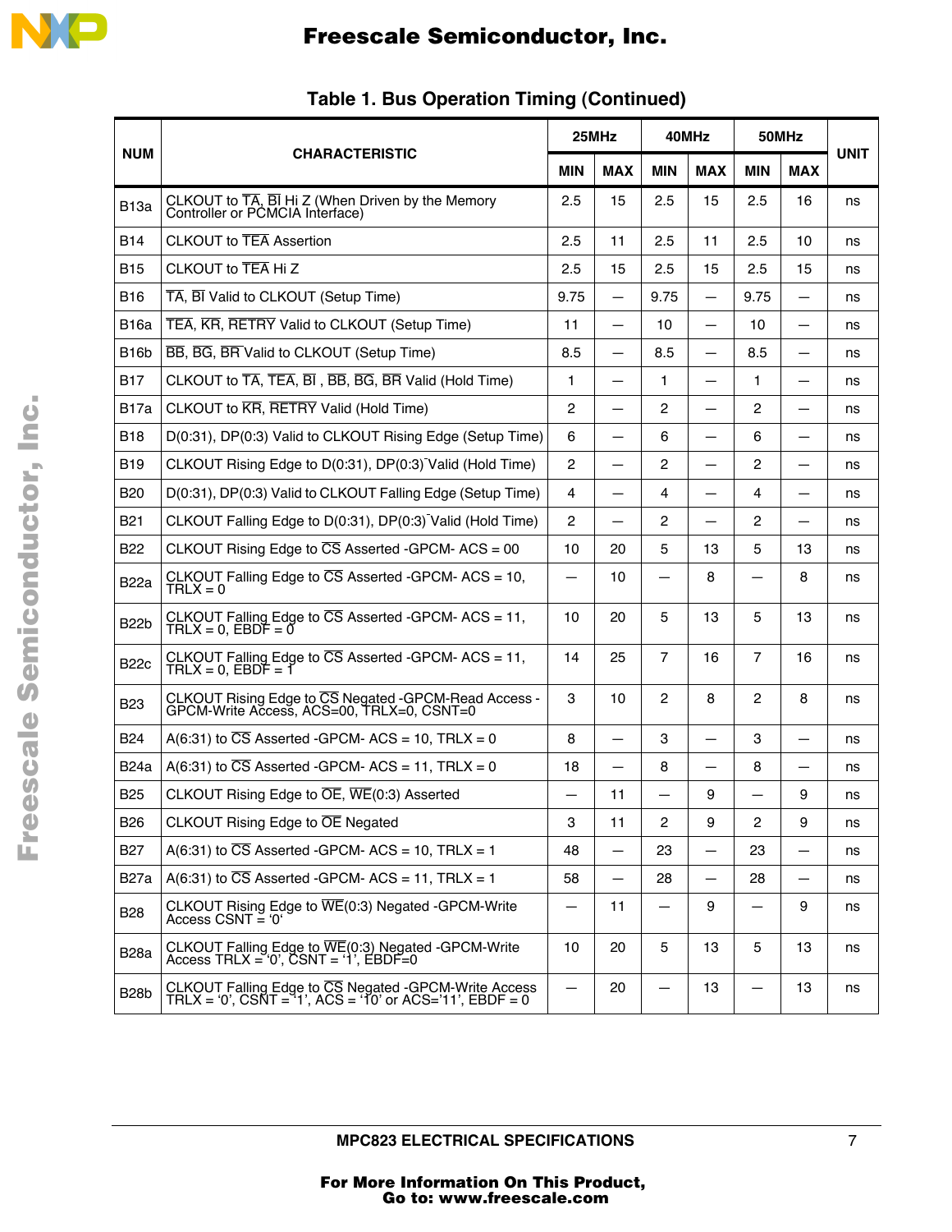**Table 1. Bus Operation Timing (Continued)**

| NUM | CHARACTERISTIC | 25MHz | | 40MHz | | 50MHz | | UNIT |
|---|---|---|---|---|---|---|---|---|
| | | MIN | MAX | MIN | MAX | MIN | MAX | |
| B13a | CLKOUT to TA, BI Hi Z (When Driven by the Memory Controller or PCMCIA Interface) | 2.5 | 15 | 2.5 | 15 | 2.5 | 16 | ns |
| B14 | CLKOUT to TEA Assertion | 2.5 | 11 | 2.5 | 11 | 2.5 | 10 | ns |
| B15 | CLKOUT to TEA Hi Z | 2.5 | 15 | 2.5 | 15 | 2.5 | 15 | ns |
| B16 | TA, BI Valid to CLKOUT (Setup Time) | 9.75 | — | 9.75 | — | 9.75 | — | ns |
| B16a | TEA, KR, RETRY Valid to CLKOUT (Setup Time) | 11 | — | 10 | — | 10 | — | ns |
| B16b | BB, BG, BR Valid to CLKOUT (Setup Time) | 8.5 | — | 8.5 | — | 8.5 | — | ns |
| B17 | CLKOUT to TA, TEA, BI , BB, BG, BR Valid (Hold Time) | 1 | — | 1 | — | 1 | — | ns |
| B17a | CLKOUT to KR, RETRY Valid (Hold Time) | 2 | — | 2 | — | 2 | — | ns |
| B18 | D(0:31), DP(0:3) Valid to CLKOUT Rising Edge (Setup Time) | 6 | — | 6 | — | 6 | — | ns |
| B19 | CLKOUT Rising Edge to D(0:31), DP(0:3) Valid (Hold Time) | 2 | — | 2 | — | 2 | — | ns |
| B20 | D(0:31), DP(0:3) Valid to CLKOUT Falling Edge (Setup Time) | 4 | — | 4 | — | 4 | — | ns |
| B21 | CLKOUT Falling Edge to D(0:31), DP(0:3) Valid (Hold Time) | 2 | — | 2 | — | 2 | — | ns |
| B22 | CLKOUT Rising Edge to CS Asserted -GPCM- ACS = 00 | 10 | 20 | 5 | 13 | 5 | 13 | ns |
| B22a | CLKOUT Falling Edge to CS Asserted -GPCM- ACS = 10, TRLX = 0 | — | 10 | — | 8 | — | 8 | ns |
| B22b | CLKOUT Falling Edge to CS Asserted -GPCM- ACS = 11, TRLX = 0, EBDF = 0 | 10 | 20 | 5 | 13 | 5 | 13 | ns |
| B22c | CLKOUT Falling Edge to CS Asserted -GPCM- ACS = 11, TRLX = 0, EBDF = 1 | 14 | 25 | 7 | 16 | 7 | 16 | ns |
| B23 | CLKOUT Rising Edge to CS Negated -GPCM-Read Access - GPCM-Write Access, ACS=00, TRLX=0, CSNT=0 | 3 | 10 | 2 | 8 | 2 | 8 | ns |
| B24 | A(6:31) to CS Asserted -GPCM- ACS = 10, TRLX = 0 | 8 | — | 3 | — | 3 | — | ns |
| B24a | A(6:31) to CS Asserted -GPCM- ACS = 11, TRLX = 0 | 18 | — | 8 | — | 8 | — | ns |
| B25 | CLKOUT Rising Edge to OE, WE(0:3) Asserted | — | 11 | — | 9 | — | 9 | ns |
| B26 | CLKOUT Rising Edge to OE Negated | 3 | 11 | 2 | 9 | 2 | 9 | ns |
| B27 | A(6:31) to CS Asserted -GPCM- ACS = 10, TRLX = 1 | 48 | — | 23 | — | 23 | — | ns |
| B27a | A(6:31) to CS Asserted -GPCM- ACS = 11, TRLX = 1 | 58 | — | 28 | — | 28 | — | ns |
| B28 | CLKOUT Rising Edge to WE(0:3) Negated -GPCM-Write Access CSNT = '0' | — | 11 | — | 9 | — | 9 | ns |
| B28a | CLKOUT Falling Edge to WE(0:3) Negated -GPCM-Write Access TRLX = '0', CSNT = '1', EBDF=0 | 10 | 20 | 5 | 13 | 5 | 13 | ns |
| B28b | CLKOUT Falling Edge to CS Negated -GPCM-Write Access TRLX = '0', CSNT = '1', ACS = '10' or ACS='11', EBDF = 0 | — | 20 | — | 13 | — | 13 | ns |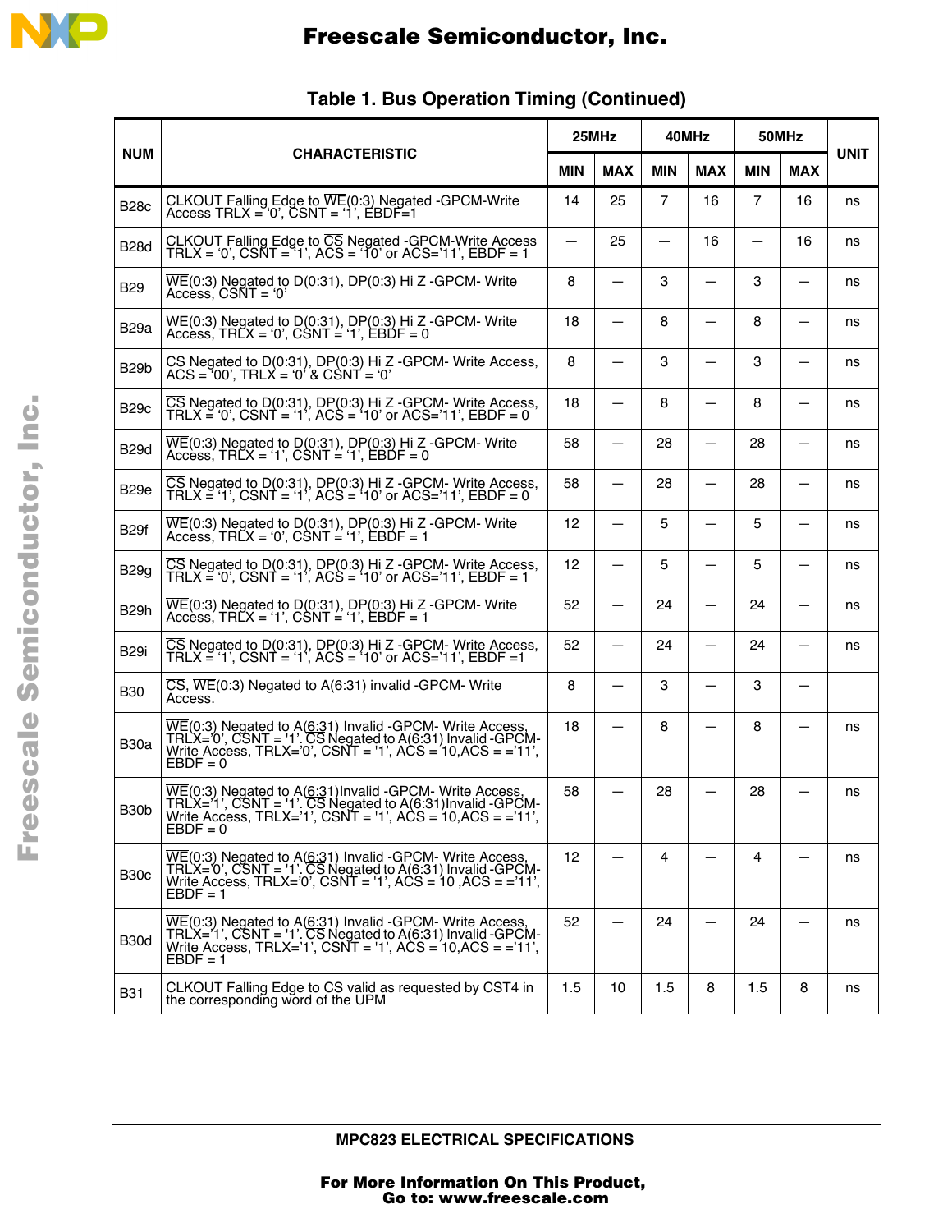## Table 1. Bus Operation Timing (Continued)

| NUM | CHARACTERISTIC | 25MHz | | 40MHz | | 50MHz | | UNIT |
|---|---|---|---|---|---|---|---|---|
| | | MIN | MAX | MIN | MAX | MIN | MAX | |
| B28c | CLKOUT Falling Edge to $\overline{WE}$(0:3) Negated -GPCM-Write Access TRLX = '0', CSNT = '1', EBDF=1 | 14 | 25 | 7 | 16 | 7 | 16 | ns |
| B28d | CLKOUT Falling Edge to $\overline{CS}$ Negated -GPCM-Write Access TRLX = '0', CSNT = '1', ACS = '10' or ACS='11', EBDF = 1 | — | 25 | — | 16 | — | 16 | ns |
| B29 | $\overline{WE}$(0:3) Negated to D(0:31), DP(0:3) Hi Z -GPCM- Write Access, CSNT = '0' | 8 | — | 3 | — | 3 | — | ns |
| B29a | $\overline{WE}$(0:3) Negated to D(0:31), DP(0:3) Hi Z -GPCM- Write Access, TRLX = '0', CSNT = '1', EBDF = 0 | 18 | — | 8 | — | 8 | — | ns |
| B29b | $\overline{CS}$ Negated to D(0:31), DP(0:3) Hi Z -GPCM- Write Access, ACS = '00', TRLX = '0' & CSNT = '0' | 8 | — | 3 | — | 3 | — | ns |
| B29c | $\overline{CS}$ Negated to D(0:31), DP(0:3) Hi Z -GPCM- Write Access, TRLX = '0', CSNT = '1', ACS = '10' or ACS='11', EBDF = 0 | 18 | — | 8 | — | 8 | — | ns |
| B29d | $\overline{WE}$(0:3) Negated to D(0:31), DP(0:3) Hi Z -GPCM- Write Access, TRLX = '1', CSNT = '1', EBDF = 0 | 58 | — | 28 | — | 28 | — | ns |
| B29e | $\overline{CS}$ Negated to D(0:31), DP(0:3) Hi Z -GPCM- Write Access, TRLX = '1', CSNT = '1', ACS = '10' or ACS='11', EBDF = 0 | 58 | — | 28 | — | 28 | — | ns |
| B29f | $\overline{WE}$(0:3) Negated to D(0:31), DP(0:3) Hi Z -GPCM- Write Access, TRLX = '0', CSNT = '1', EBDF = 1 | 12 | — | 5 | — | 5 | — | ns |
| B29g | $\overline{CS}$ Negated to D(0:31), DP(0:3) Hi Z -GPCM- Write Access, TRLX = '0', CSNT = '1', ACS = '10' or ACS='11', EBDF = 1 | 12 | — | 5 | — | 5 | — | ns |
| B29h | $\overline{WE}$(0:3) Negated to D(0:31), DP(0:3) Hi Z -GPCM- Write Access, TRLX = '1', CSNT = '1', EBDF = 1 | 52 | — | 24 | — | 24 | — | ns |
| B29i | $\overline{CS}$ Negated to D(0:31), DP(0:3) Hi Z -GPCM- Write Access, TRLX = '1', CSNT = '1', ACS = '10' or ACS='11', EBDF =1 | 52 | — | 24 | — | 24 | — | ns |
| B30 | $\overline{CS}$, $\overline{WE}$(0:3) Negated to A(6:31) invalid -GPCM- Write Access. | 8 | — | 3 | — | 3 | — | |
| B30a | $\overline{WE}$(0:3) Negated to A(6:31) Invalid -GPCM- Write Access, TRLX='0', CSNT = '1'. $\overline{CS}$ Negated to A(6:31) Invalid -GPCM- Write Access, TRLX='0', CSNT = '1', ACS = 10,ACS = ='11', EBDF = 0 | 18 | — | 8 | — | 8 | — | ns |
| B30b | $\overline{WE}$(0:3) Negated to A(6:31)Invalid -GPCM- Write Access, TRLX='1', CSNT = '1'. $\overline{CS}$ Negated to A(6:31)Invalid -GPCM- Write Access, TRLX='1', CSNT = '1', ACS = 10,ACS = ='11', EBDF = 0 | 58 | — | 28 | — | 28 | — | ns |
| B30c | $\overline{WE}$(0:3) Negated to A(6:31) Invalid -GPCM- Write Access, TRLX='0', CSNT = '1'. $\overline{CS}$ Negated to A(6:31) Invalid -GPCM- Write Access, TRLX='0', CSNT = '1', ACS = 10 ,ACS = ='11', EBDF = 1 | 12 | — | 4 | — | 4 | — | ns |
| B30d | $\overline{WE}$(0:3) Negated to A(6:31) Invalid -GPCM- Write Access, TRLX='1', CSNT = '1'. $\overline{CS}$ Negated to A(6:31) Invalid -GPCM- Write Access, TRLX='1', CSNT = '1', ACS = 10,ACS = ='11', EBDF = 1 | 52 | — | 24 | — | 24 | — | ns |
| B31 | CLKOUT Falling Edge to $\overline{CS}$ valid as requested by CST4 in the corresponding word of the UPM | 1.5 | 10 | 1.5 | 8 | 1.5 | 8 | ns |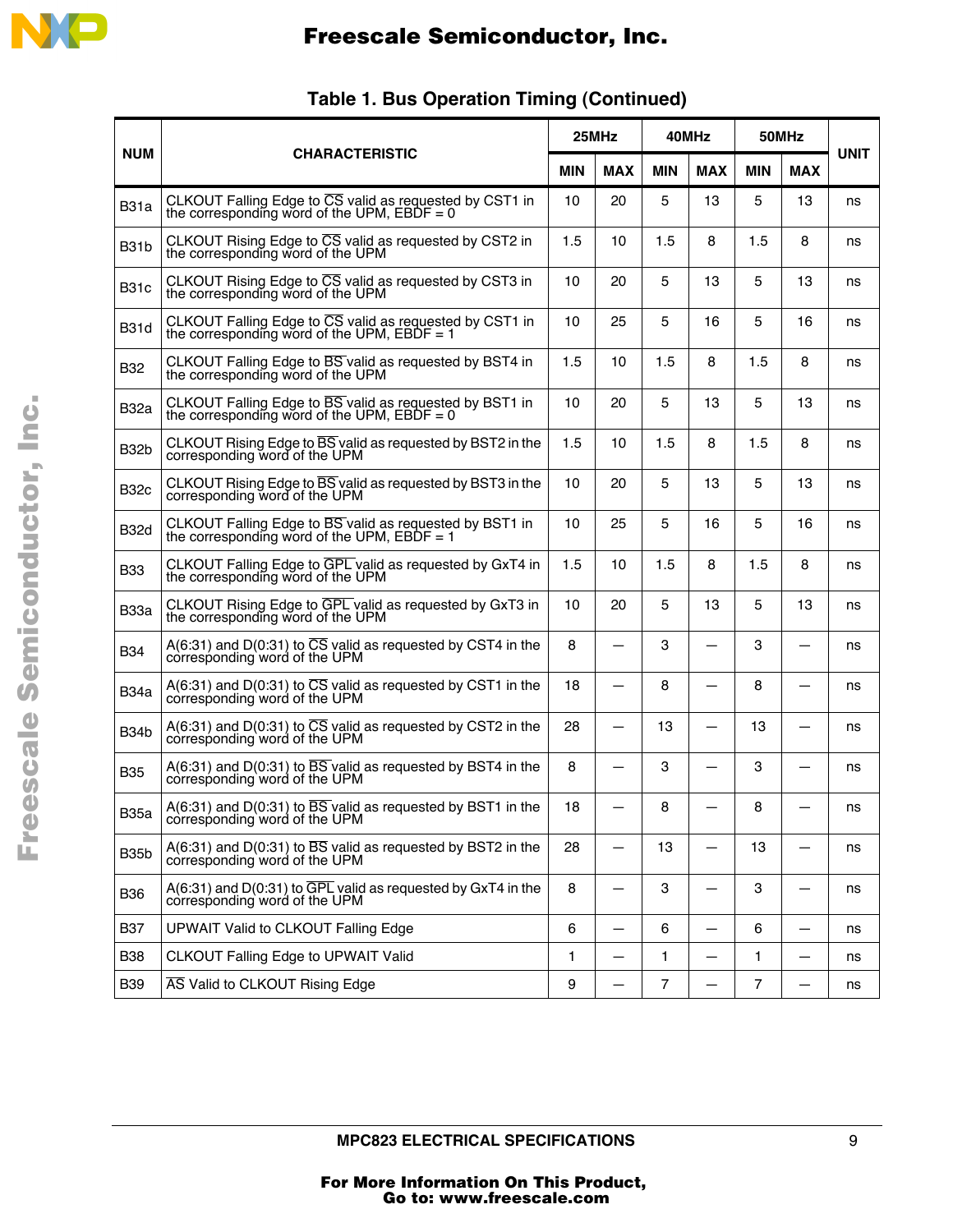### Table 1. Bus Operation Timing (Continued)

| NUM | CHARACTERISTIC | 25MHz | | 40MHz | | 50MHz | | UNIT |
|---|---|---|---|---|---|---|---|---|
| | | MIN | MAX | MIN | MAX | MIN | MAX | |
| B31a | CLKOUT Falling Edge to CS valid as requested by CST1 in the corresponding word of the UPM, EBDF = 0 | 10 | 20 | 5 | 13 | 5 | 13 | ns |
| B31b | CLKOUT Rising Edge to CS valid as requested by CST2 in the corresponding word of the UPM | 1.5 | 10 | 1.5 | 8 | 1.5 | 8 | ns |
| B31c | CLKOUT Rising Edge to CS valid as requested by CST3 in the corresponding word of the UPM | 10 | 20 | 5 | 13 | 5 | 13 | ns |
| B31d | CLKOUT Falling Edge to CS valid as requested by CST1 in the corresponding word of the UPM, EBDF = 1 | 10 | 25 | 5 | 16 | 5 | 16 | ns |
| B32 | CLKOUT Falling Edge to BS valid as requested by BST4 in the corresponding word of the UPM | 1.5 | 10 | 1.5 | 8 | 1.5 | 8 | ns |
| B32a | CLKOUT Falling Edge to BS valid as requested by BST1 in the corresponding word of the UPM, EBDF = 0 | 10 | 20 | 5 | 13 | 5 | 13 | ns |
| B32b | CLKOUT Rising Edge to BS valid as requested by BST2 in the corresponding word of the UPM | 1.5 | 10 | 1.5 | 8 | 1.5 | 8 | ns |
| B32c | CLKOUT Rising Edge to BS valid as requested by BST3 in the corresponding word of the UPM | 10 | 20 | 5 | 13 | 5 | 13 | ns |
| B32d | CLKOUT Falling Edge to BS valid as requested by BST1 in the corresponding word of the UPM, EBDF = 1 | 10 | 25 | 5 | 16 | 5 | 16 | ns |
| B33 | CLKOUT Falling Edge to GPL valid as requested by GxT4 in the corresponding word of the UPM | 1.5 | 10 | 1.5 | 8 | 1.5 | 8 | ns |
| B33a | CLKOUT Rising Edge to GPL valid as requested by GxT3 in the corresponding word of the UPM | 10 | 20 | 5 | 13 | 5 | 13 | ns |
| B34 | A(6:31) and D(0:31) to CS valid as requested by CST4 in the corresponding word of the UPM | 8 | — | 3 | — | 3 | — | ns |
| B34a | A(6:31) and D(0:31) to CS valid as requested by CST1 in the corresponding word of the UPM | 18 | — | 8 | — | 8 | — | ns |
| B34b | A(6:31) and D(0:31) to CS valid as requested by CST2 in the corresponding word of the UPM | 28 | — | 13 | — | 13 | — | ns |
| B35 | A(6:31) and D(0:31) to BS valid as requested by BST4 in the corresponding word of the UPM | 8 | — | 3 | — | 3 | — | ns |
| B35a | A(6:31) and D(0:31) to BS valid as requested by BST1 in the corresponding word of the UPM | 18 | — | 8 | — | 8 | — | ns |
| B35b | A(6:31) and D(0:31) to BS valid as requested by BST2 in the corresponding word of the UPM | 28 | — | 13 | — | 13 | — | ns |
| B36 | A(6:31) and D(0:31) to GPL valid as requested by GxT4 in the corresponding word of the UPM | 8 | — | 3 | — | 3 | — | ns |
| B37 | UPWAIT Valid to CLKOUT Falling Edge | 6 | — | 6 | — | 6 | — | ns |
| B38 | CLKOUT Falling Edge to UPWAIT Valid | 1 | — | 1 | — | 1 | — | ns |
| B39 | AS Valid to CLKOUT Rising Edge | 9 | — | 7 | — | 7 | — | ns |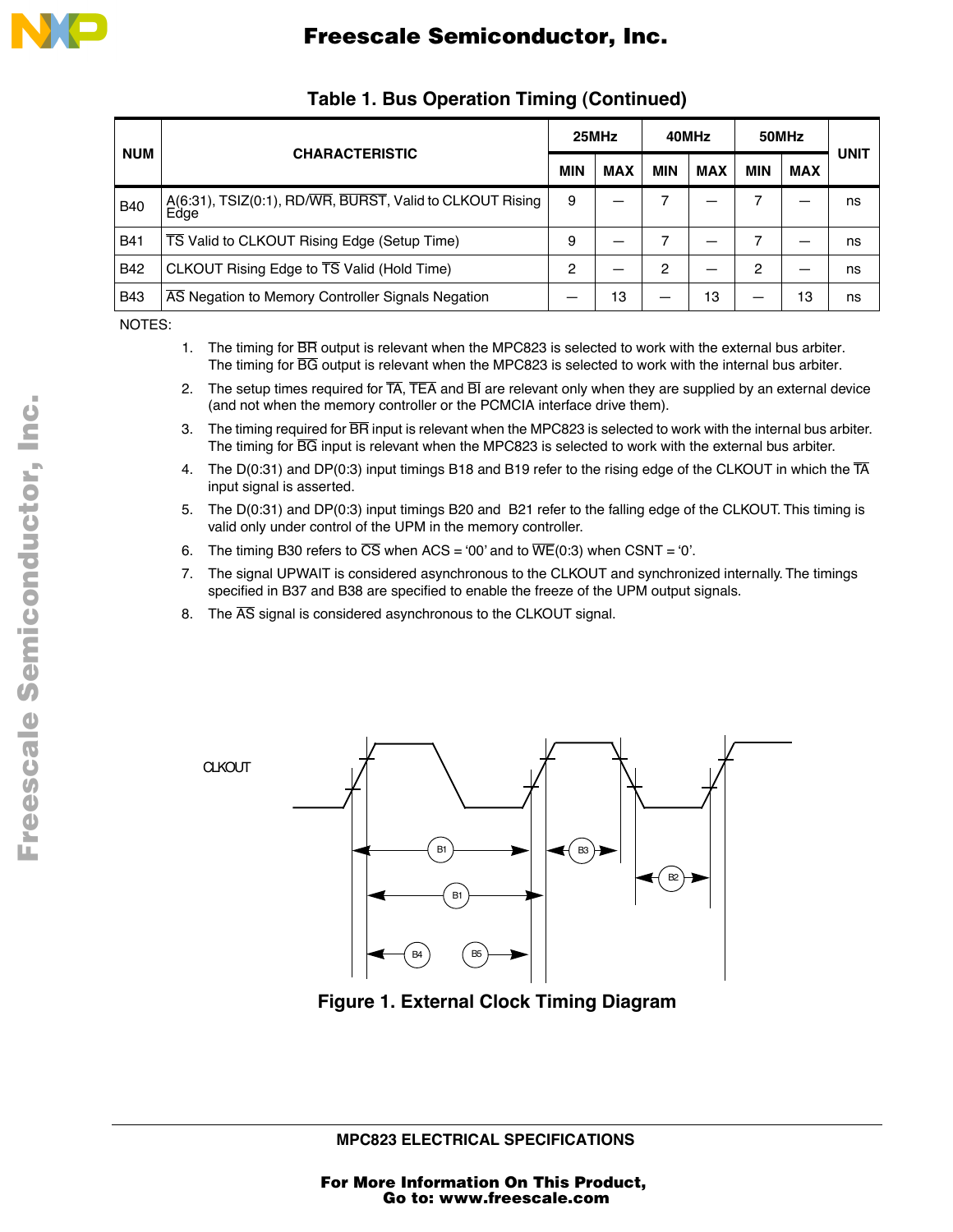**Table 1. Bus Operation Timing (Continued)**

| NUM | CHARACTERISTIC | 25MHz | | 40MHz | | 50MHz | | UNIT |
|---|---|---|---|---|---|---|---|---|
| | | MIN | MAX | MIN | MAX | MIN | MAX | |
| B40 | A(6:31), TSIZ(0:1), RD/WR, BURST, Valid to CLKOUT Rising Edge | 9 | — | 7 | — | 7 | — | ns |
| B41 | TS Valid to CLKOUT Rising Edge (Setup Time) | 9 | — | 7 | — | 7 | — | ns |
| B42 | CLKOUT Rising Edge to TS Valid (Hold Time) | 2 | — | 2 | — | 2 | — | ns |
| B43 | AS Negation to Memory Controller Signals Negation | — | 13 | — | 13 | — | 13 | ns |

NOTES:

1. The timing for BR output is relevant when the MPC823 is selected to work with the external bus arbiter. The timing for BG output is relevant when the MPC823 is selected to work with the internal bus arbiter.
2. The setup times required for TA, TEA and BI are relevant only when they are supplied by an external device (and not when the memory controller or the PCMCIA interface drive them).
3. The timing required for BR input is relevant when the MPC823 is selected to work with the internal bus arbiter. The timing for BG input is relevant when the MPC823 is selected to work with the external bus arbiter.
4. The D(0:31) and DP(0:3) input timings B18 and B19 refer to the rising edge of the CLKOUT in which the TA input signal is asserted.
5. The D(0:31) and DP(0:3) input timings B20 and B21 refer to the falling edge of the CLKOUT. This timing is valid only under control of the UPM in the memory controller.
6. The timing B30 refers to CS when ACS = '00' and to WE(0:3) when CSNT = '0'.
7. The signal UPWAIT is considered asynchronous to the CLKOUT and synchronized internally. The timings specified in B37 and B38 are specified to enable the freeze of the UPM output signals.
8. The AS signal is considered asynchronous to the CLKOUT signal.

CLKOUT

B1 B1 B3 B2 B4 B5

**Figure 1. External Clock Timing Diagram**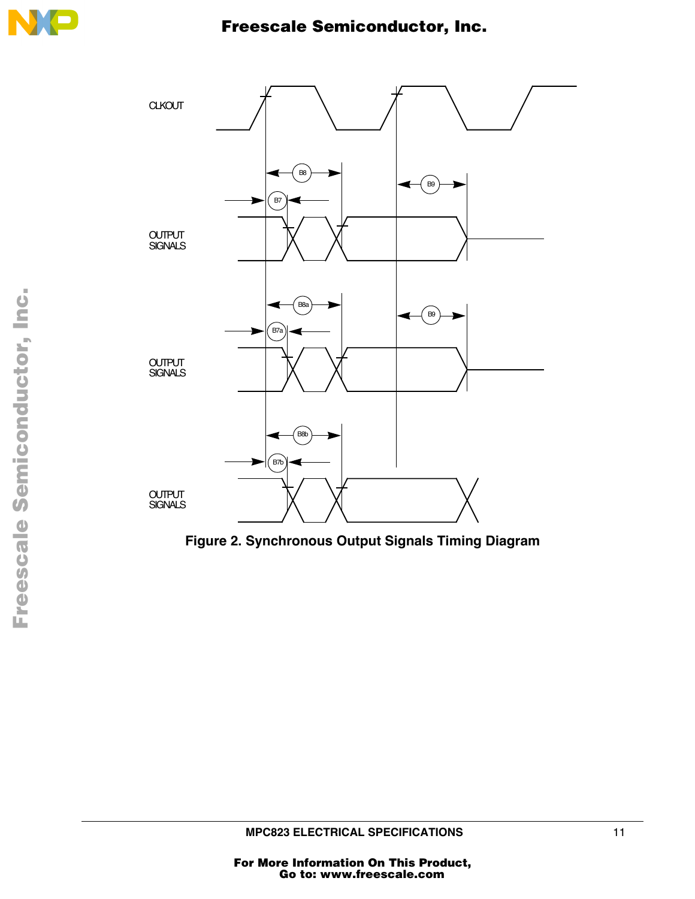Figure 2. Synchronous Output Signals Timing Diagram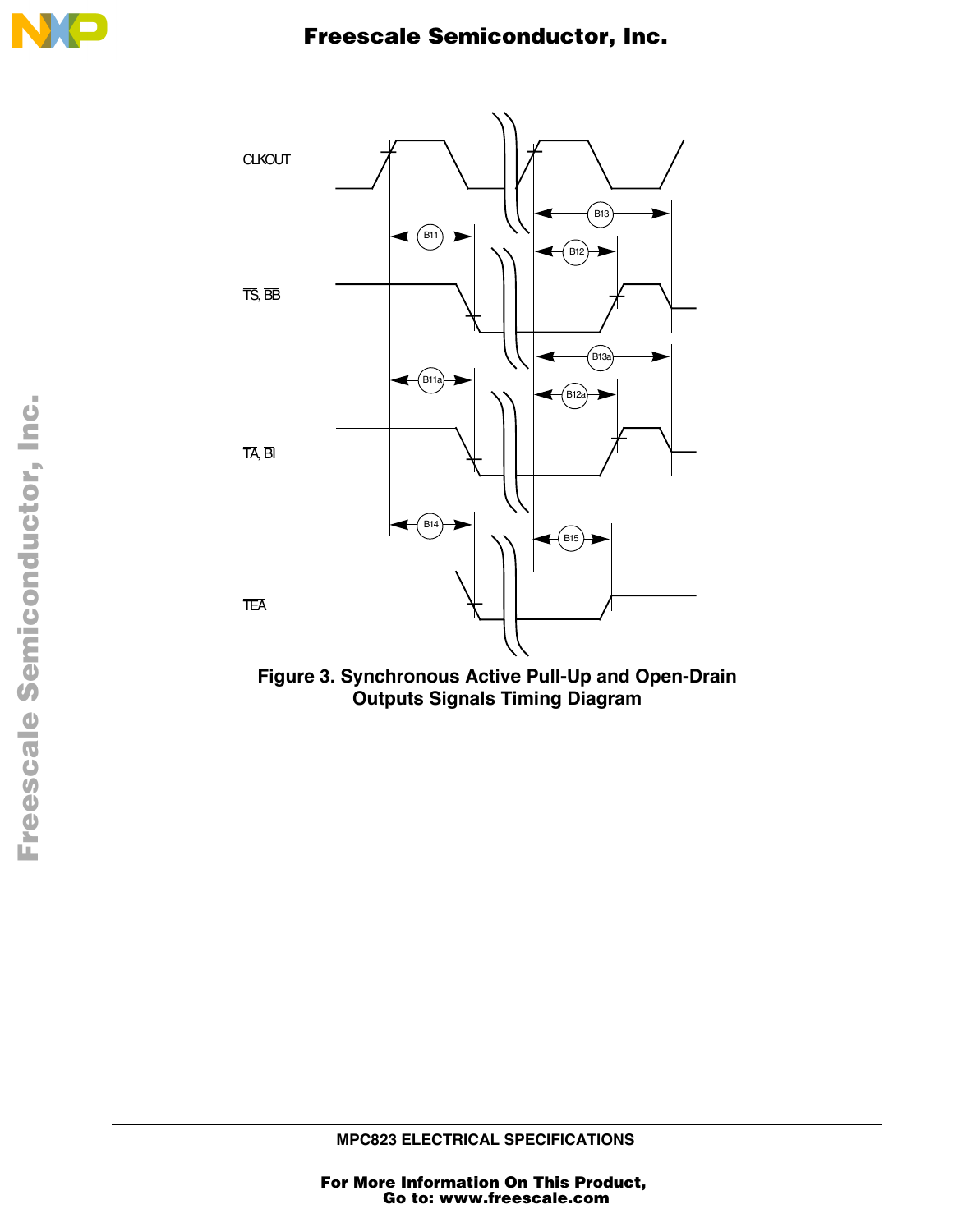Figure 3. Synchronous Active Pull-Up and Open-Drain Outputs Signals Timing Diagram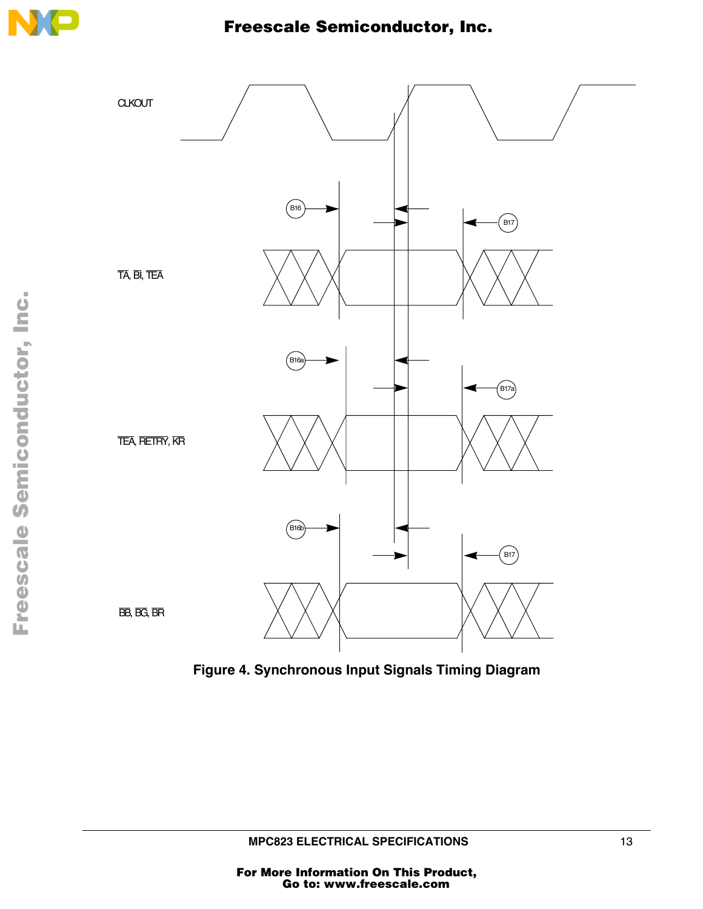Figure 4. Synchronous Input Signals Timing Diagram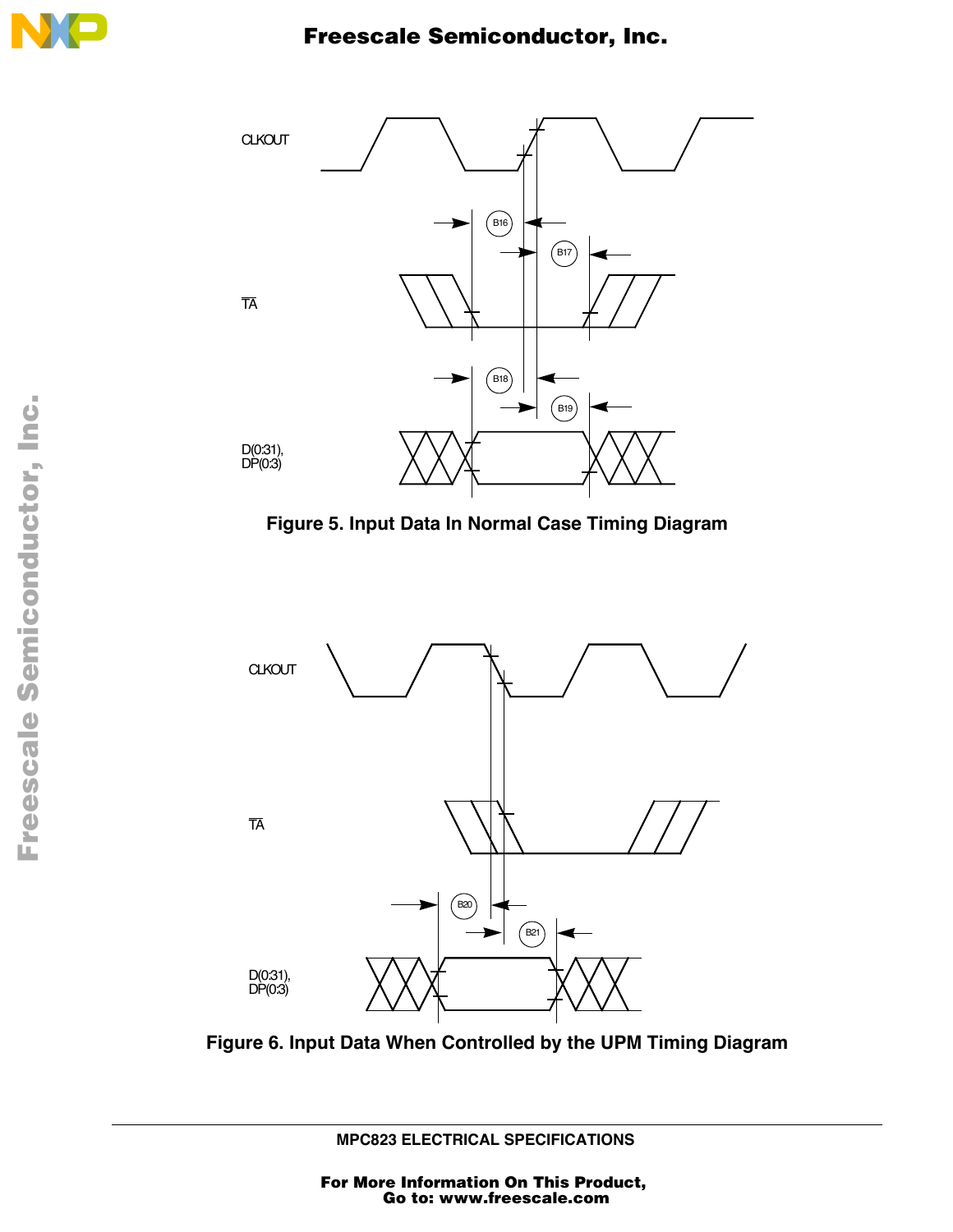Figure 5. Input Data In Normal Case Timing Diagram

Figure 6. Input Data When Controlled by the UPM Timing Diagram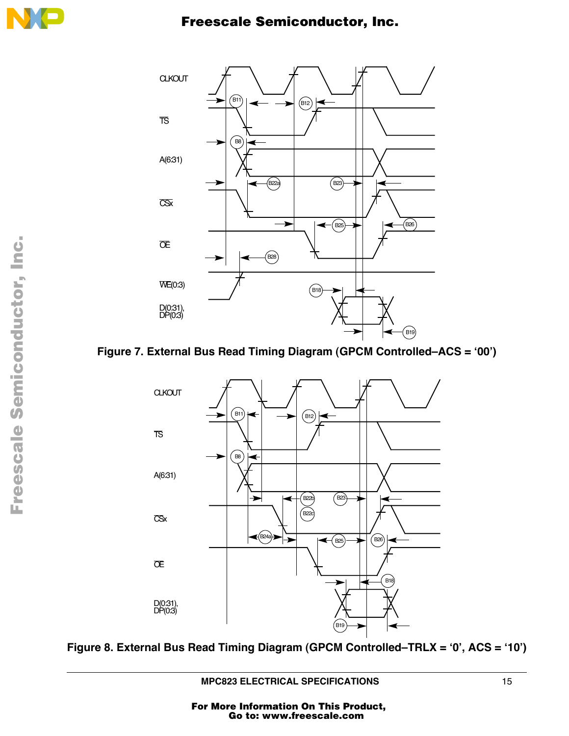Figure 7. External Bus Read Timing Diagram (GPCM Controlled–ACS = ‘00’)

Figure 8. External Bus Read Timing Diagram (GPCM Controlled–TRLX = ‘0’, ACS = ‘10’)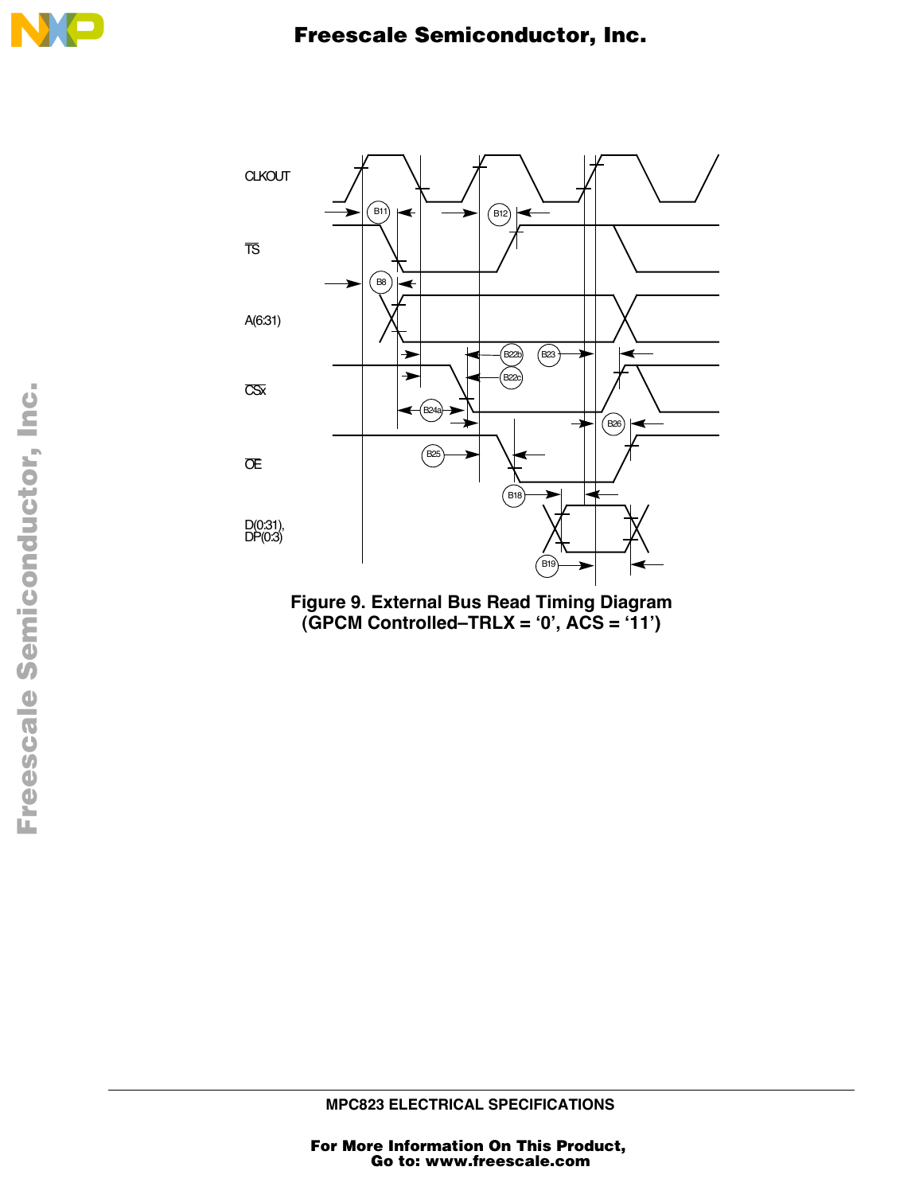Figure 9. External Bus Read Timing Diagram
(GPCM Controlled–TRLX = ‘0’, ACS = ‘11’)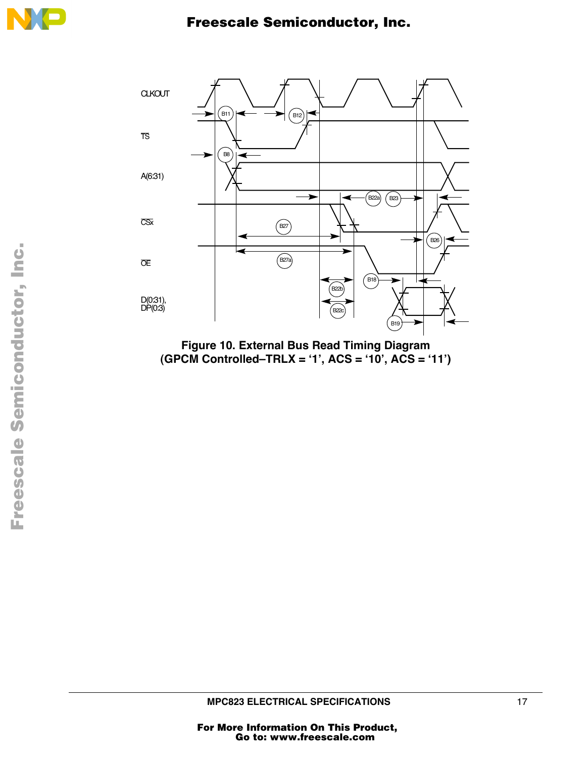**Figure 10. External Bus Read Timing Diagram (GPCM Controlled–TRLX = ‘1’, ACS = ‘10’, ACS = ‘11’)**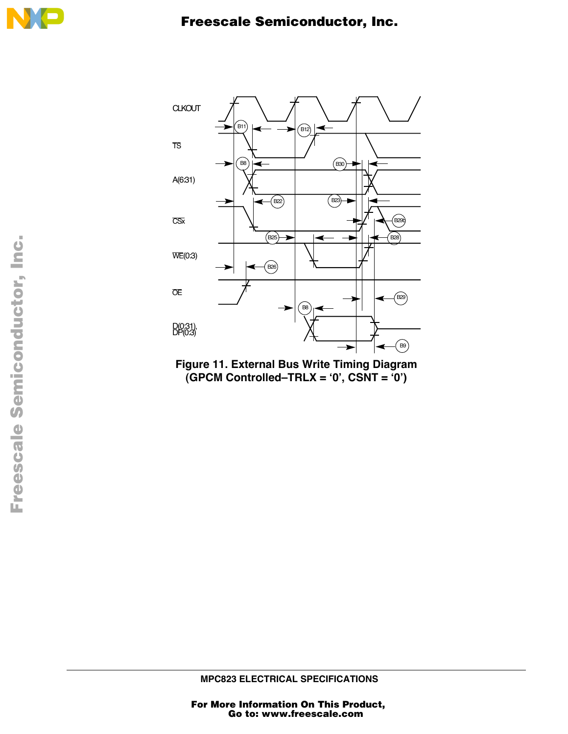Figure 11. External Bus Write Timing Diagram
(GPCM Controlled–TRLX = ‘0’, CSNT = ‘0’)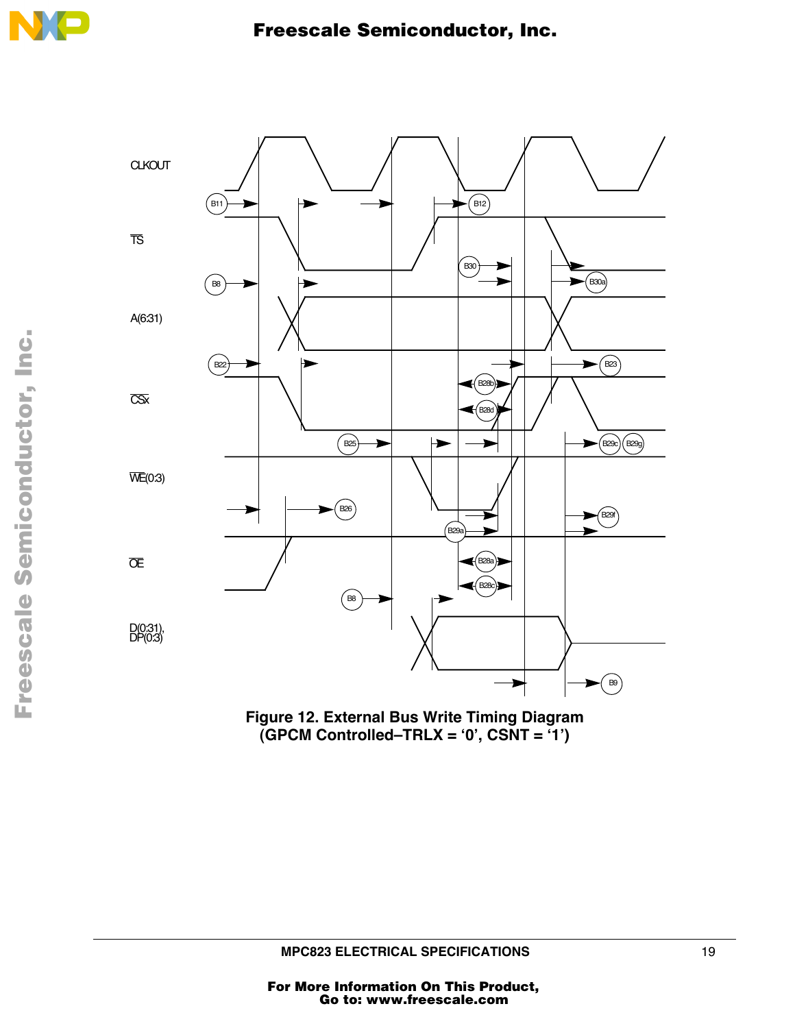Figure 12. External Bus Write Timing Diagram (GPCM Controlled–TRLX = '0', CSNT = '1')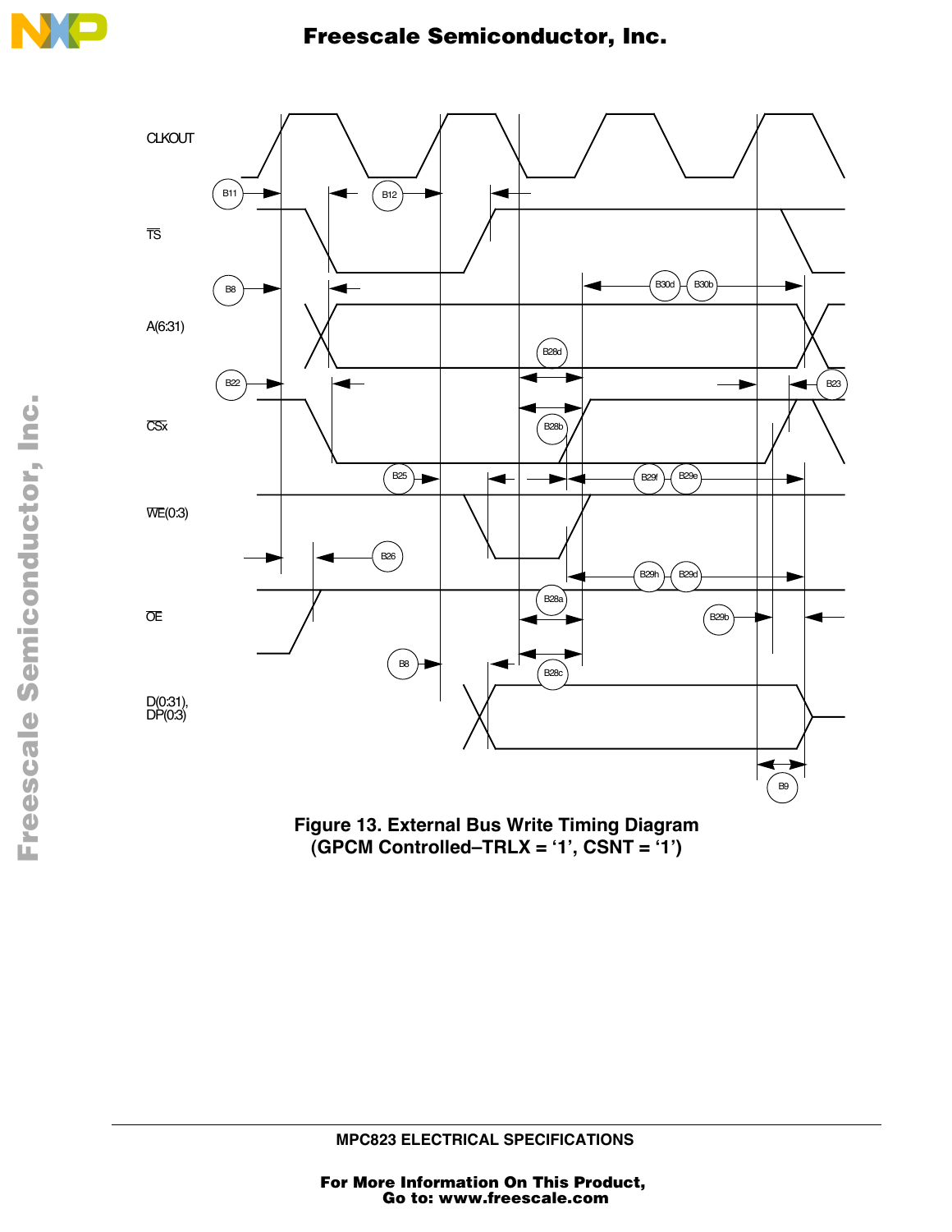Figure 13. External Bus Write Timing Diagram (GPCM Controlled–TRLX = ‘1’, CSNT = ‘1’)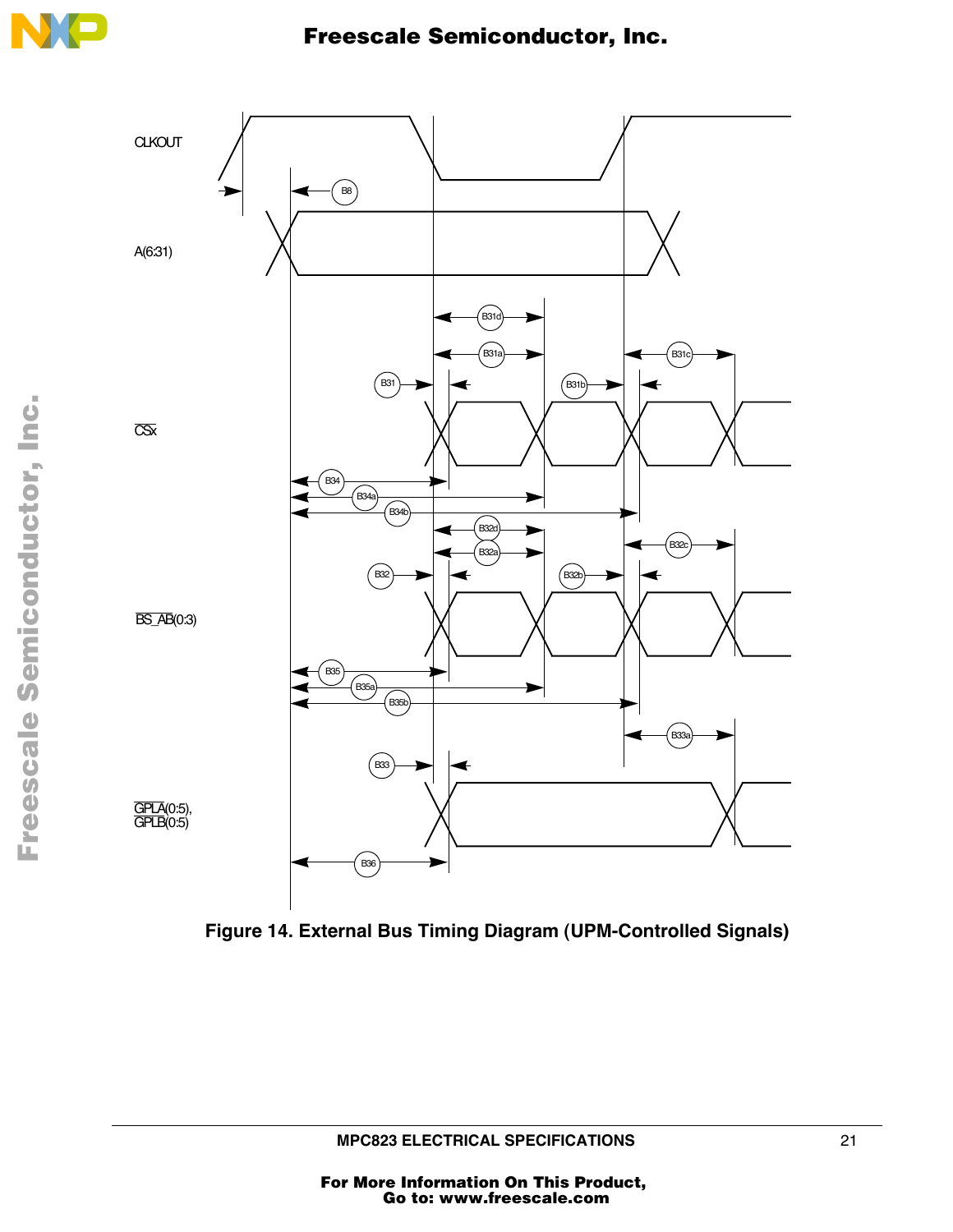Figure 14. External Bus Timing Diagram (UPM-Controlled Signals)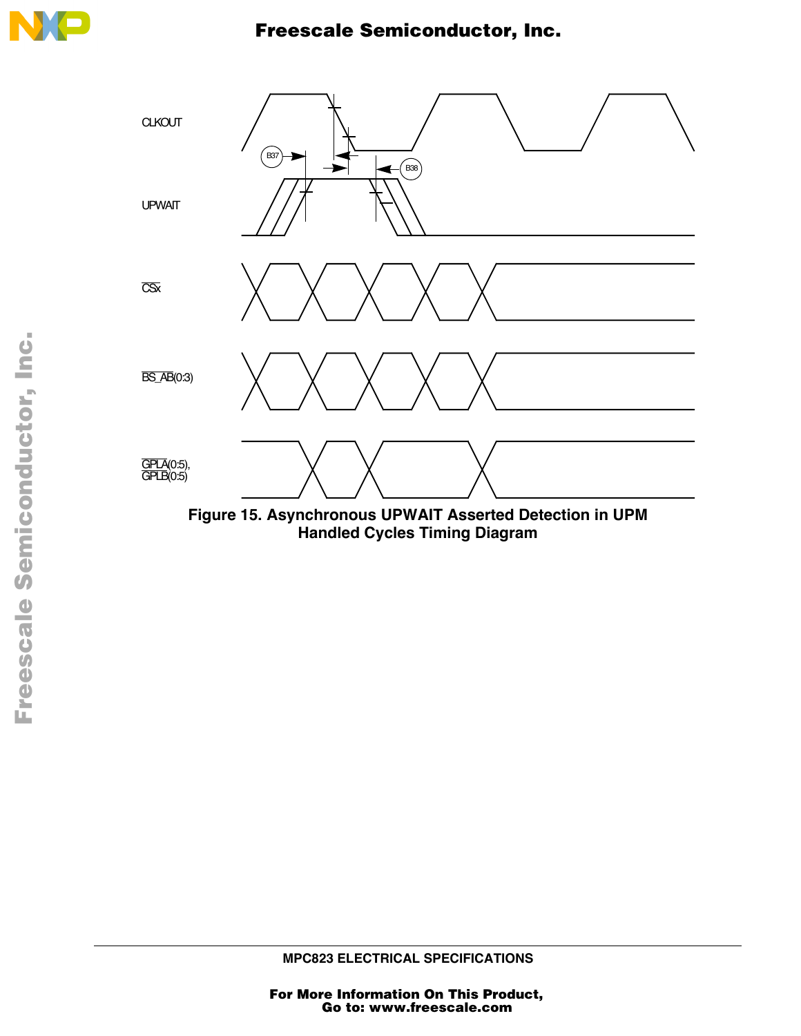Figure 15. Asynchronous UPWAIT Asserted Detection in UPM Handled Cycles Timing Diagram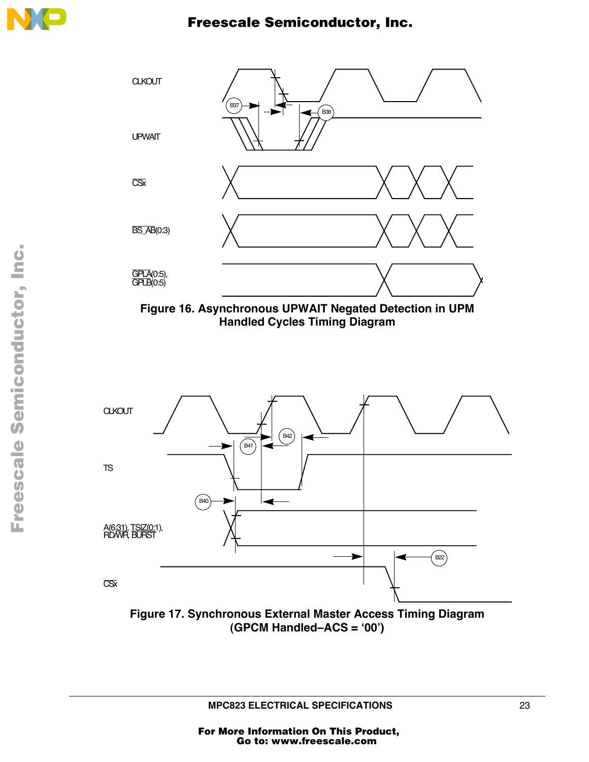Figure 16. Asynchronous UPWAIT Negated Detection in UPM Handled Cycles Timing Diagram

Figure 17. Synchronous External Master Access Timing Diagram (GPCM Handled–ACS = '00')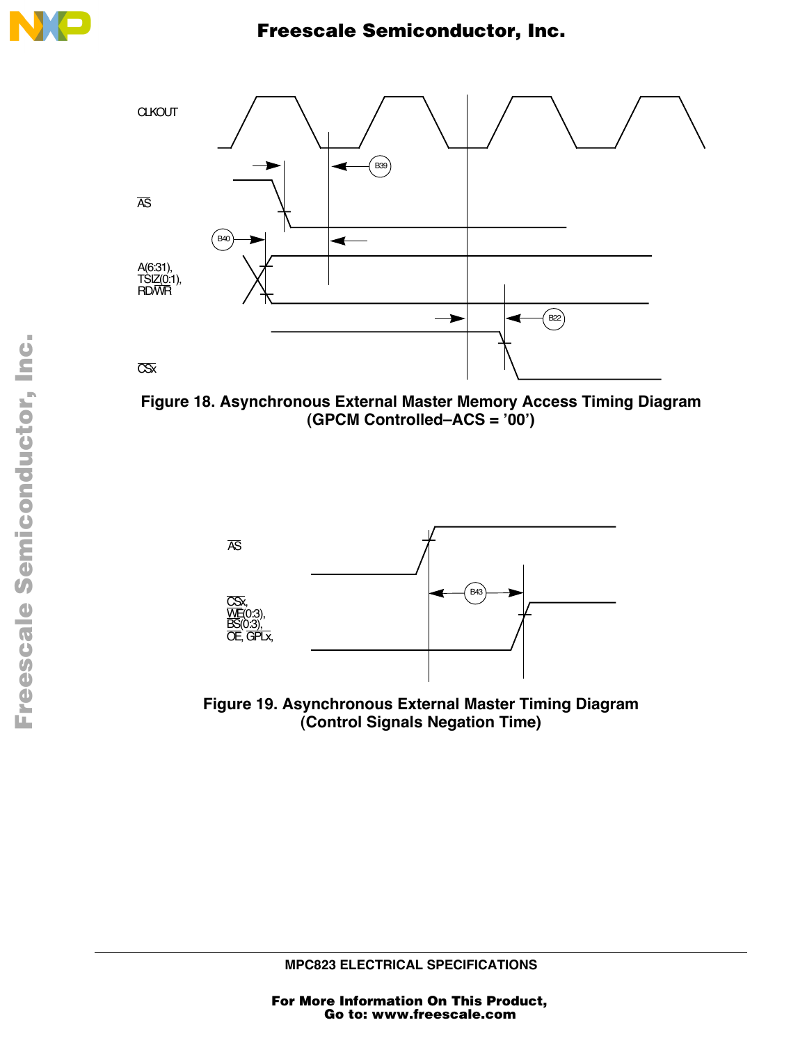Figure 18. Asynchronous External Master Memory Access Timing Diagram (GPCM Controlled–ACS = ’00’)

Figure 19. Asynchronous External Master Timing Diagram (Control Signals Negation Time)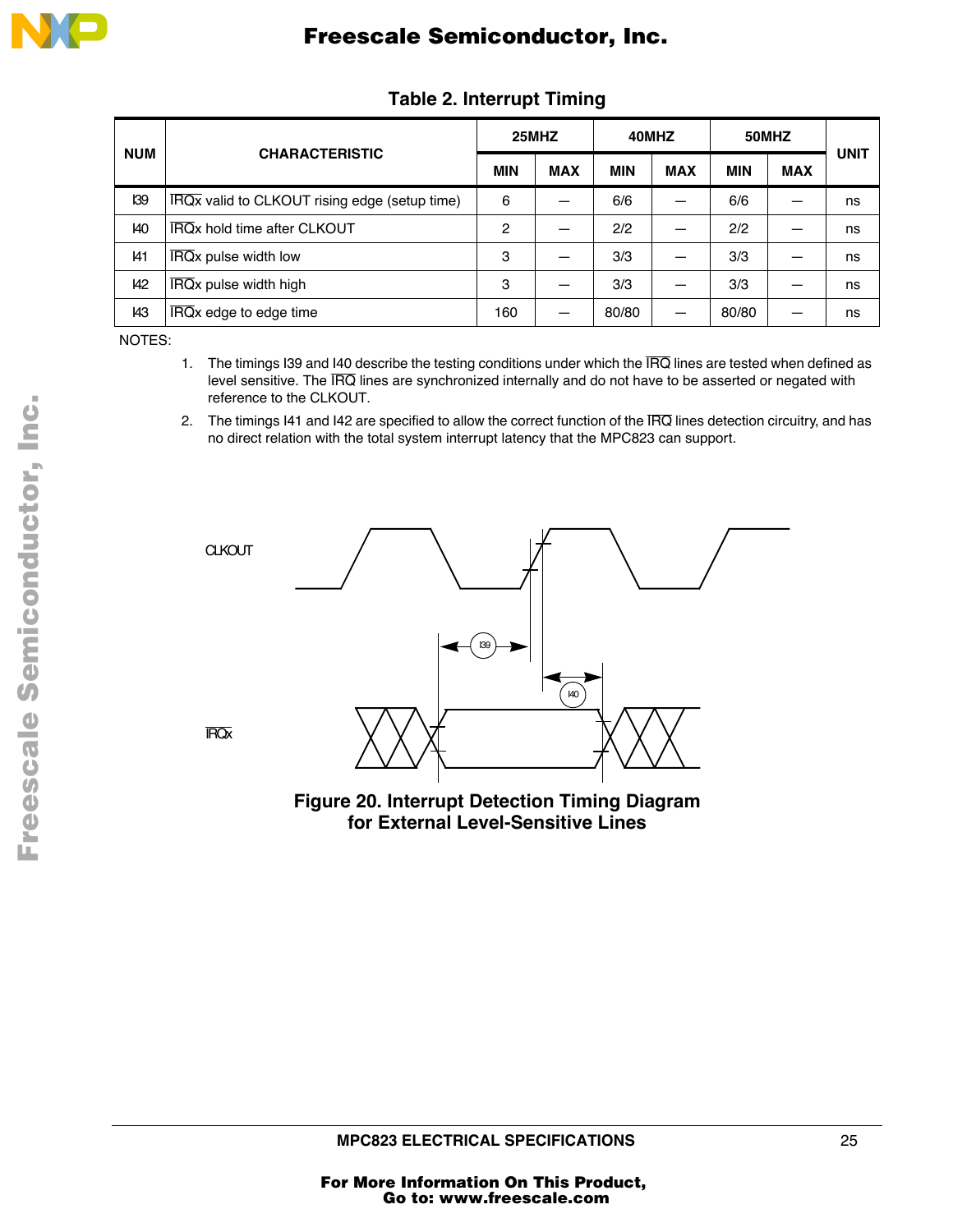**Table 2. Interrupt Timing**

| NUM | CHARACTERISTIC | 25MHZ | | 40MHZ | | 50MHZ | | UNIT |
|---|---|---|---|---|---|---|---|---|
| | | MIN | MAX | MIN | MAX | MIN | MAX | |
| I39 | $\overline{IRQ}$x valid to CLKOUT rising edge (setup time) | 6 | — | 6/6 | — | 6/6 | — | ns |
| I40 | $\overline{IRQ}$x hold time after CLKOUT | 2 | — | 2/2 | — | 2/2 | — | ns |
| I41 | $\overline{IRQ}$x pulse width low | 3 | — | 3/3 | — | 3/3 | — | ns |
| I42 | $\overline{IRQ}$x pulse width high | 3 | — | 3/3 | — | 3/3 | — | ns |
| I43 | $\overline{IRQ}$x edge to edge time | 160 | — | 80/80 | — | 80/80 | — | ns |

NOTES:

1. The timings I39 and I40 describe the testing conditions under which the $\overline{IRQ}$ lines are tested when defined as level sensitive. The $\overline{IRQ}$ lines are synchronized internally and do not have to be asserted or negated with reference to the CLKOUT.
2. The timings I41 and I42 are specified to allow the correct function of the $\overline{IRQ}$ lines detection circuitry, and has no direct relation with the total system interrupt latency that the MPC823 can support.

**Figure 20. Interrupt Detection Timing Diagram for External Level-Sensitive Lines**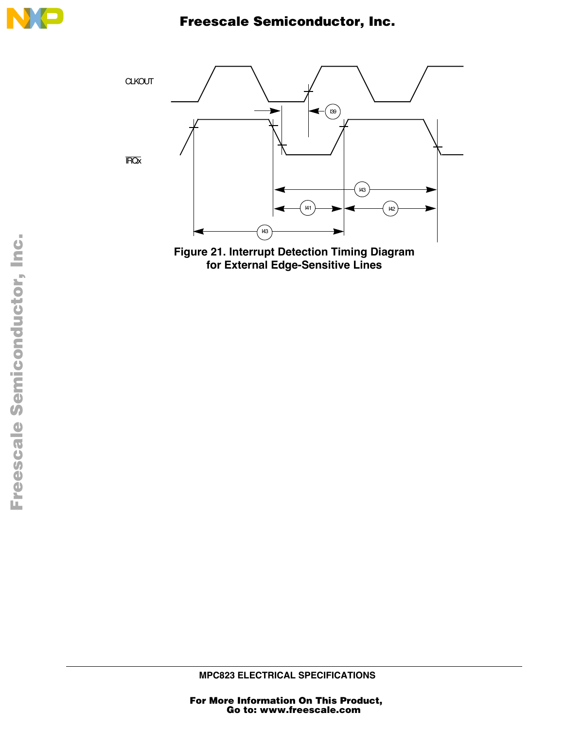Figure 21. Interrupt Detection Timing Diagram for External Edge-Sensitive Lines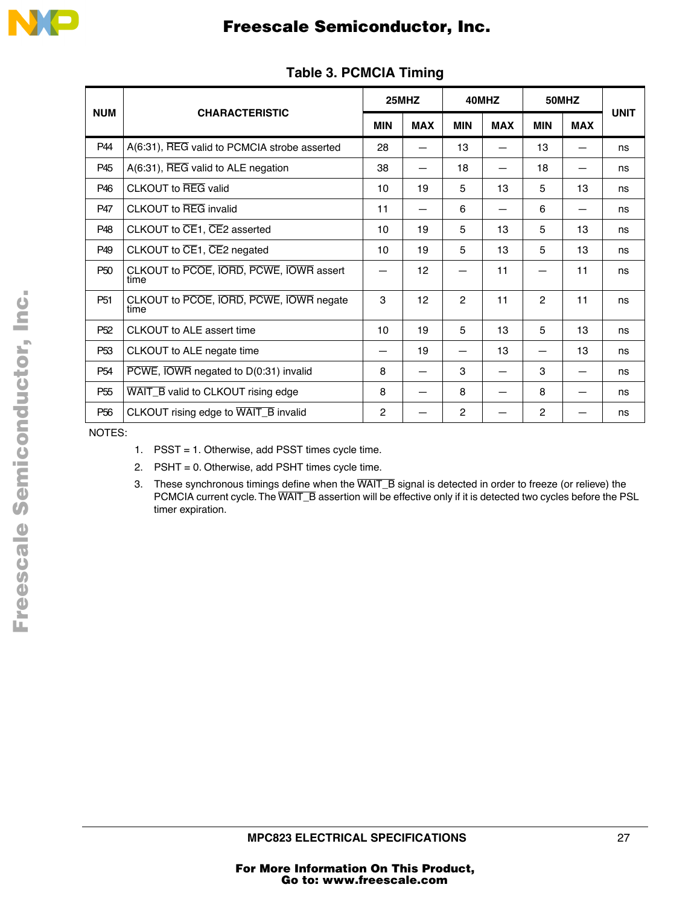## Table 3. PCMCIA Timing

| NUM | CHARACTERISTIC | 25MHZ | | 40MHZ | | 50MHZ | | UNIT |
|---|---|---|---|---|---|---|---|---|
| | | MIN | MAX | MIN | MAX | MIN | MAX | |
| P44 | A(6:31), REG valid to PCMCIA strobe asserted | 28 | — | 13 | — | 13 | — | ns |
| P45 | A(6:31), REG valid to ALE negation | 38 | — | 18 | — | 18 | — | ns |
| P46 | CLKOUT to REG valid | 10 | 19 | 5 | 13 | 5 | 13 | ns |
| P47 | CLKOUT to REG invalid | 11 | — | 6 | — | 6 | — | ns |
| P48 | CLKOUT to CE1, CE2 asserted | 10 | 19 | 5 | 13 | 5 | 13 | ns |
| P49 | CLKOUT to CE1, CE2 negated | 10 | 19 | 5 | 13 | 5 | 13 | ns |
| P50 | CLKOUT to PCOE, IORD, PCWE, IOWR assert time | — | 12 | — | 11 | — | 11 | ns |
| P51 | CLKOUT to PCOE, IORD, PCWE, IOWR negate time | 3 | 12 | 2 | 11 | 2 | 11 | ns |
| P52 | CLKOUT to ALE assert time | 10 | 19 | 5 | 13 | 5 | 13 | ns |
| P53 | CLKOUT to ALE negate time | — | 19 | — | 13 | — | 13 | ns |
| P54 | PCWE, IOWR negated to D(0:31) invalid | 8 | — | 3 | — | 3 | — | ns |
| P55 | WAIT_B valid to CLKOUT rising edge | 8 | — | 8 | — | 8 | — | ns |
| P56 | CLKOUT rising edge to WAIT_B invalid | 2 | — | 2 | — | 2 | — | ns |

NOTES:

1. PSST = 1. Otherwise, add PSST times cycle time.
2. PSHT = 0. Otherwise, add PSHT times cycle time.
3. These synchronous timings define when the WAIT_B signal is detected in order to freeze (or relieve) the PCMCIA current cycle. The WAIT_B assertion will be effective only if it is detected two cycles before the PSL timer expiration.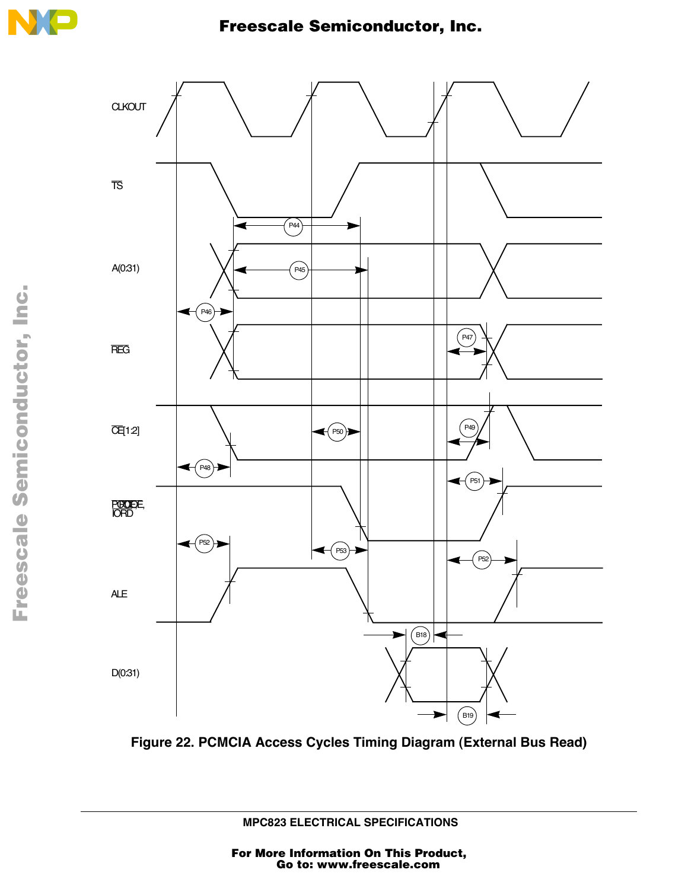Figure 22. PCMCIA Access Cycles Timing Diagram (External Bus Read)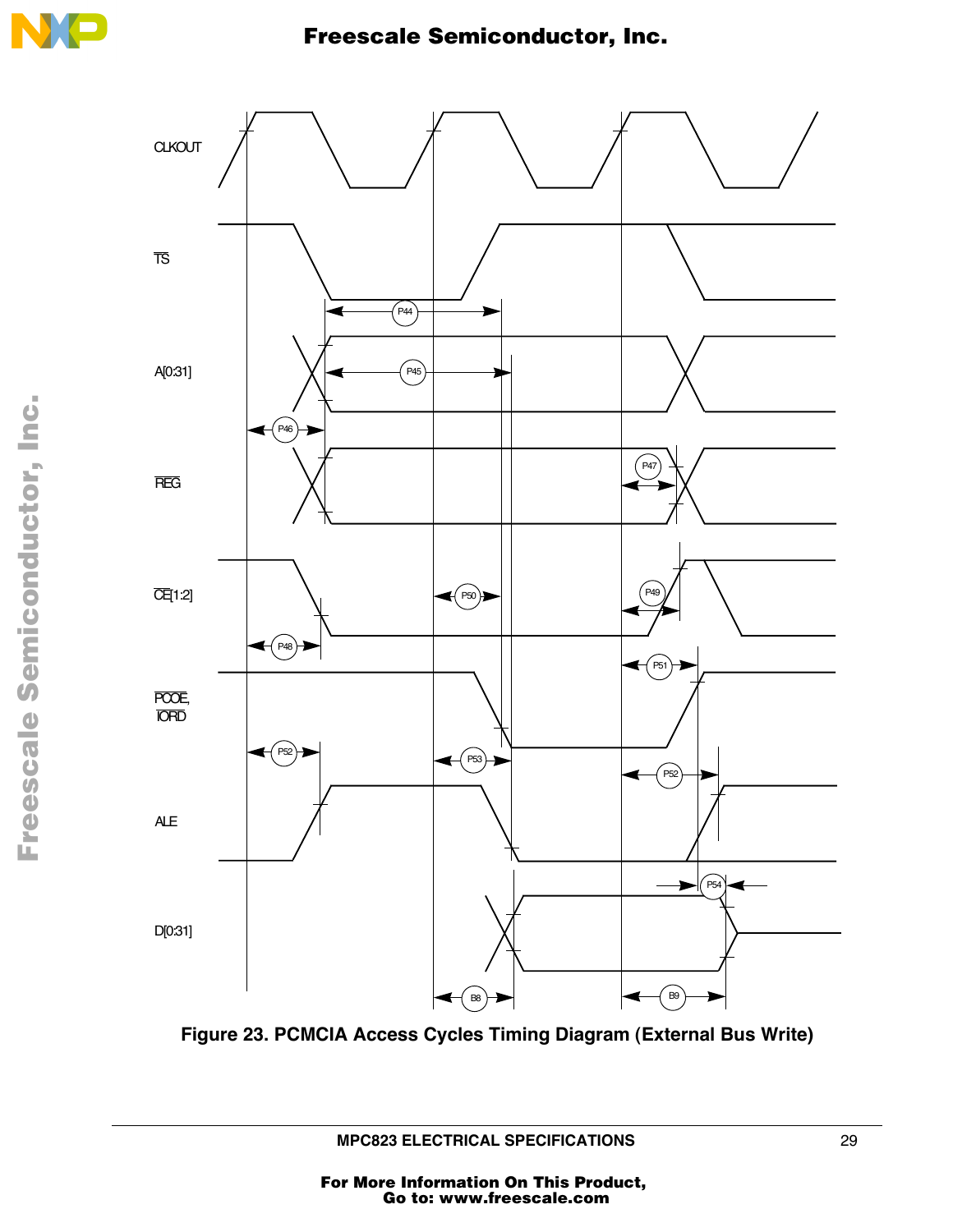Figure 23. PCMCIA Access Cycles Timing Diagram (External Bus Write)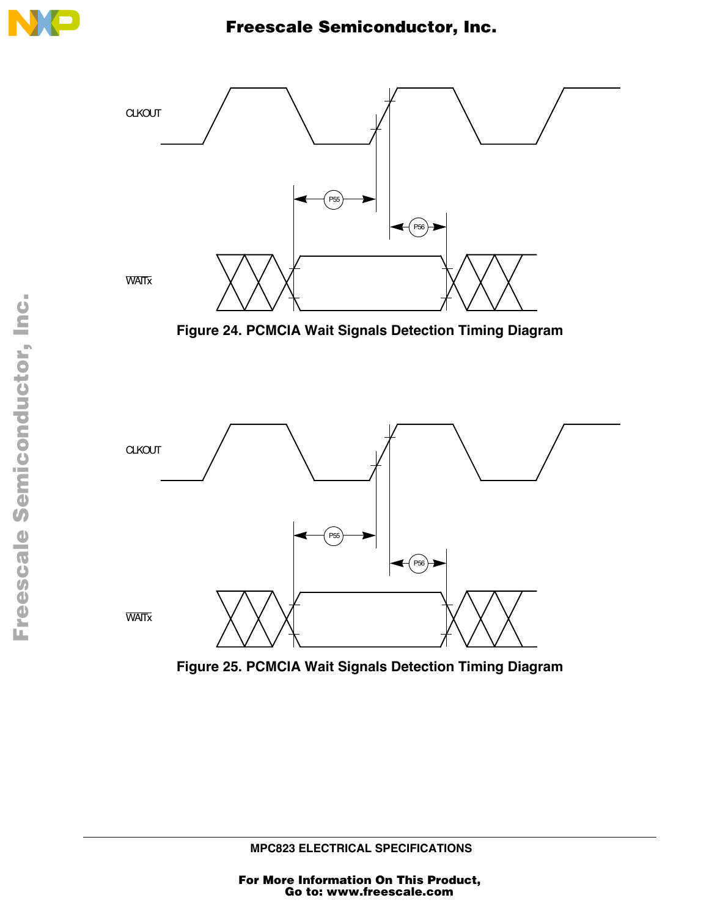Figure 24. PCMCIA Wait Signals Detection Timing Diagram

Figure 25. PCMCIA Wait Signals Detection Timing Diagram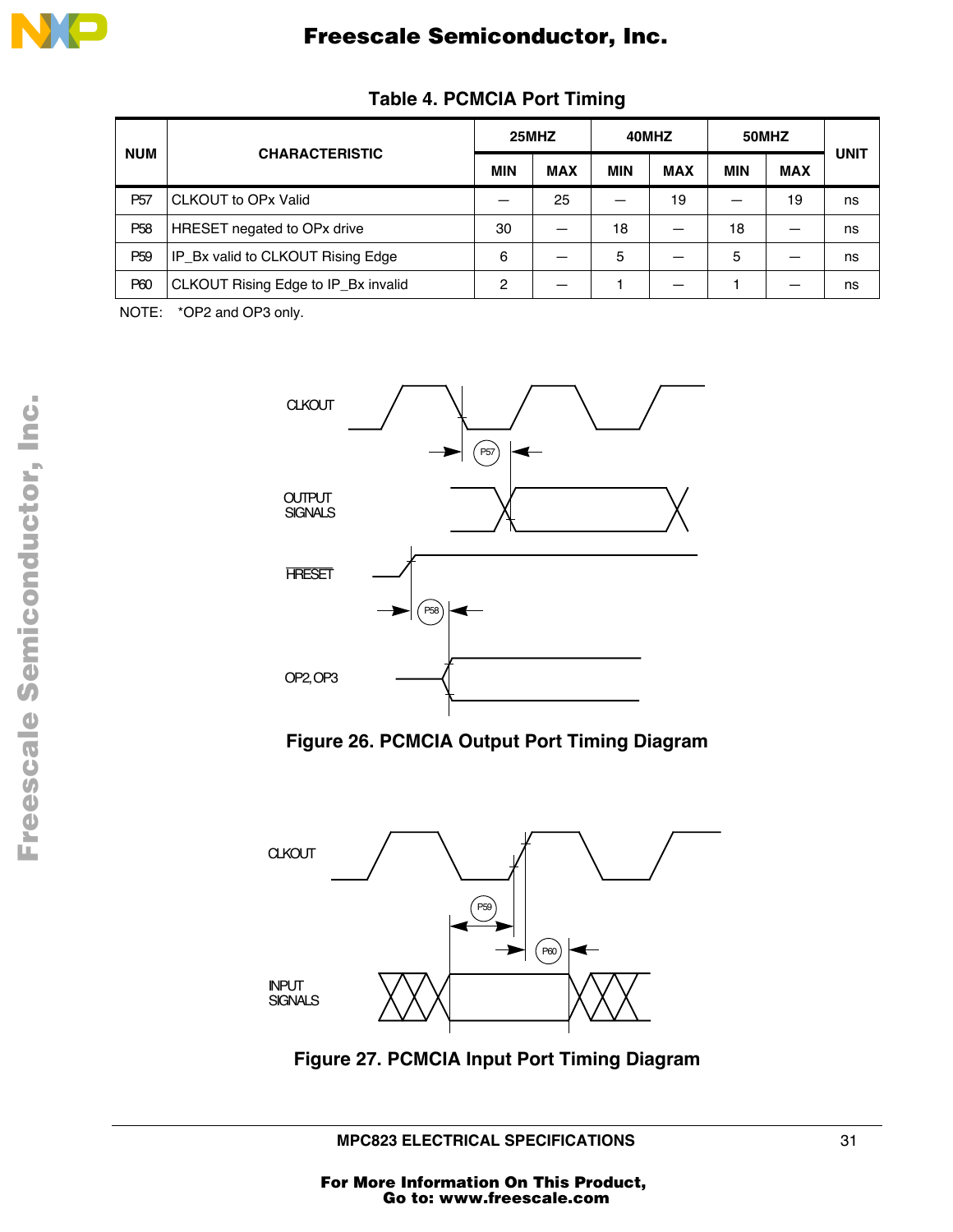**Table 4. PCMCIA Port Timing**

| NUM | CHARACTERISTIC | 25MHZ | | 40MHZ | | 50MHZ | | UNIT |
|---|---|---|---|---|---|---|---|---|
| | | MIN | MAX | MIN | MAX | MIN | MAX | |
| P57 | CLKOUT to OPx Valid | — | 25 | — | 19 | — | 19 | ns |
| P58 | HRESET negated to OPx drive | 30 | — | 18 | — | 18 | — | ns |
| P59 | IP_Bx valid to CLKOUT Rising Edge | 6 | — | 5 | — | 5 | — | ns |
| P60 | CLKOUT Rising Edge to IP_Bx invalid | 2 | — | 1 | — | 1 | — | ns |

NOTE: *OP2 and OP3 only.

CLKOUT

OUTPUT SIGNALS

HRESET

OP2, OP3

P57

P58

**Figure 26. PCMCIA Output Port Timing Diagram**

CLKOUT

INPUT SIGNALS

P59

P60

**Figure 27. PCMCIA Input Port Timing Diagram**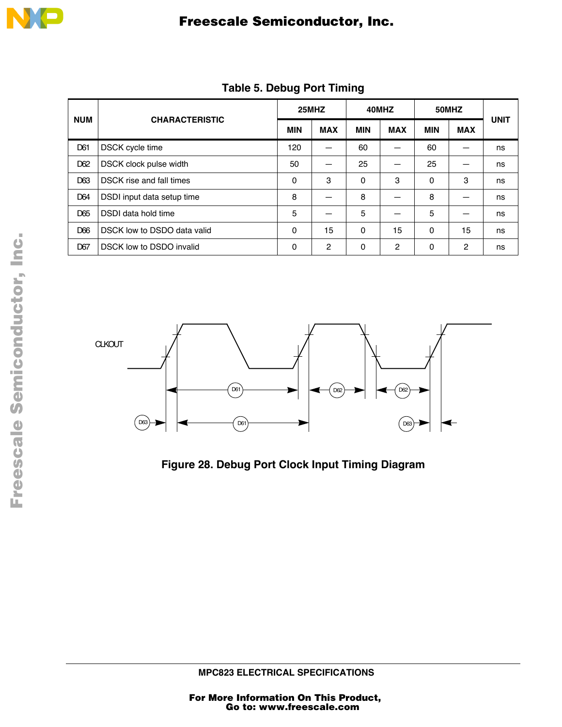**Table 5. Debug Port Timing**

| NUM | CHARACTERISTIC | 25MHZ | | 40MHZ | | 50MHZ | | UNIT |
|---|---|---|---|---|---|---|---|---|
| | | MIN | MAX | MIN | MAX | MIN | MAX | |
| D61 | DSCK cycle time | 120 | — | 60 | — | 60 | — | ns |
| D62 | DSCK clock pulse width | 50 | — | 25 | — | 25 | — | ns |
| D63 | DSCK rise and fall times | 0 | 3 | 0 | 3 | 0 | 3 | ns |
| D64 | DSDI input data setup time | 8 | — | 8 | — | 8 | — | ns |
| D65 | DSDI data hold time | 5 | — | 5 | — | 5 | — | ns |
| D66 | DSCK low to DSDO data valid | 0 | 15 | 0 | 15 | 0 | 15 | ns |
| D67 | DSCK low to DSDO invalid | 0 | 2 | 0 | 2 | 0 | 2 | ns |

**Figure 28. Debug Port Clock Input Timing Diagram**

MPC823 ELECTRICAL SPECIFICATIONS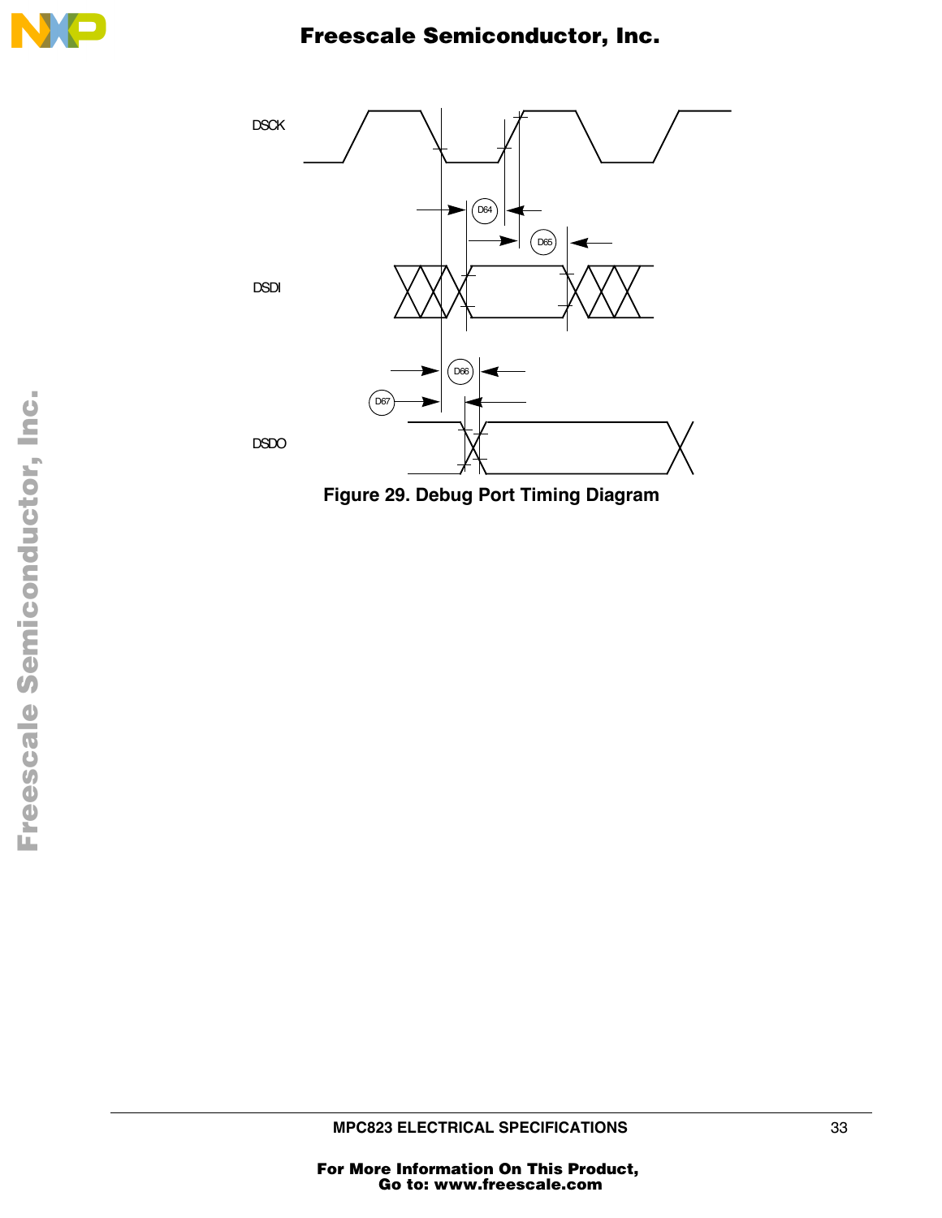DSCK

DSDI

DSDO

D64

D65

D66

D67

**Figure 29. Debug Port Timing Diagram**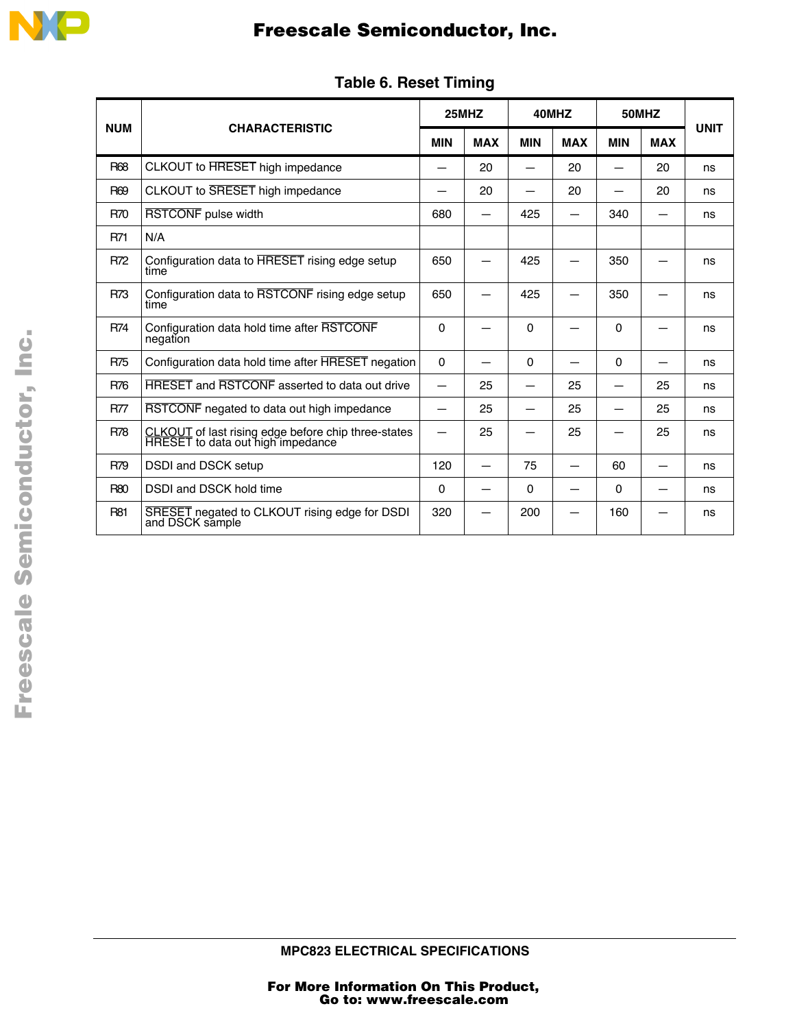**Table 6. Reset Timing**

| NUM | CHARACTERISTIC | 25MHZ | | 40MHZ | | 50MHZ | | UNIT |
|---|---|---|---|---|---|---|---|---|
| | | MIN | MAX | MIN | MAX | MIN | MAX | |
| R68 | CLKOUT to HRESET high impedance | — | 20 | — | 20 | — | 20 | ns |
| R69 | CLKOUT to SRESET high impedance | — | 20 | — | 20 | — | 20 | ns |
| R70 | RSTCONF pulse width | 680 | — | 425 | — | 340 | — | ns |
| R71 | N/A | | | | | | | |
| R72 | Configuration data to HRESET rising edge setup time | 650 | — | 425 | — | 350 | — | ns |
| R73 | Configuration data to RSTCONF rising edge setup time | 650 | — | 425 | — | 350 | — | ns |
| R74 | Configuration data hold time after RSTCONF negation | 0 | — | 0 | — | 0 | — | ns |
| R75 | Configuration data hold time after HRESET negation | 0 | — | 0 | — | 0 | — | ns |
| R76 | HRESET and RSTCONF asserted to data out drive | — | 25 | — | 25 | — | 25 | ns |
| R77 | RSTCONF negated to data out high impedance | — | 25 | — | 25 | — | 25 | ns |
| R78 | CLKOUT of last rising edge before chip three-states HRESET to data out high impedance | — | 25 | — | 25 | — | 25 | ns |
| R79 | DSDI and DSCK setup | 120 | — | 75 | — | 60 | — | ns |
| R80 | DSDI and DSCK hold time | 0 | — | 0 | — | 0 | — | ns |
| R81 | SRESET negated to CLKOUT rising edge for DSDI and DSCK sample | 320 | — | 200 | — | 160 | — | ns |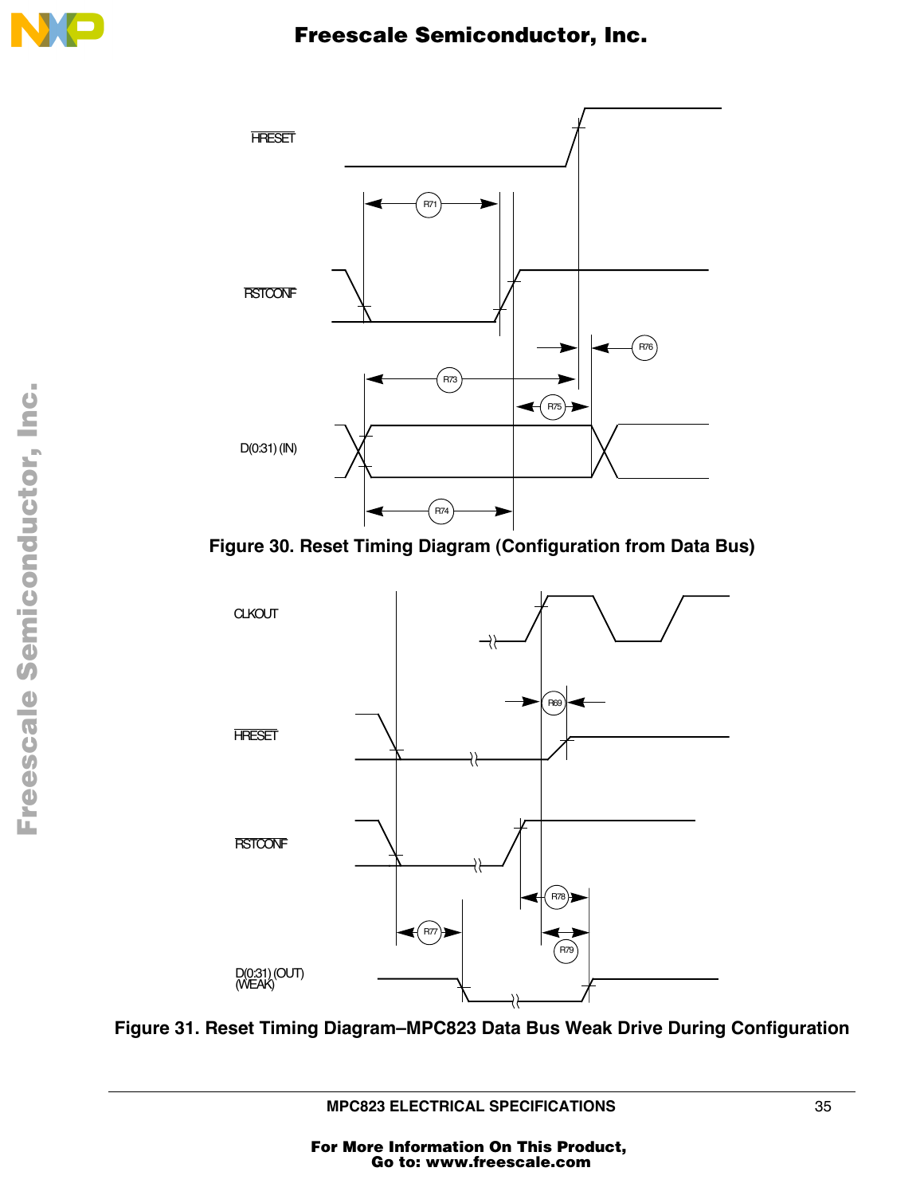Figure 30. Reset Timing Diagram (Configuration from Data Bus)

Figure 31. Reset Timing Diagram–MPC823 Data Bus Weak Drive During Configuration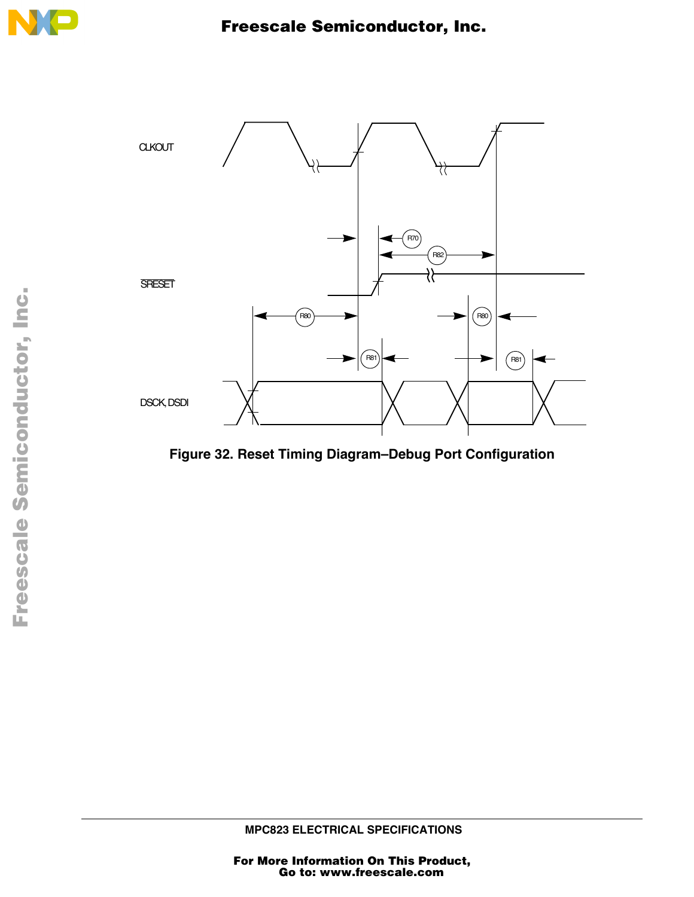Figure 32. Reset Timing Diagram–Debug Port Configuration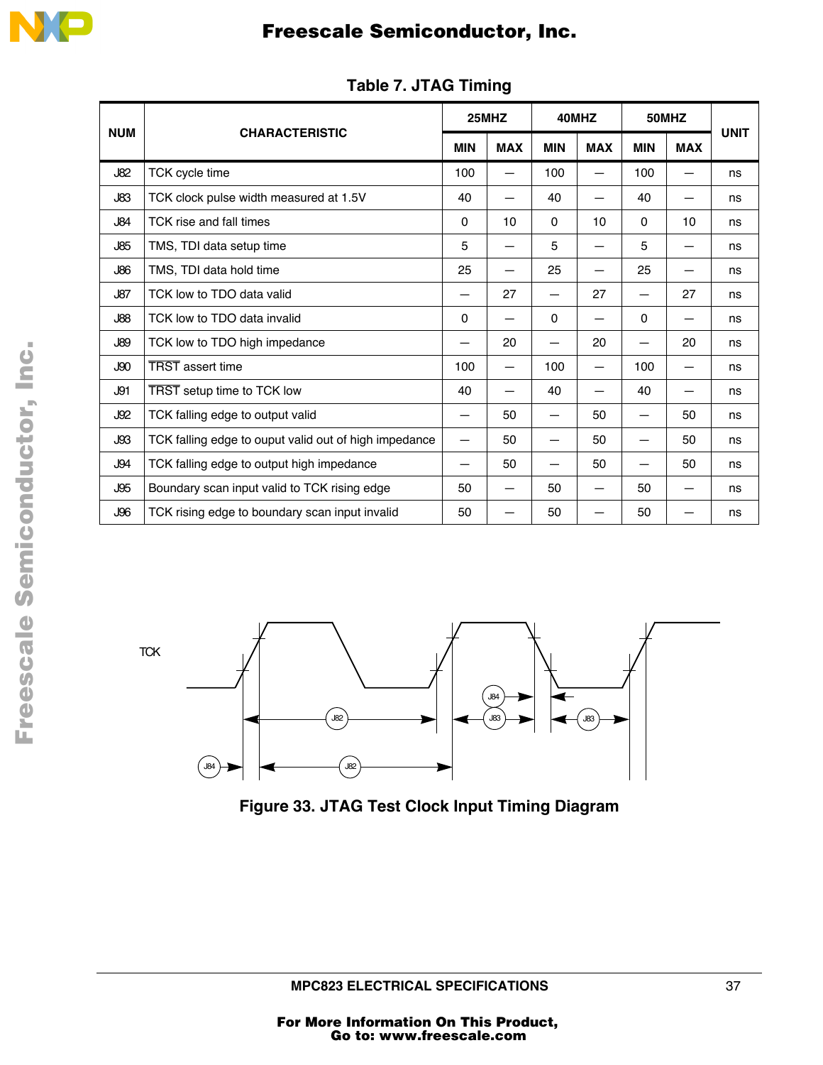**Table 7. JTAG Timing**

| NUM | CHARACTERISTIC | 25MHZ | | 40MHZ | | 50MHZ | | UNIT |
|---|---|---|---|---|---|---|---|---|
| | | MIN | MAX | MIN | MAX | MIN | MAX | |
| J82 | TCK cycle time | 100 | — | 100 | — | 100 | — | ns |
| J83 | TCK clock pulse width measured at 1.5V | 40 | — | 40 | — | 40 | — | ns |
| J84 | TCK rise and fall times | 0 | 10 | 0 | 10 | 0 | 10 | ns |
| J85 | TMS, TDI data setup time | 5 | — | 5 | — | 5 | — | ns |
| J86 | TMS, TDI data hold time | 25 | — | 25 | — | 25 | — | ns |
| J87 | TCK low to TDO data valid | — | 27 | — | 27 | — | 27 | ns |
| J88 | TCK low to TDO data invalid | 0 | — | 0 | — | 0 | — | ns |
| J89 | TCK low to TDO high impedance | — | 20 | — | 20 | — | 20 | ns |
| J90 | $\overline{\text{TRST}}$ assert time | 100 | — | 100 | — | 100 | — | ns |
| J91 | $\overline{\text{TRST}}$ setup time to TCK low | 40 | — | 40 | — | 40 | — | ns |
| J92 | TCK falling edge to output valid | — | 50 | — | 50 | — | 50 | ns |
| J93 | TCK falling edge to ouput valid out of high impedance | — | 50 | — | 50 | — | 50 | ns |
| J94 | TCK falling edge to output high impedance | — | 50 | — | 50 | — | 50 | ns |
| J95 | Boundary scan input valid to TCK rising edge | 50 | — | 50 | — | 50 | — | ns |
| J96 | TCK rising edge to boundary scan input invalid | 50 | — | 50 | — | 50 | — | ns |

**Figure 33. JTAG Test Clock Input Timing Diagram**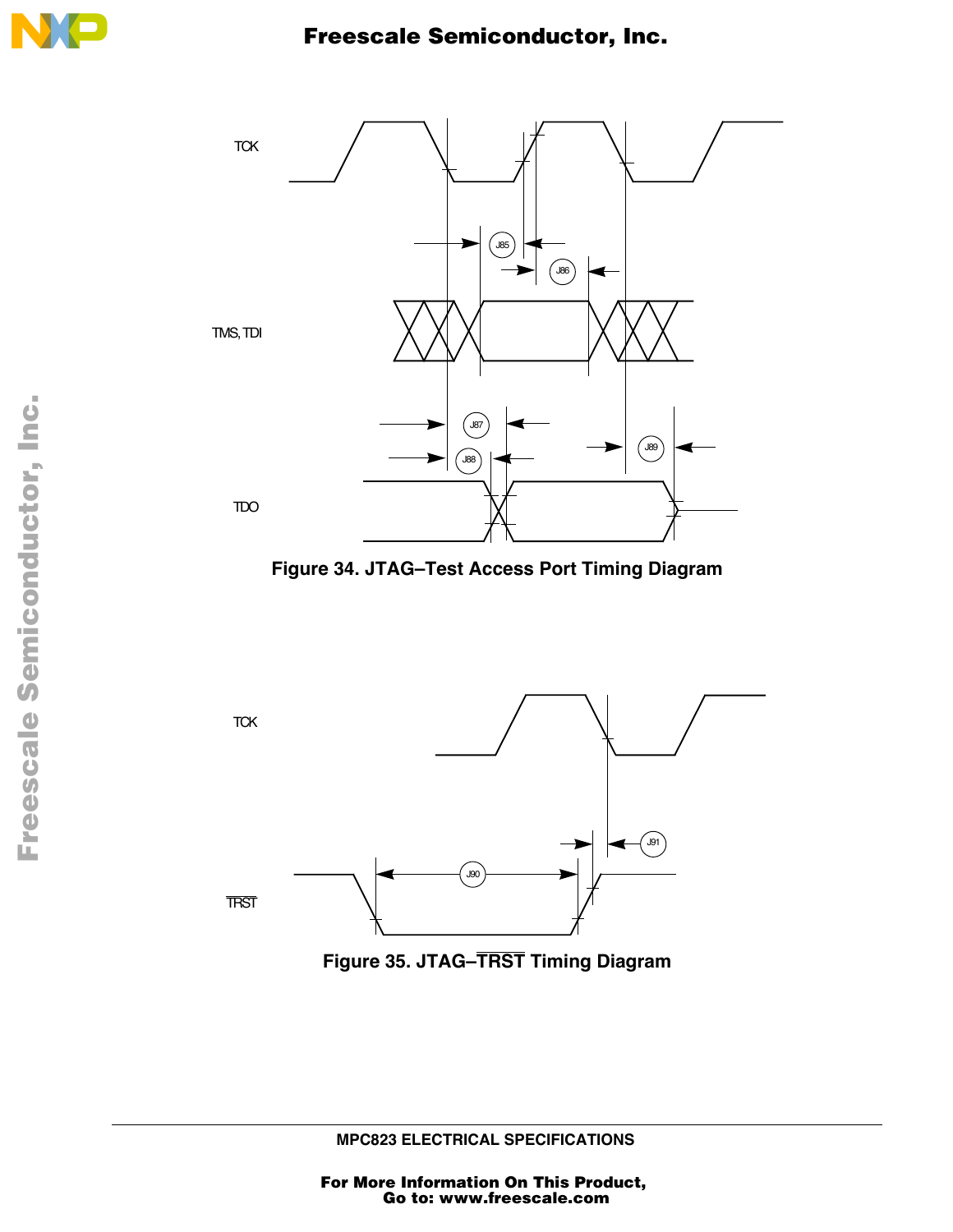Figure 34. JTAG–Test Access Port Timing Diagram

Figure 35. JTAG–$\overline{TRST}$ Timing Diagram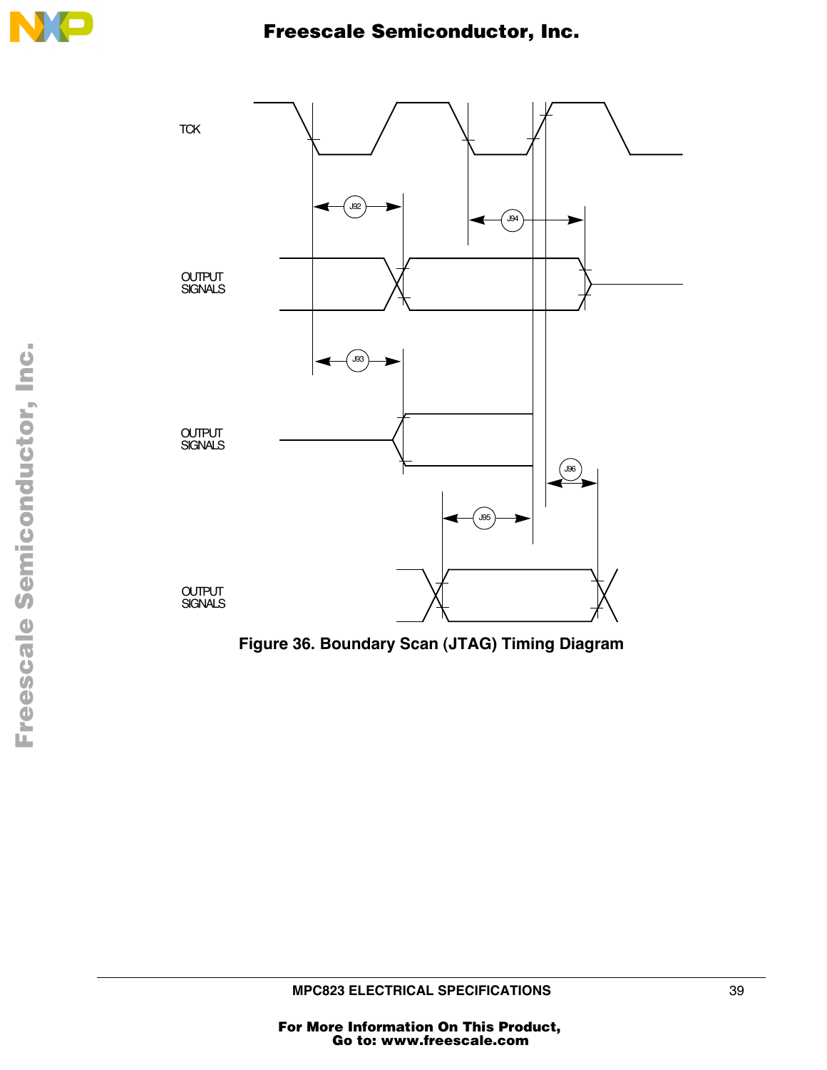TCK

J92

J94

OUTPUT SIGNALS

J93

OUTPUT SIGNALS

J96

J95

OUTPUT SIGNALS

**Figure 36. Boundary Scan (JTAG) Timing Diagram**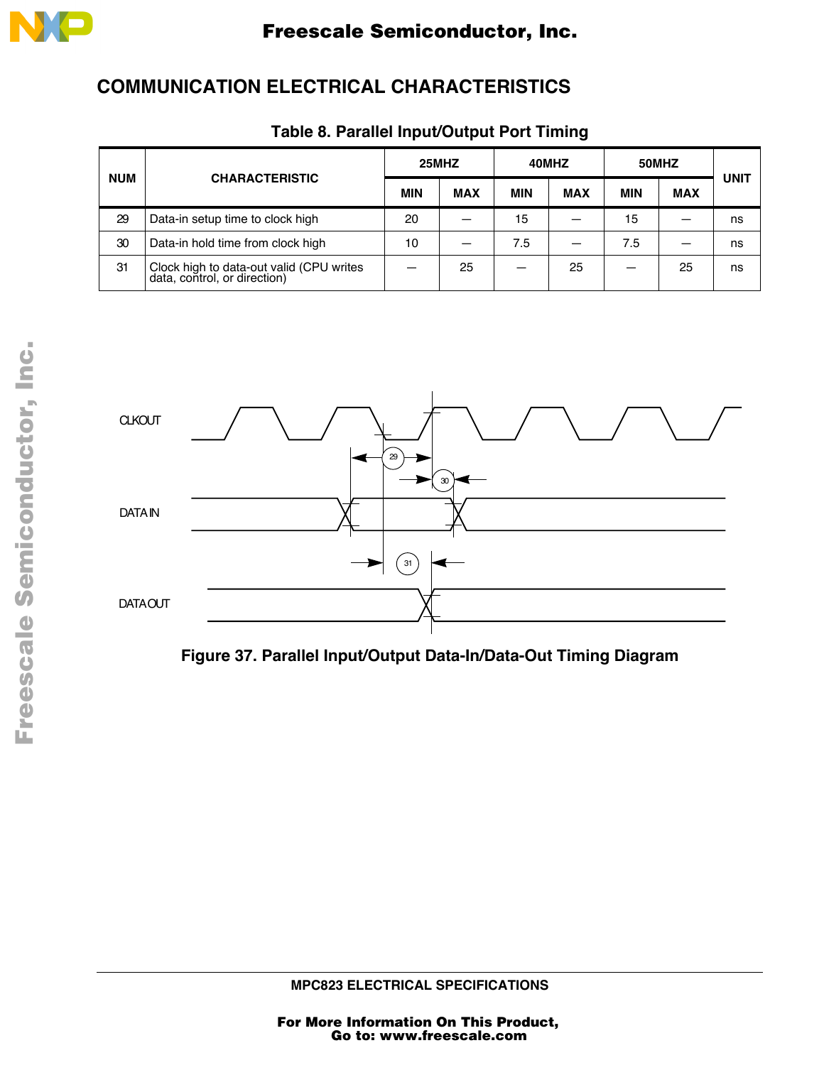## COMMUNICATION ELECTRICAL CHARACTERISTICS

**Table 8. Parallel Input/Output Port Timing**

| NUM | CHARACTERISTIC | 25MHZ | | 40MHZ | | 50MHZ | | UNIT |
|---|---|---|---|---|---|---|---|---|
| | | MIN | MAX | MIN | MAX | MIN | MAX | |
| 29 | Data-in setup time to clock high | 20 | — | 15 | — | 15 | — | ns |
| 30 | Data-in hold time from clock high | 10 | — | 7.5 | — | 7.5 | — | ns |
| 31 | Clock high to data-out valid (CPU writes data, control, or direction) | — | 25 | — | 25 | — | 25 | ns |

CLKOUT

DATA IN

DATA OUT

**Figure 37. Parallel Input/Output Data-In/Data-Out Timing Diagram**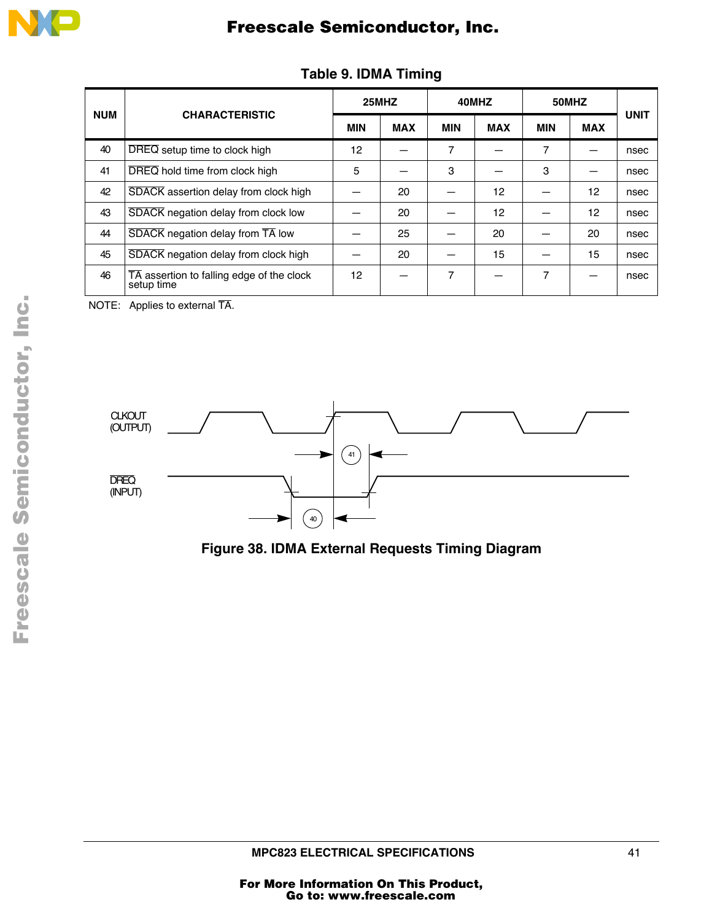### Table 9. IDMA Timing

| NUM | CHARACTERISTIC | 25MHZ | | 40MHZ | | 50MHZ | | UNIT |
|---|---|---|---|---|---|---|---|---|
| | | MIN | MAX | MIN | MAX | MIN | MAX | |
| 40 | DREQ setup time to clock high | 12 | — | 7 | — | 7 | — | nsec |
| 41 | DREQ hold time from clock high | 5 | — | 3 | — | 3 | — | nsec |
| 42 | SDACK assertion delay from clock high | — | 20 | — | 12 | — | 12 | nsec |
| 43 | SDACK negation delay from clock low | — | 20 | — | 12 | — | 12 | nsec |
| 44 | SDACK negation delay from TA low | — | 25 | — | 20 | — | 20 | nsec |
| 45 | SDACK negation delay from clock high | — | 20 | — | 15 | — | 15 | nsec |
| 46 | TA assertion to falling edge of the clock setup time | 12 | — | 7 | — | 7 | — | nsec |

NOTE: Applies to external TA.

CLKOUT (OUTPUT)

DREQ (INPUT)

41

40

**Figure 38. IDMA External Requests Timing Diagram**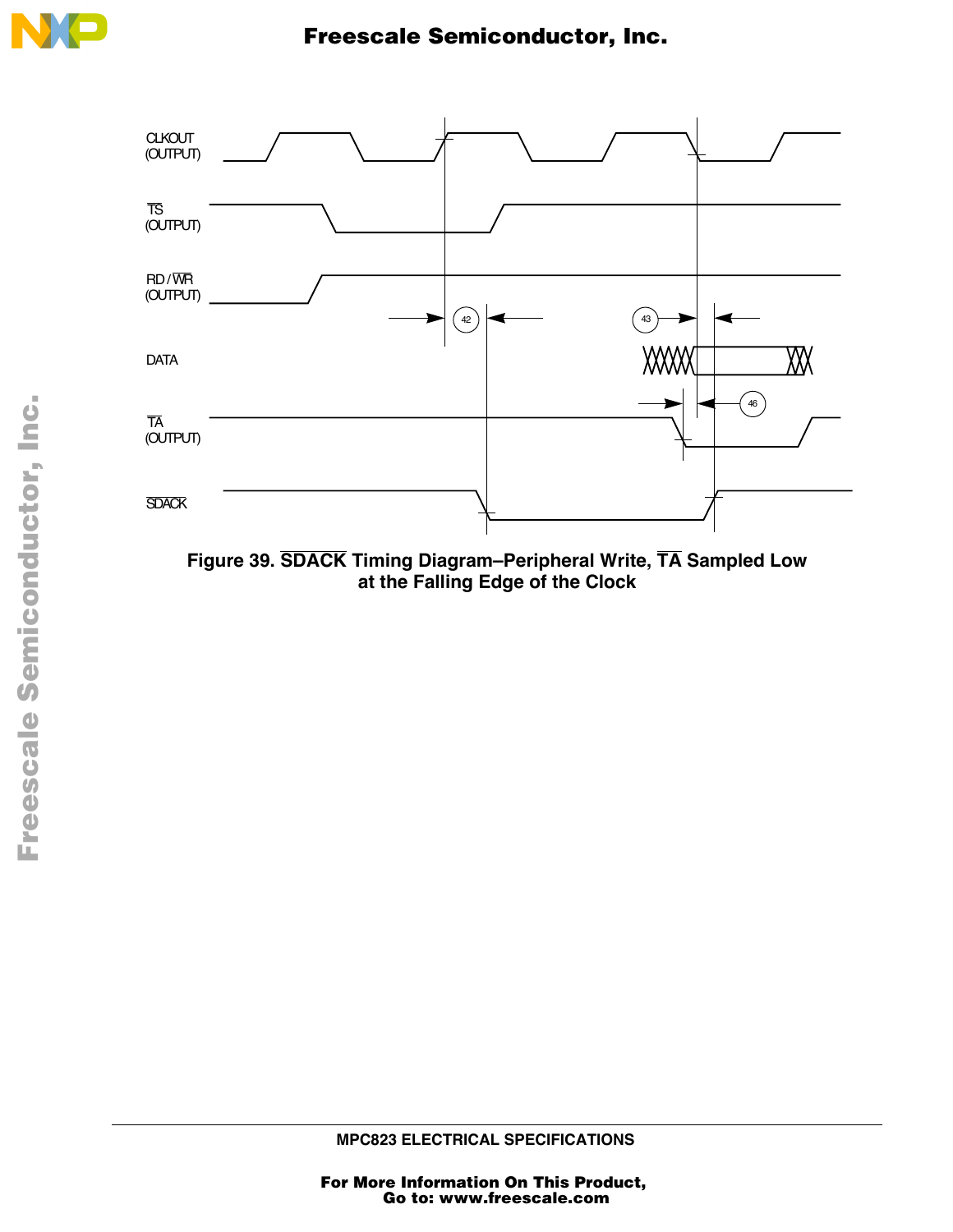Figure 39. $\overline{\text{SDACK}}$ Timing Diagram–Peripheral Write, $\overline{\text{TA}}$ Sampled Low at the Falling Edge of the Clock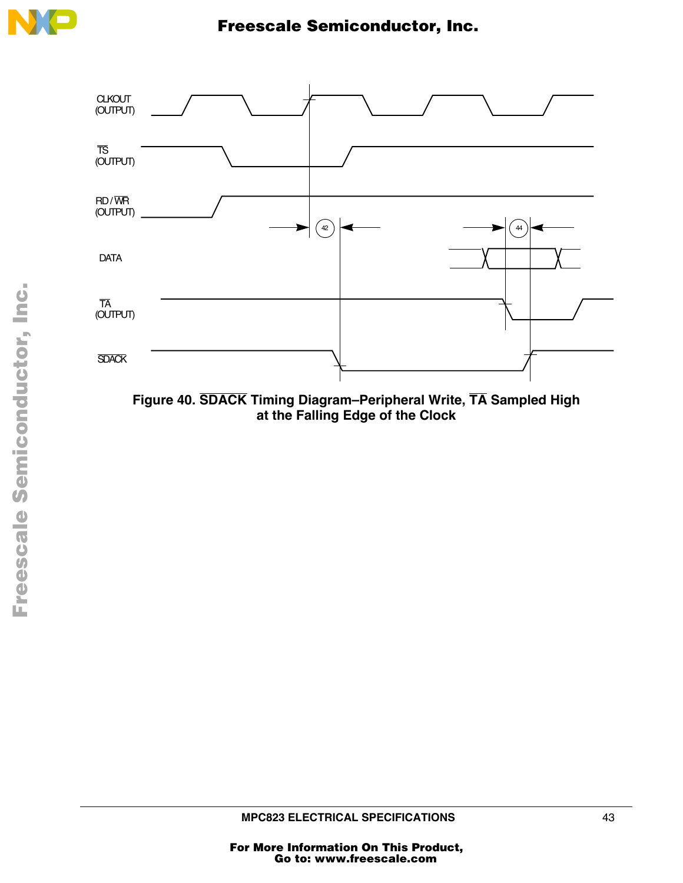CLKOUT (OUTPUT)

TS (OUTPUT)

RD / WR (OUTPUT)

42

44

DATA

TA (OUTPUT)

SDACK

Figure 40. SDACK Timing Diagram–Peripheral Write, TA Sampled High at the Falling Edge of the Clock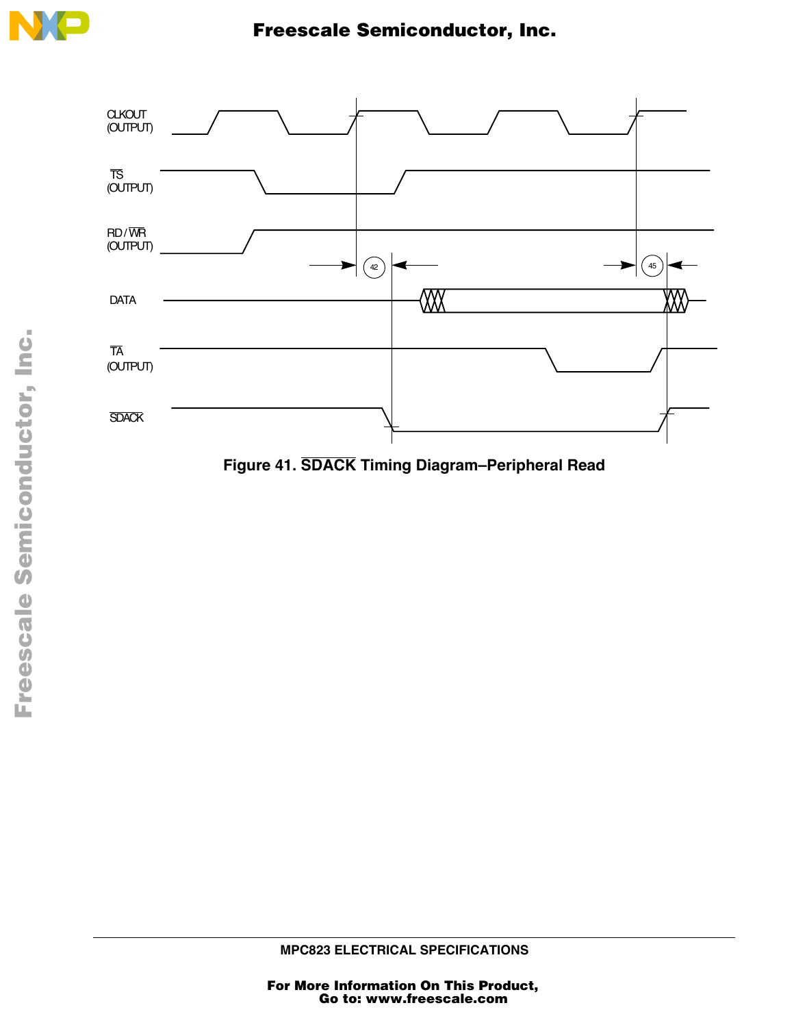Figure 41. $\overline{\text{SDACK}}$ Timing Diagram–Peripheral Read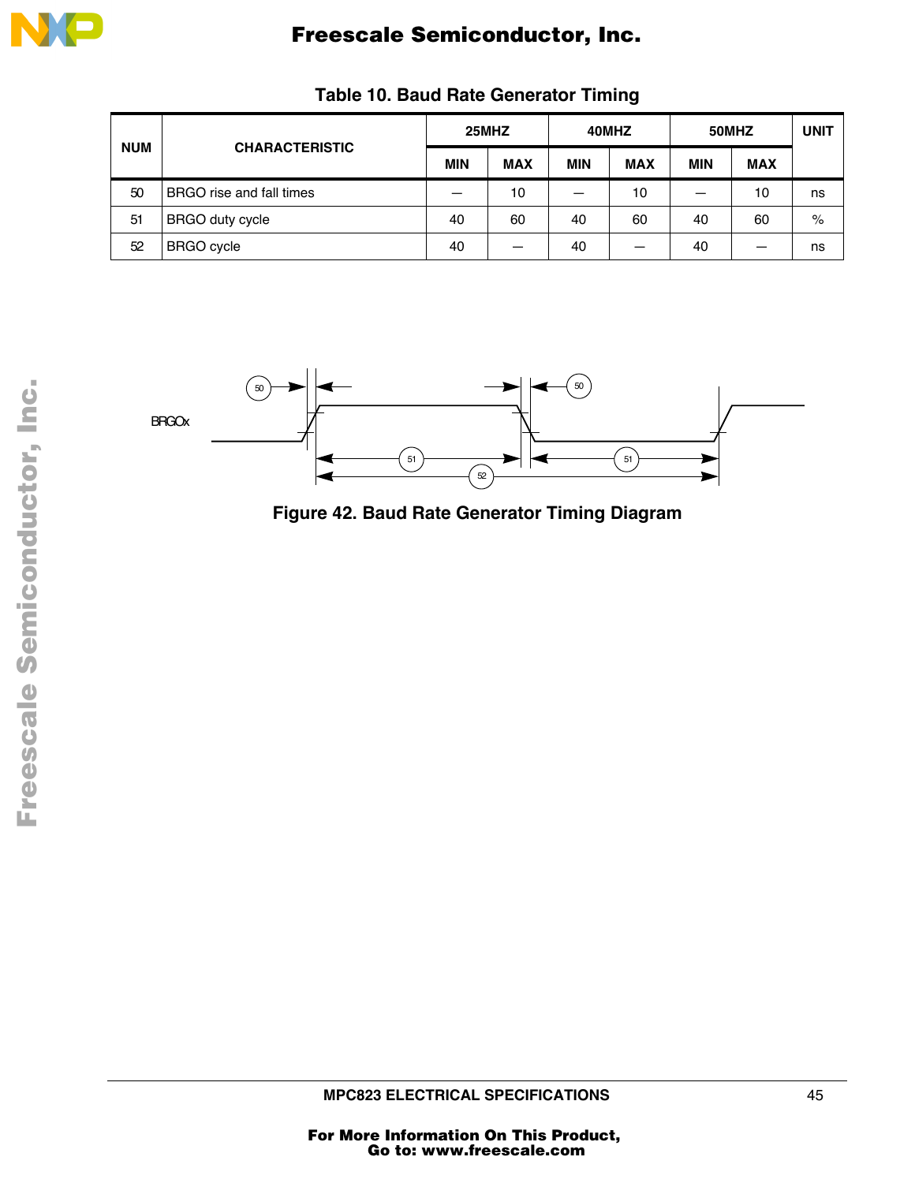**Table 10. Baud Rate Generator Timing**

| NUM | CHARACTERISTIC | 25MHZ | | 40MHZ | | 50MHZ | | UNIT |
|---|---|---|---|---|---|---|---|---|
| | | MIN | MAX | MIN | MAX | MIN | MAX | |
| 50 | BRGO rise and fall times | — | 10 | — | 10 | — | 10 | ns |
| 51 | BRGO duty cycle | 40 | 60 | 40 | 60 | 40 | 60 | % |
| 52 | BRGO cycle | 40 | — | 40 | — | 40 | — | ns |

**Figure 42. Baud Rate Generator Timing Diagram**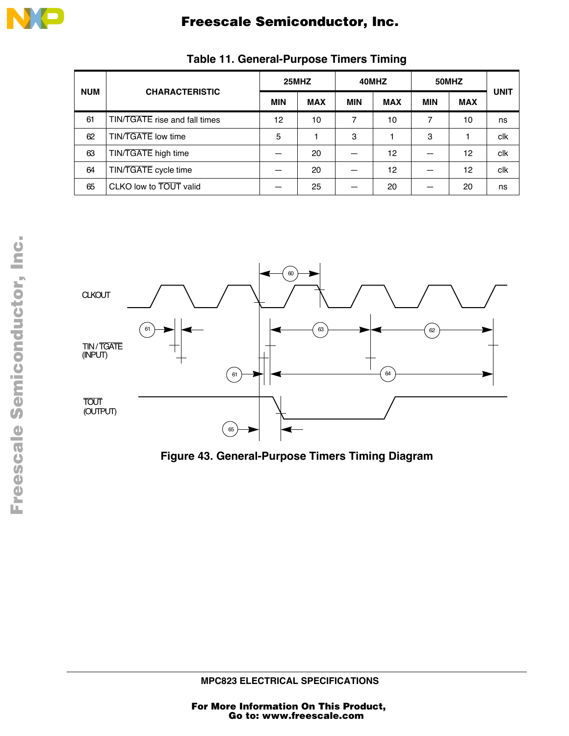**Table 11. General-Purpose Timers Timing**

| NUM | CHARACTERISTIC | 25MHZ | | 40MHZ | | 50MHZ | | UNIT |
|---|---|---|---|---|---|---|---|---|
| | | MIN | MAX | MIN | MAX | MIN | MAX | |
| 61 | TIN/$\overline{\text{TGATE}}$ rise and fall times | 12 | 10 | 7 | 10 | 7 | 10 | ns |
| 62 | TIN/$\overline{\text{TGATE}}$ low time | 5 | 1 | 3 | 1 | 3 | 1 | clk |
| 63 | TIN/$\overline{\text{TGATE}}$ high time | — | 20 | — | 12 | — | 12 | clk |
| 64 | TIN/$\overline{\text{TGATE}}$ cycle time | — | 20 | — | 12 | — | 12 | clk |
| 65 | CLKO low to $\overline{\text{TOUT}}$ valid | — | 25 | — | 20 | — | 20 | ns |

Figure 43. General-Purpose Timers Timing Diagram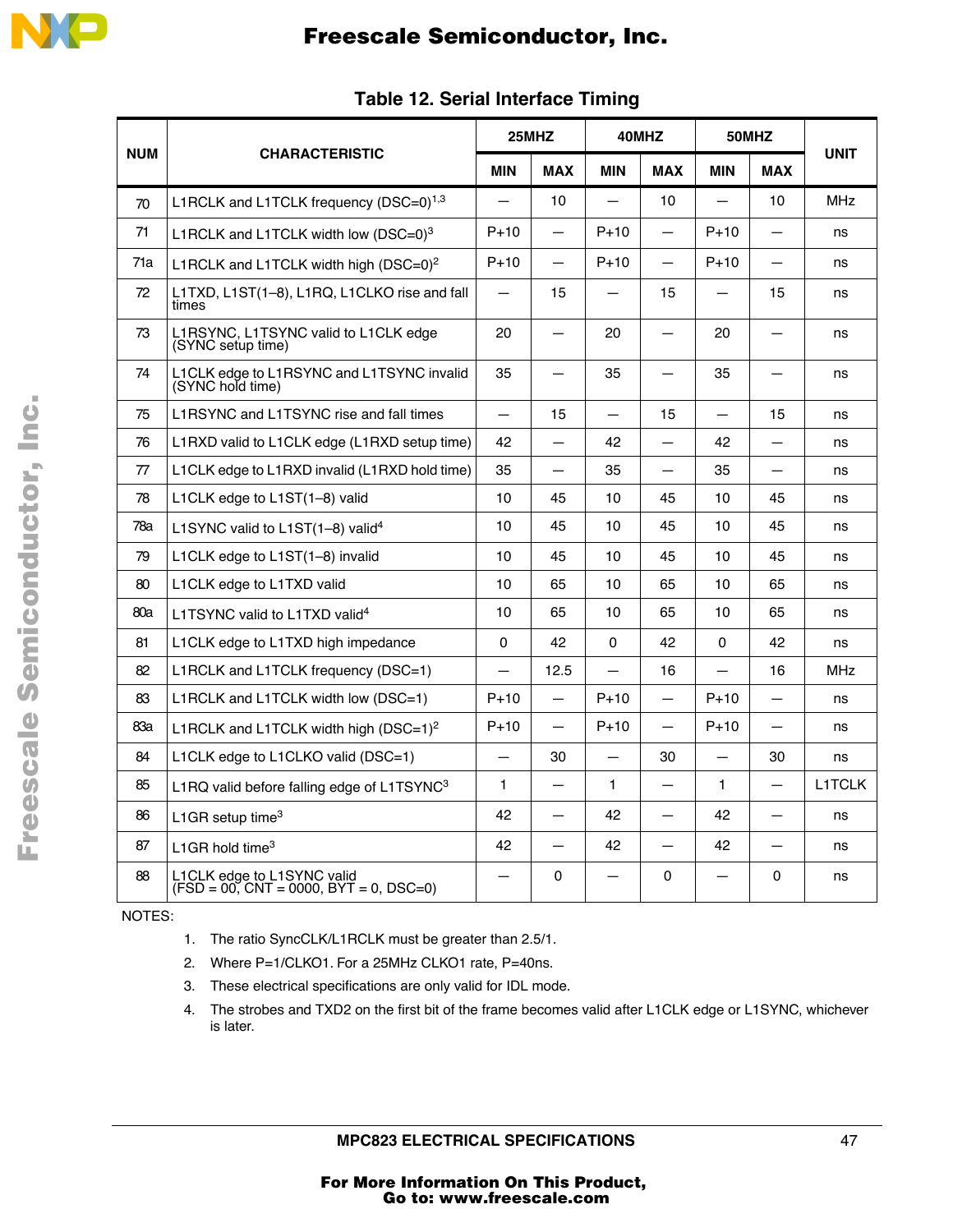**Table 12. Serial Interface Timing**

| NUM | CHARACTERISTIC | 25MHZ | | 40MHZ | | 50MHZ | | UNIT |
|---|---|---|---|---|---|---|---|---|
| | | MIN | MAX | MIN | MAX | MIN | MAX | |
| 70 | L1RCLK and L1TCLK frequency (DSC=0)[1,3] | — | 10 | — | 10 | — | 10 | MHz |
| 71 | L1RCLK and L1TCLK width low (DSC=0)[3] | P+10 | — | P+10 | — | P+10 | — | ns |
| 71a | L1RCLK and L1TCLK width high (DSC=0)[2] | P+10 | — | P+10 | — | P+10 | — | ns |
| 72 | L1TXD, L1ST(1–8), L1RQ, L1CLKO rise and fall times | — | 15 | — | 15 | — | 15 | ns |
| 73 | L1RSYNC, L1TSYNC valid to L1CLK edge (SYNC setup time) | 20 | — | 20 | — | 20 | — | ns |
| 74 | L1CLK edge to L1RSYNC and L1TSYNC invalid (SYNC hold time) | 35 | — | 35 | — | 35 | — | ns |
| 75 | L1RSYNC and L1TSYNC rise and fall times | — | 15 | — | 15 | — | 15 | ns |
| 76 | L1RXD valid to L1CLK edge (L1RXD setup time) | 42 | — | 42 | — | 42 | — | ns |
| 77 | L1CLK edge to L1RXD invalid (L1RXD hold time) | 35 | — | 35 | — | 35 | — | ns |
| 78 | L1CLK edge to L1ST(1–8) valid | 10 | 45 | 10 | 45 | 10 | 45 | ns |
| 78a | L1SYNC valid to L1ST(1–8) valid[4] | 10 | 45 | 10 | 45 | 10 | 45 | ns |
| 79 | L1CLK edge to L1ST(1–8) invalid | 10 | 45 | 10 | 45 | 10 | 45 | ns |
| 80 | L1CLK edge to L1TXD valid | 10 | 65 | 10 | 65 | 10 | 65 | ns |
| 80a | L1TSYNC valid to L1TXD valid[4] | 10 | 65 | 10 | 65 | 10 | 65 | ns |
| 81 | L1CLK edge to L1TXD high impedance | 0 | 42 | 0 | 42 | 0 | 42 | ns |
| 82 | L1RCLK and L1TCLK frequency (DSC=1) | — | 12.5 | — | 16 | — | 16 | MHz |
| 83 | L1RCLK and L1TCLK width low (DSC=1) | P+10 | — | P+10 | — | P+10 | — | ns |
| 83a | L1RCLK and L1TCLK width high (DSC=1)[2] | P+10 | — | P+10 | — | P+10 | — | ns |
| 84 | L1CLK edge to L1CLKO valid (DSC=1) | — | 30 | — | 30 | — | 30 | ns |
| 85 | L1RQ valid before falling edge of L1TSYNC[3] | 1 | — | 1 | — | 1 | — | L1TCLK |
| 86 | L1GR setup time[3] | 42 | — | 42 | — | 42 | — | ns |
| 87 | L1GR hold time[3] | 42 | — | 42 | — | 42 | — | ns |
| 88 | L1CLK edge to L1SYNC valid (FSD = 00, CNT = 0000, BYT = 0, DSC=0) | — | 0 | — | 0 | — | 0 | ns |

NOTES:

1. The ratio SyncCLK/L1RCLK must be greater than 2.5/1.
2. Where P=1/CLKO1. For a 25MHZ CLKO1 rate, P=40ns.
3. These electrical specifications are only valid for IDL mode.
4. The strobes and TXD2 on the first bit of the frame becomes valid after L1CLK edge or L1SYNC, whichever is later.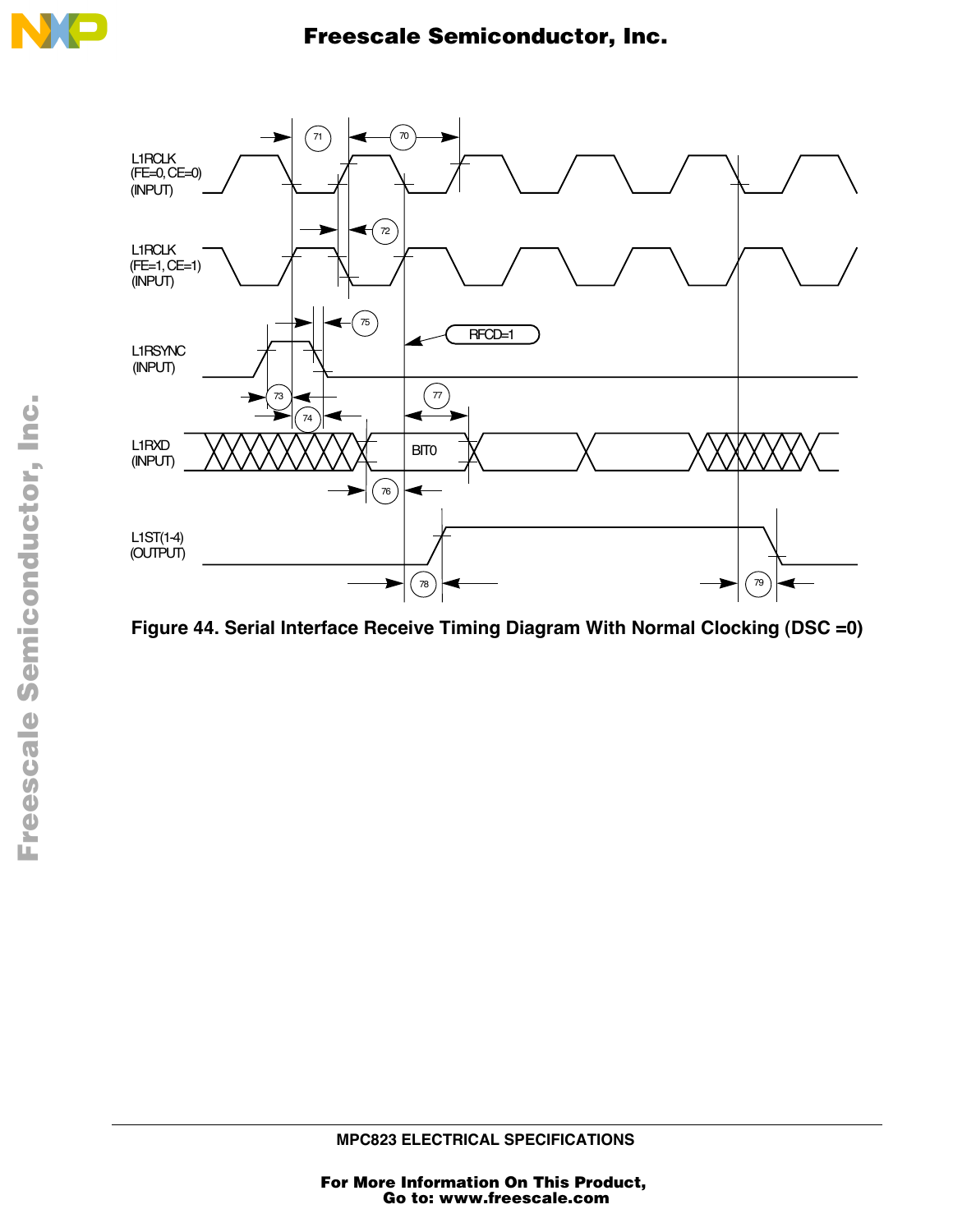Figure 44. Serial Interface Receive Timing Diagram With Normal Clocking (DSC =0)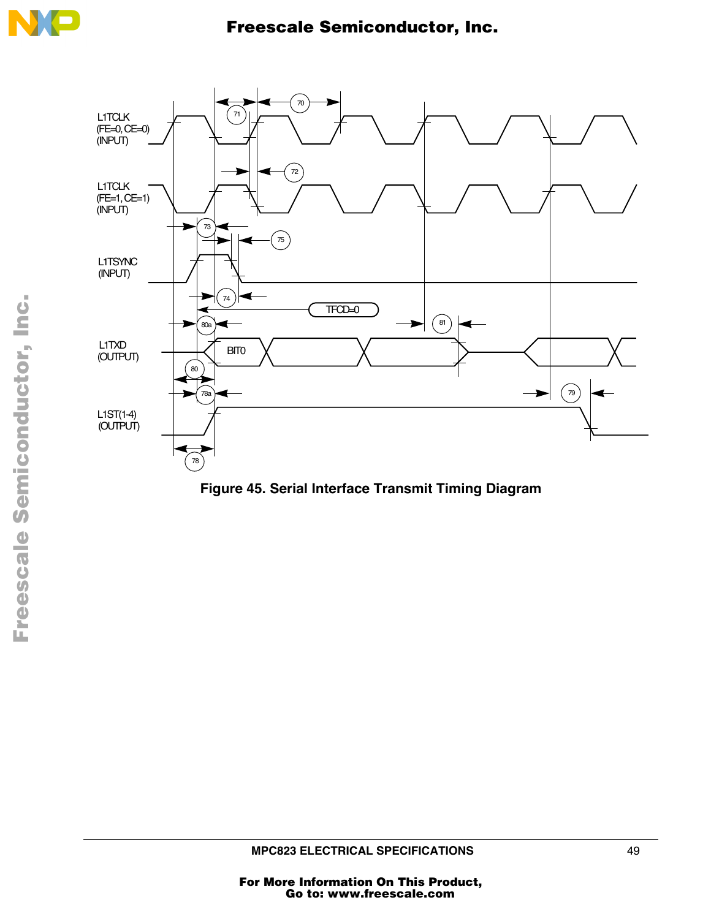Figure 45. Serial Interface Transmit Timing Diagram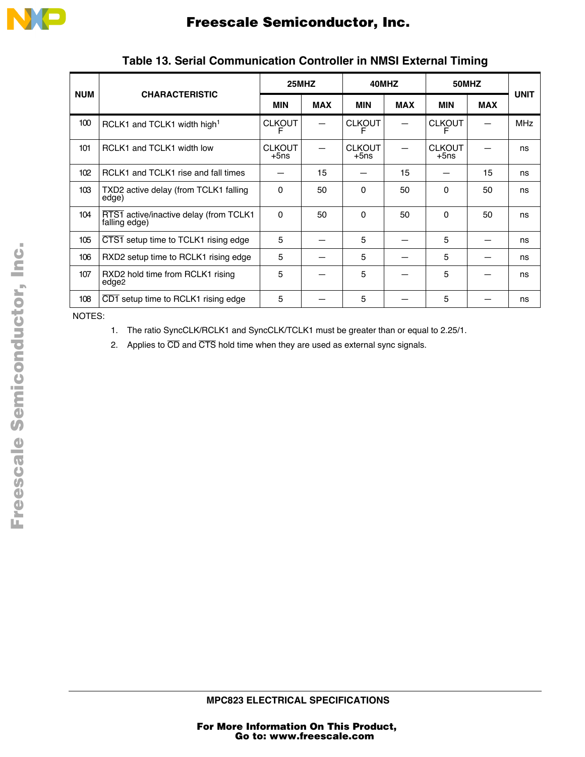**Table 13. Serial Communication Controller in NMSI External Timing**

| NUM | CHARACTERISTIC | 25MHZ | | 40MHZ | | 50MHZ | | UNIT |
|---|---|---|---|---|---|---|---|---|
| | | MIN | MAX | MIN | MAX | MIN | MAX | |
| 100 | RCLK1 and TCLK1 width high[1] | CLKOUT F | — | CLKOUT F | — | CLKOUT F | — | MHz |
| 101 | RCLK1 and TCLK1 width low | CLKOUT +5ns | — | CLKOUT +5ns | — | CLKOUT +5ns | — | ns |
| 102 | RCLK1 and TCLK1 rise and fall times | — | 15 | — | 15 | — | 15 | ns |
| 103 | TXD2 active delay (from TCLK1 falling edge) | 0 | 50 | 0 | 50 | 0 | 50 | ns |
| 104 | $\overline{\text{RTS1}}$ active/inactive delay (from TCLK1 falling edge) | 0 | 50 | 0 | 50 | 0 | 50 | ns |
| 105 | $\overline{\text{CTS1}}$ setup time to TCLK1 rising edge | 5 | — | 5 | — | 5 | — | ns |
| 106 | RXD2 setup time to RCLK1 rising edge | 5 | — | 5 | — | 5 | — | ns |
| 107 | RXD2 hold time from RCLK1 rising edge2 | 5 | — | 5 | — | 5 | — | ns |
| 108 | $\overline{\text{CD1}}$ setup time to RCLK1 rising edge | 5 | — | 5 | — | 5 | — | ns |

NOTES:

1. The ratio SyncCLK/RCLK1 and SyncCLK/TCLK1 must be greater than or equal to 2.25/1.
2. Applies to $\overline{\text{CD}}$ and $\overline{\text{CTS}}$ hold time when they are used as external sync signals.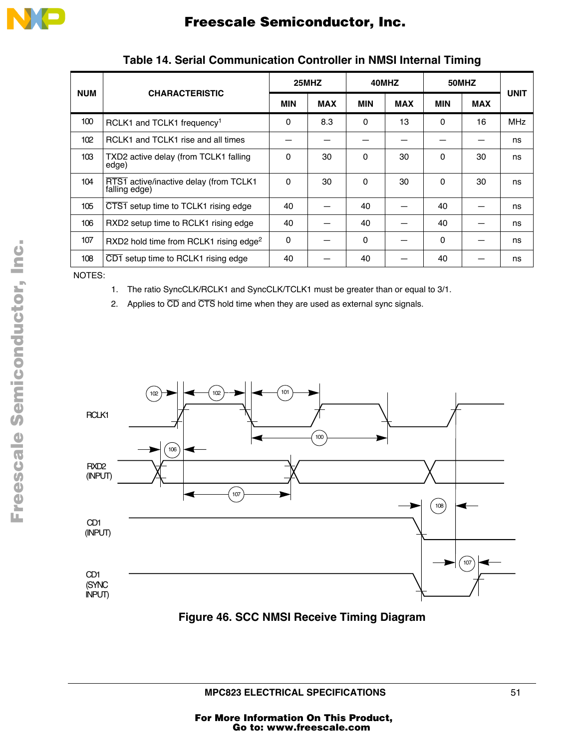### Table 14. Serial Communication Controller in NMSI Internal Timing

| NUM | CHARACTERISTIC | 25MHZ | | 40MHZ | | 50MHZ | | UNIT |
|---|---|---|---|---|---|---|---|---|
| | | MIN | MAX | MIN | MAX | MIN | MAX | |
| 100 | RCLK1 and TCLK1 frequency[1] | 0 | 8.3 | 0 | 13 | 0 | 16 | MHz |
| 102 | RCLK1 and TCLK1 rise and all times | — | — | — | — | — | — | ns |
| 103 | TXD2 active delay (from TCLK1 falling edge) | 0 | 30 | 0 | 30 | 0 | 30 | ns |
| 104 | $\overline{RTS1}$ active/inactive delay (from TCLK1 falling edge) | 0 | 30 | 0 | 30 | 0 | 30 | ns |
| 105 | $\overline{CTS1}$ setup time to TCLK1 rising edge | 40 | — | 40 | — | 40 | — | ns |
| 106 | RXD2 setup time to RCLK1 rising edge | 40 | — | 40 | — | 40 | — | ns |
| 107 | RXD2 hold time from RCLK1 rising edge[2] | 0 | — | 0 | — | 0 | — | ns |
| 108 | $\overline{CD1}$ setup time to RCLK1 rising edge | 40 | — | 40 | — | 40 | — | ns |

NOTES:

1. The ratio SyncCLK/RCLK1 and SyncCLK/TCLK1 must be greater than or equal to 3/1.
2. Applies to $\overline{CD}$ and $\overline{CTS}$ hold time when they are used as external sync signals.

Figure 46. SCC NMSI Receive Timing Diagram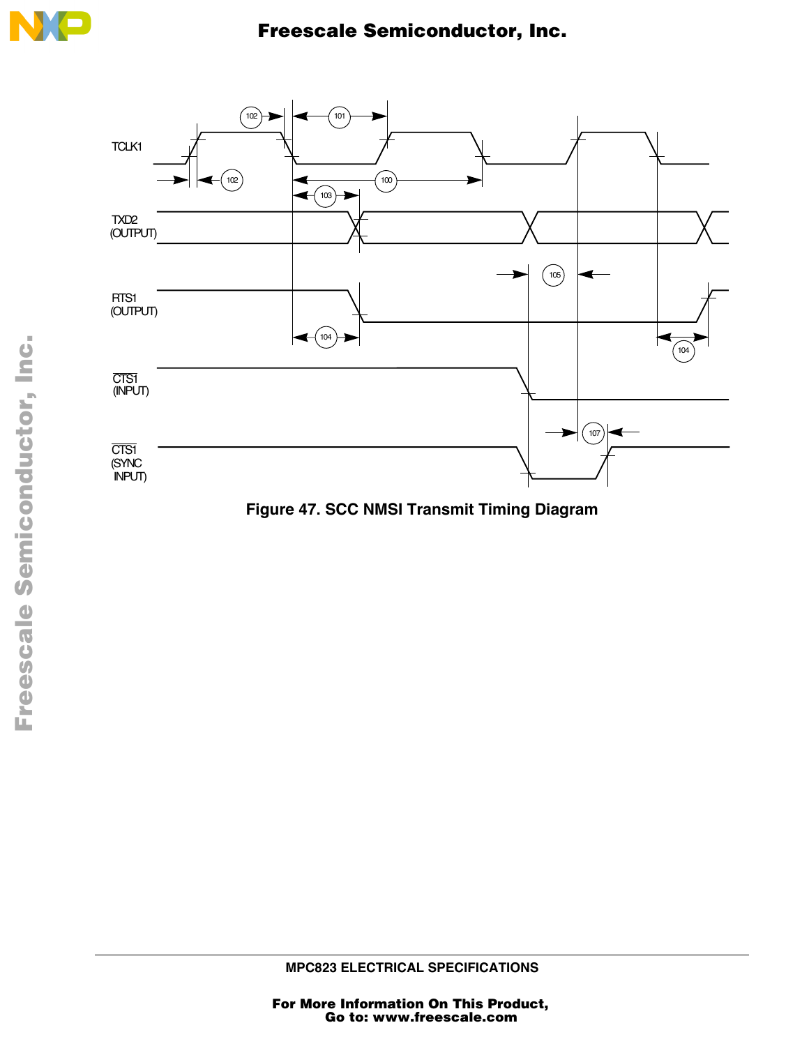Figure 47. SCC NMSI Transmit Timing Diagram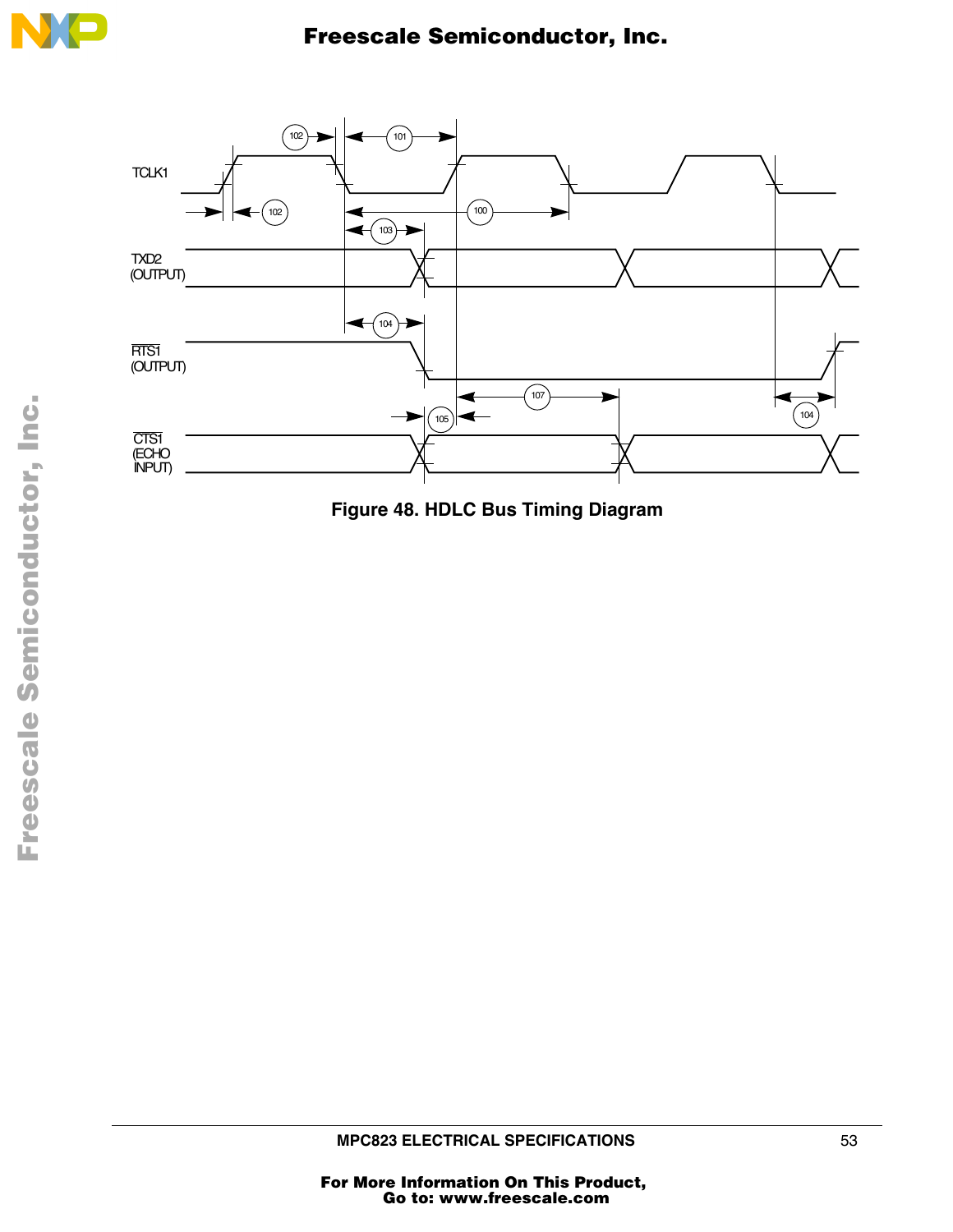Figure 48. HDLC Bus Timing Diagram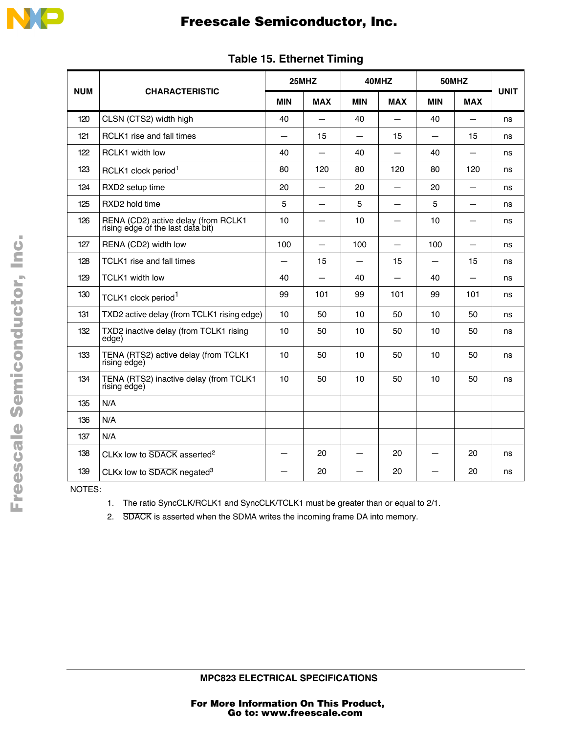**Table 15. Ethernet Timing**

| NUM | CHARACTERISTIC | 25MHZ | | 40MHZ | | 50MHZ | | UNIT |
|---|---|---|---|---|---|---|---|---|
| | | MIN | MAX | MIN | MAX | MIN | MAX | |
| 120 | CLSN (CTS2) width high | 40 | — | 40 | — | 40 | — | ns |
| 121 | RCLK1 rise and fall times | — | 15 | — | 15 | — | 15 | ns |
| 122 | RCLK1 width low | 40 | — | 40 | — | 40 | — | ns |
| 123 | RCLK1 clock period[1] | 80 | 120 | 80 | 120 | 80 | 120 | ns |
| 124 | RXD2 setup time | 20 | — | 20 | — | 20 | — | ns |
| 125 | RXD2 hold time | 5 | — | 5 | — | 5 | — | ns |
| 126 | RENA (CD2) active delay (from RCLK1 rising edge of the last data bit) | 10 | — | 10 | — | 10 | — | ns |
| 127 | RENA (CD2) width low | 100 | — | 100 | — | 100 | — | ns |
| 128 | TCLK1 rise and fall times | — | 15 | — | 15 | — | 15 | ns |
| 129 | TCLK1 width low | 40 | — | 40 | — | 40 | — | ns |
| 130 | TCLK1 clock period[1] | 99 | 101 | 99 | 101 | 99 | 101 | ns |
| 131 | TXD2 active delay (from TCLK1 rising edge) | 10 | 50 | 10 | 50 | 10 | 50 | ns |
| 132 | TXD2 inactive delay (from TCLK1 rising edge) | 10 | 50 | 10 | 50 | 10 | 50 | ns |
| 133 | TENA (RTS2) active delay (from TCLK1 rising edge) | 10 | 50 | 10 | 50 | 10 | 50 | ns |
| 134 | TENA (RTS2) inactive delay (from TCLK1 rising edge) | 10 | 50 | 10 | 50 | 10 | 50 | ns |
| 135 | N/A | | | | | | | |
| 136 | N/A | | | | | | | |
| 137 | N/A | | | | | | | |
| 138 | CLKx low to $\overline{\text{SDACK}}$ asserted[2] | — | 20 | — | 20 | — | 20 | ns |
| 139 | CLKx low to $\overline{\text{SDACK}}$ negated[3] | — | 20 | — | 20 | — | 20 | ns |

NOTES:

1. The ratio SyncCLK/RCLK1 and SyncCLK/TCLK1 must be greater than or equal to 2/1.
2. $\overline{\text{SDACK}}$ is asserted when the SDMA writes the incoming frame DA into memory.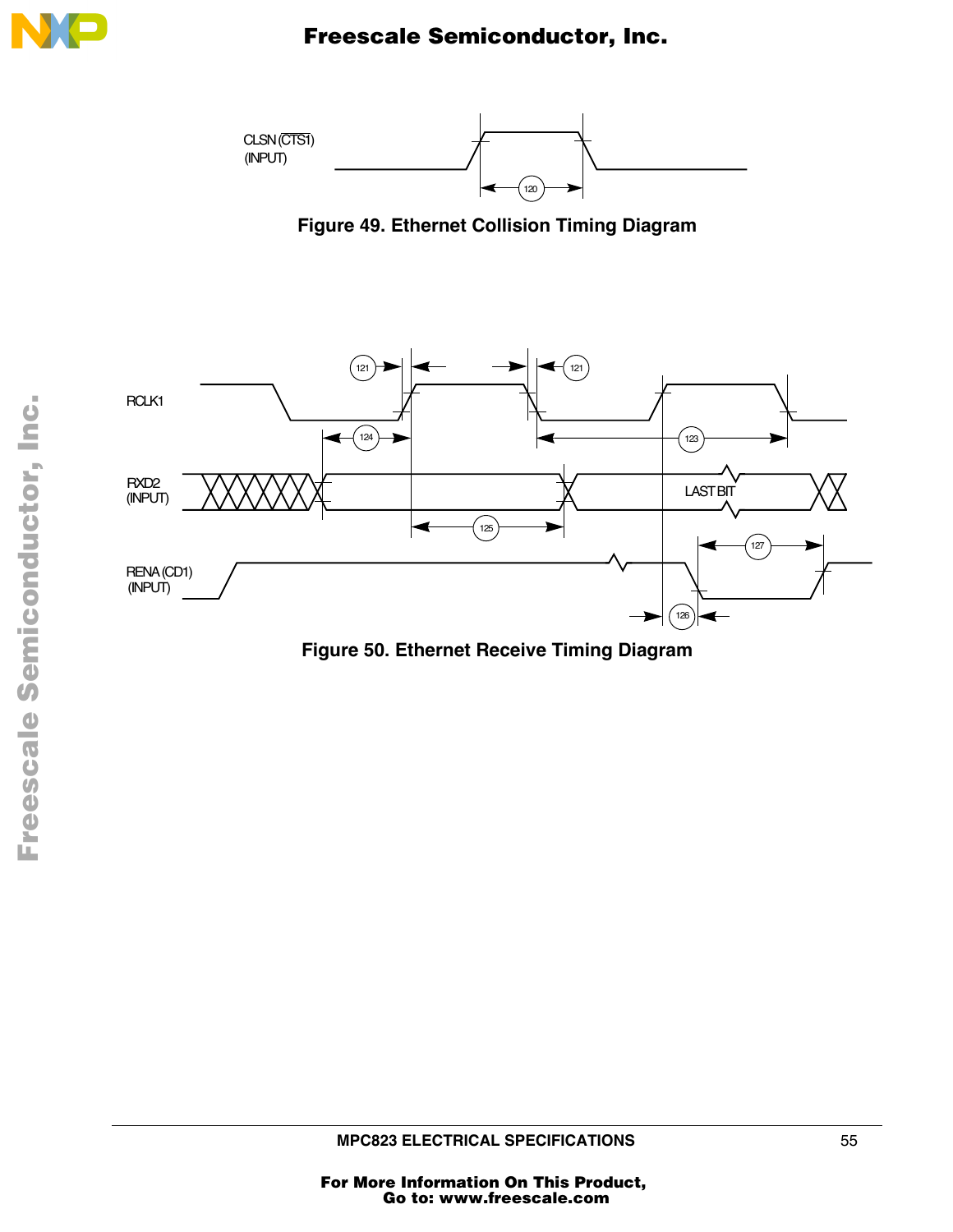Figure 49. Ethernet Collision Timing Diagram

Figure 50. Ethernet Receive Timing Diagram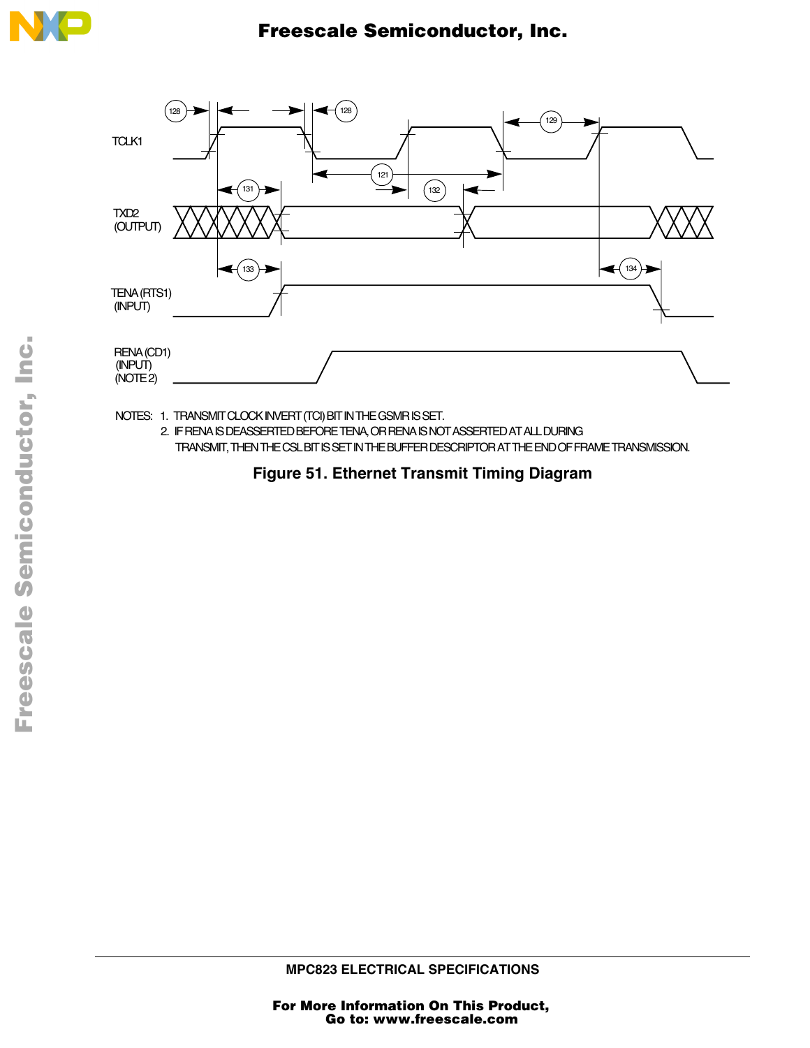NOTES: 1. TRANSMIT CLOCK INVERT (TCI) BIT IN THE GSMR IS SET.

2. IF RENA IS DEASSERTED BEFORE TENA, OR RENA IS NOT ASSERTED AT ALL DURING TRANSMIT, THEN THE CSL BIT IS SET IN THE BUFFER DESCRIPTOR AT THE END OF FRAME TRANSMISSION.

**Figure 51. Ethernet Transmit Timing Diagram**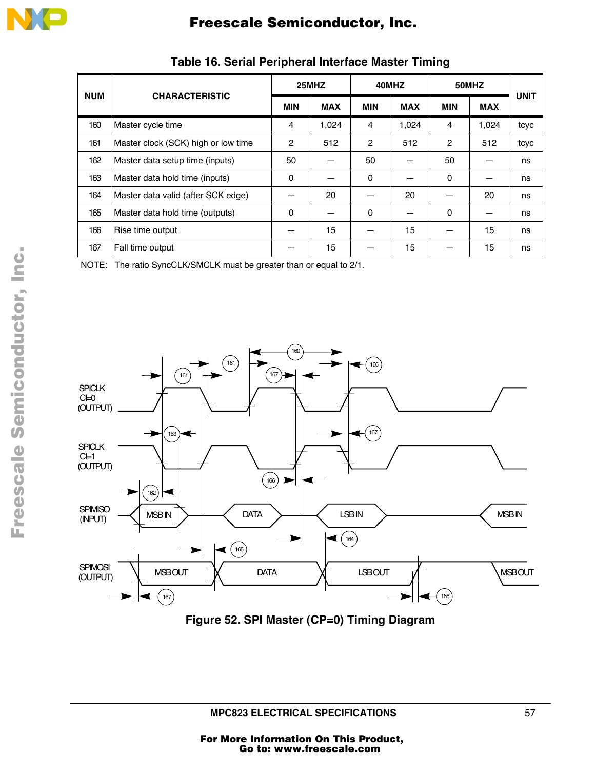### Table 16. Serial Peripheral Interface Master Timing

| NUM | CHARACTERISTIC | 25MHZ | | 40MHZ | | 50MHZ | | UNIT |
|---|---|---|---|---|---|---|---|---|
| | | MIN | MAX | MIN | MAX | MIN | MAX | |
| 160 | Master cycle time | 4 | 1,024 | 4 | 1,024 | 4 | 1,024 | tcyc |
| 161 | Master clock (SCK) high or low time | 2 | 512 | 2 | 512 | 2 | 512 | tcyc |
| 162 | Master data setup time (inputs) | 50 | — | 50 | — | 50 | — | ns |
| 163 | Master data hold time (inputs) | 0 | — | 0 | — | 0 | — | ns |
| 164 | Master data valid (after SCK edge) | — | 20 | — | 20 | — | 20 | ns |
| 165 | Master data hold time (outputs) | 0 | — | 0 | — | 0 | — | ns |
| 166 | Rise time output | — | 15 | — | 15 | — | 15 | ns |
| 167 | Fall time output | — | 15 | — | 15 | — | 15 | ns |

NOTE: The ratio SyncCLK/SMCLK must be greater than or equal to 2/1.

Figure 52. SPI Master (CP=0) Timing Diagram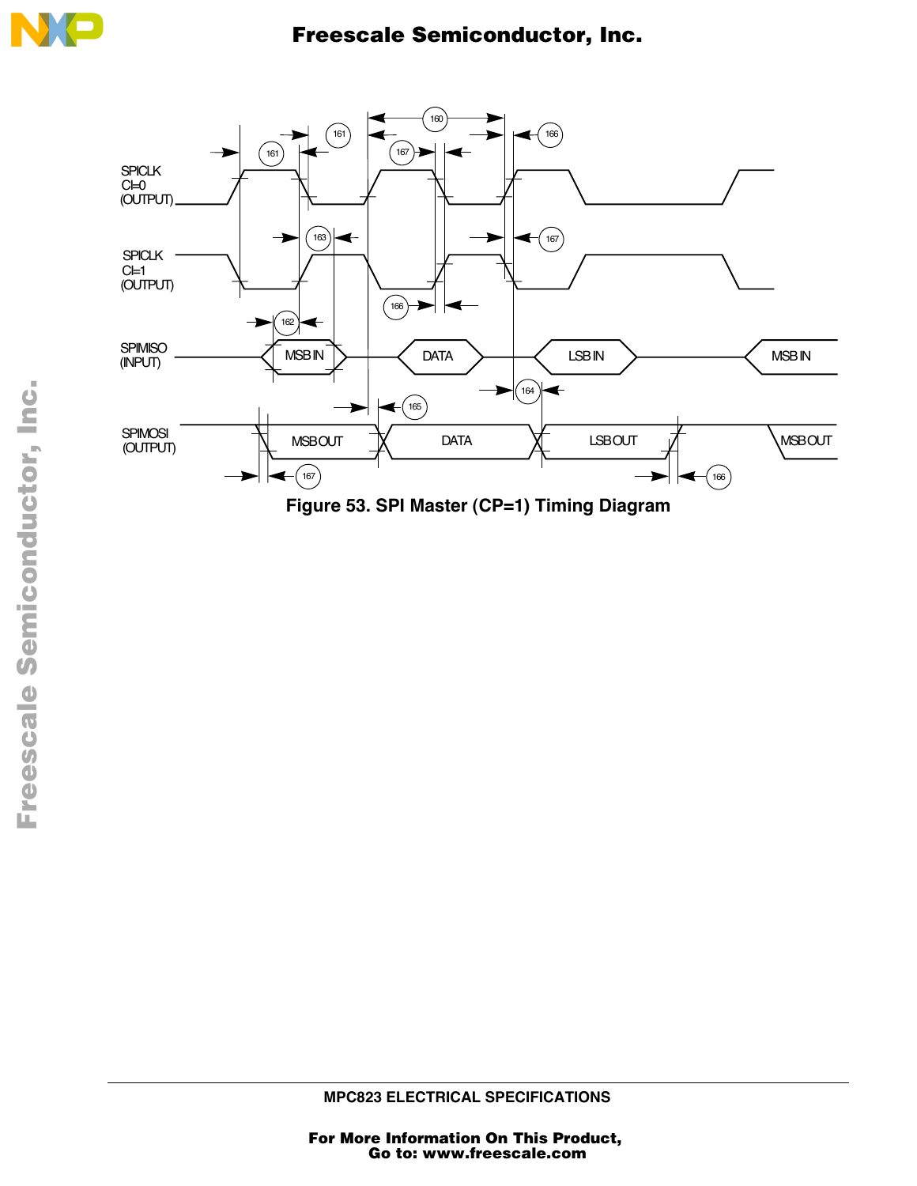Figure 53. SPI Master (CP=1) Timing Diagram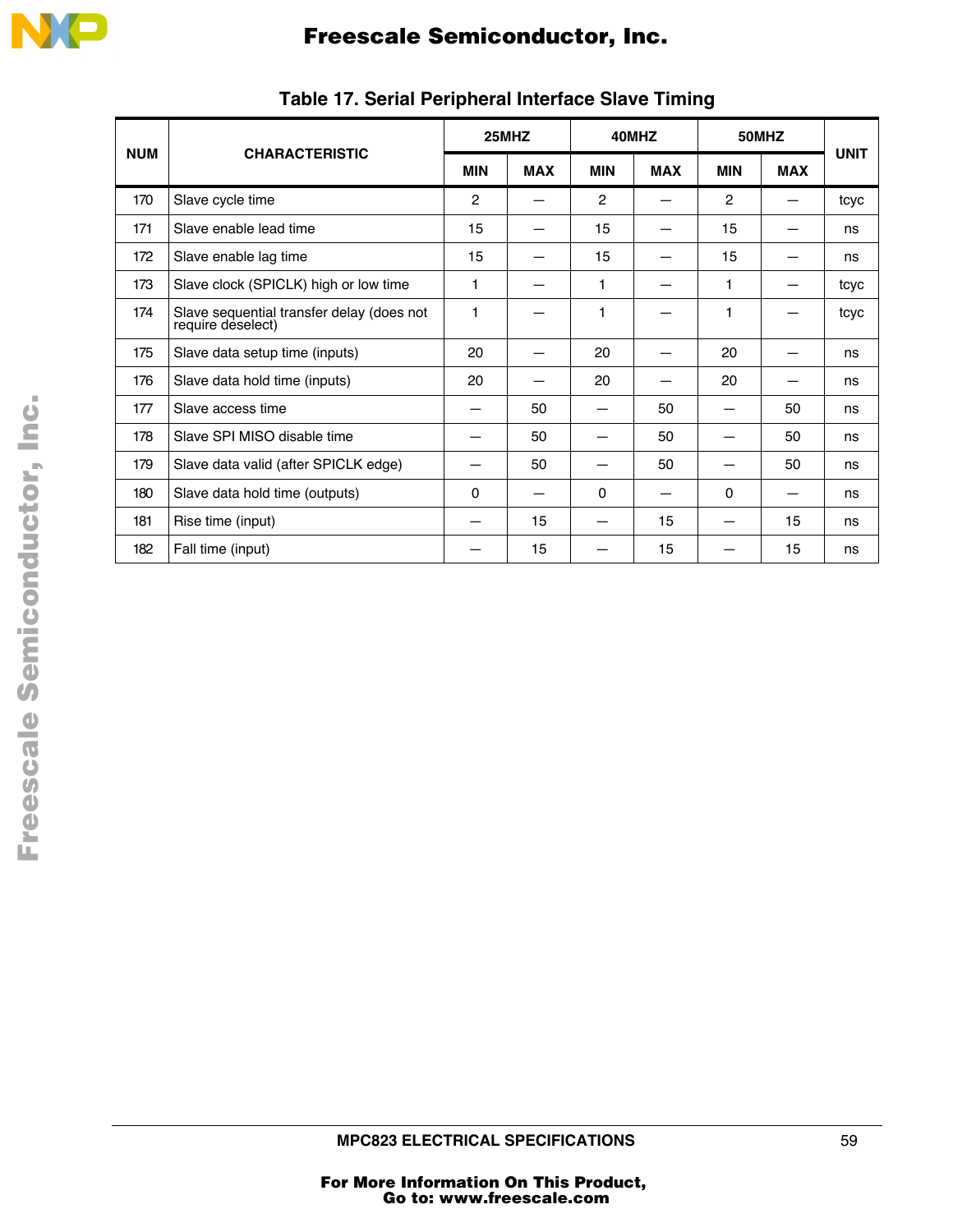**Table 17. Serial Peripheral Interface Slave Timing**

| NUM | CHARACTERISTIC | 25MHZ | | 40MHZ | | 50MHZ | | UNIT |
|---|---|---|---|---|---|---|---|---|
| | | MIN | MAX | MIN | MAX | MIN | MAX | |
| 170 | Slave cycle time | 2 | — | 2 | — | 2 | — | tcyc |
| 171 | Slave enable lead time | 15 | — | 15 | — | 15 | — | ns |
| 172 | Slave enable lag time | 15 | — | 15 | — | 15 | — | ns |
| 173 | Slave clock (SPICLK) high or low time | 1 | — | 1 | — | 1 | — | tcyc |
| 174 | Slave sequential transfer delay (does not require deselect) | 1 | — | 1 | — | 1 | — | tcyc |
| 175 | Slave data setup time (inputs) | 20 | — | 20 | — | 20 | — | ns |
| 176 | Slave data hold time (inputs) | 20 | — | 20 | — | 20 | — | ns |
| 177 | Slave access time | — | 50 | — | 50 | — | 50 | ns |
| 178 | Slave SPI MISO disable time | — | 50 | — | 50 | — | 50 | ns |
| 179 | Slave data valid (after SPICLK edge) | — | 50 | — | 50 | — | 50 | ns |
| 180 | Slave data hold time (outputs) | 0 | — | 0 | — | 0 | — | ns |
| 181 | Rise time (input) | — | 15 | — | 15 | — | 15 | ns |
| 182 | Fall time (input) | — | 15 | — | 15 | — | 15 | ns |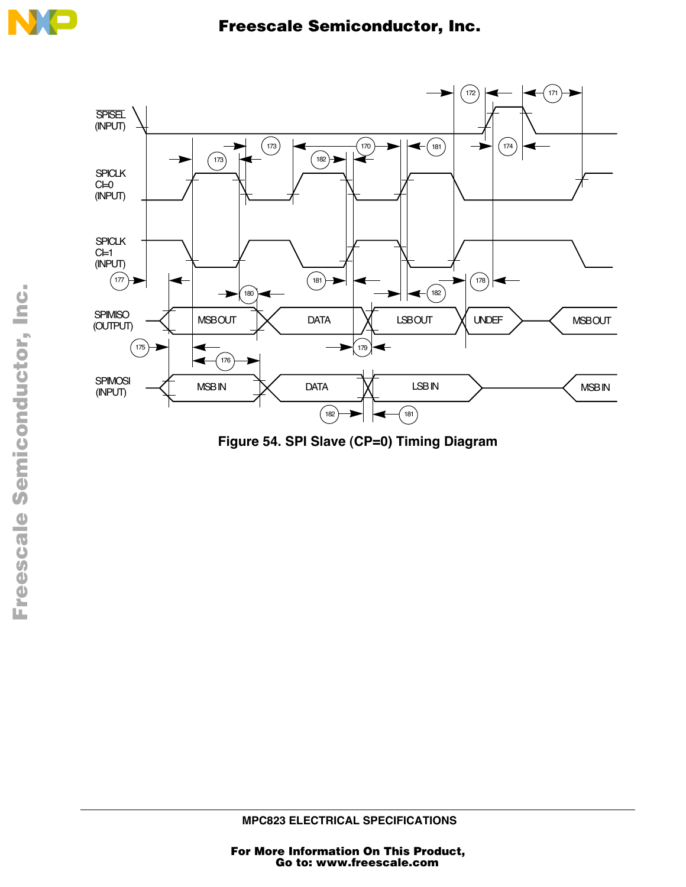Figure 54. SPI Slave (CP=0) Timing Diagram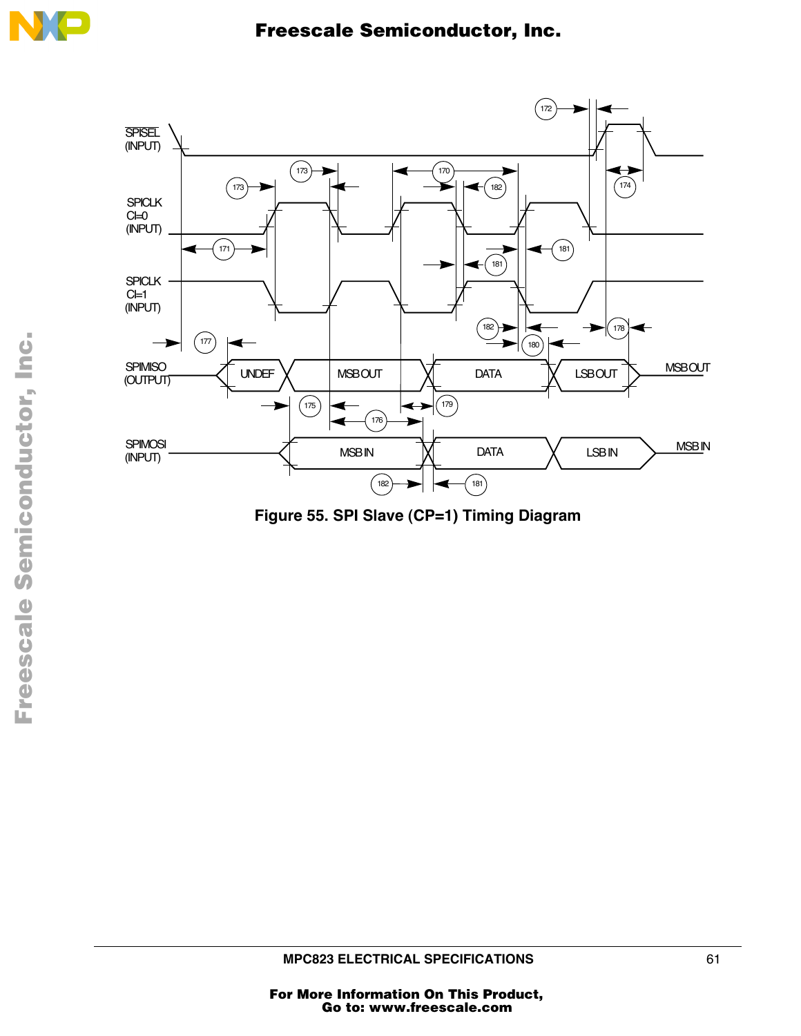Figure 55. SPI Slave (CP=1) Timing Diagram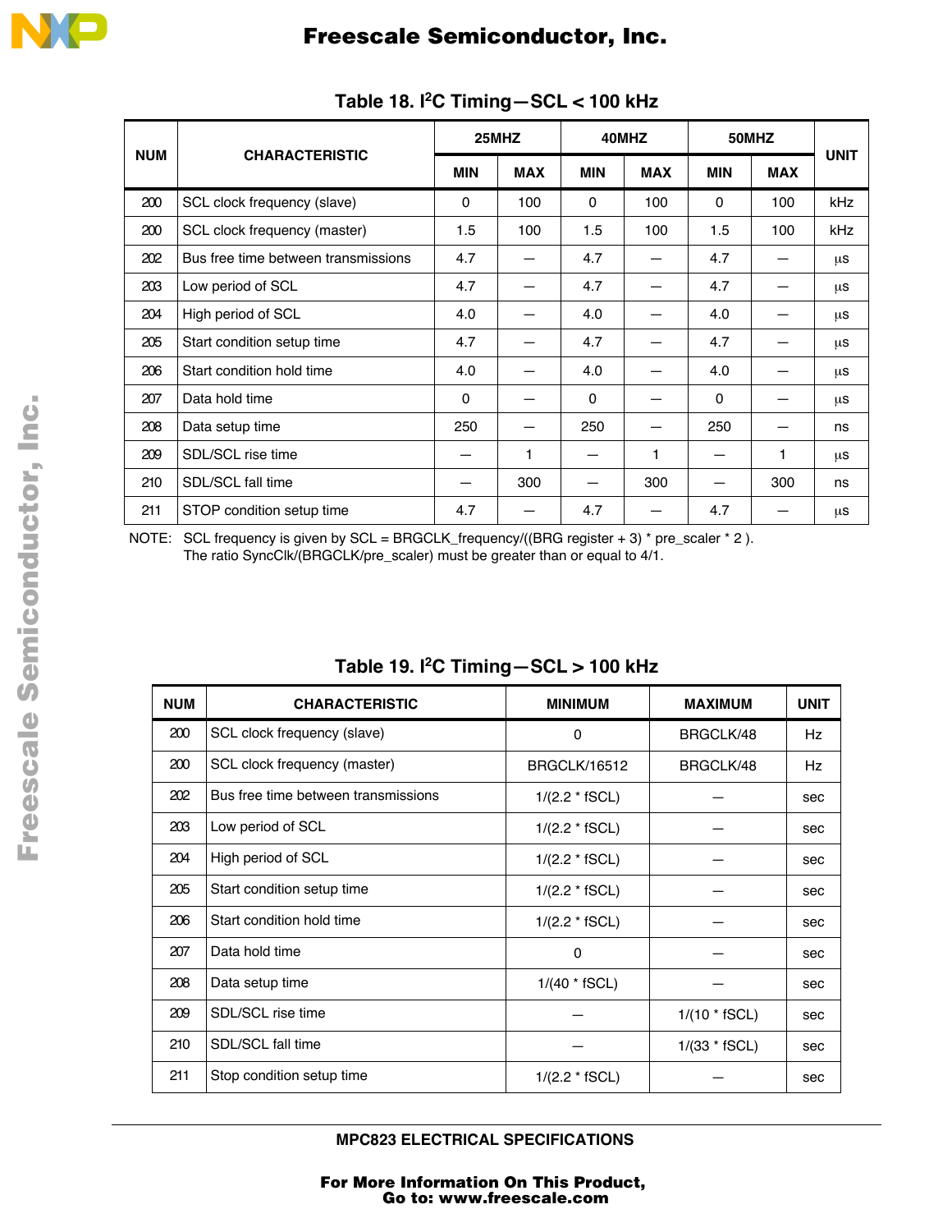### Table 18. I²C Timing—SCL < 100 kHz

| NUM | CHARACTERISTIC | 25MHZ | | 40MHZ | | 50MHZ | | UNIT |
|---|---|---|---|---|---|---|---|---|
| | | MIN | MAX | MIN | MAX | MIN | MAX | |
| 200 | SCL clock frequency (slave) | 0 | 100 | 0 | 100 | 0 | 100 | kHz |
| 200 | SCL clock frequency (master) | 1.5 | 100 | 1.5 | 100 | 1.5 | 100 | kHz |
| 202 | Bus free time between transmissions | 4.7 | — | 4.7 | — | 4.7 | — | µs |
| 203 | Low period of SCL | 4.7 | — | 4.7 | — | 4.7 | — | µs |
| 204 | High period of SCL | 4.0 | — | 4.0 | — | 4.0 | — | µs |
| 205 | Start condition setup time | 4.7 | — | 4.7 | — | 4.7 | — | µs |
| 206 | Start condition hold time | 4.0 | — | 4.0 | — | 4.0 | — | µs |
| 207 | Data hold time | 0 | — | 0 | — | 0 | — | µs |
| 208 | Data setup time | 250 | — | 250 | — | 250 | — | ns |
| 209 | SDL/SCL rise time | — | 1 | — | 1 | — | 1 | µs |
| 210 | SDL/SCL fall time | — | 300 | — | 300 | — | 300 | ns |
| 211 | STOP condition setup time | 4.7 | — | 4.7 | — | 4.7 | — | µs |

NOTE: SCL frequency is given by SCL = BRGCLK_frequency/((BRG register + 3) * pre_scaler * 2 ).
The ratio SyncClk/(BRGCLK/pre_scaler) must be greater than or equal to 4/1.

### Table 19. I²C Timing—SCL > 100 kHz

| NUM | CHARACTERISTIC | MINIMUM | MAXIMUM | UNIT |
|---|---|---|---|---|
| 200 | SCL clock frequency (slave) | 0 | BRGCLK/48 | Hz |
| 200 | SCL clock frequency (master) | BRGCLK/16512 | BRGCLK/48 | Hz |
| 202 | Bus free time between transmissions | 1/(2.2 * fSCL) | — | sec |
| 203 | Low period of SCL | 1/(2.2 * fSCL) | — | sec |
| 204 | High period of SCL | 1/(2.2 * fSCL) | — | sec |
| 205 | Start condition setup time | 1/(2.2 * fSCL) | — | sec |
| 206 | Start condition hold time | 1/(2.2 * fSCL) | — | sec |
| 207 | Data hold time | 0 | — | sec |
| 208 | Data setup time | 1/(40 * fSCL) | — | sec |
| 209 | SDL/SCL rise time | — | 1/(10 * fSCL) | sec |
| 210 | SDL/SCL fall time | — | 1/(33 * fSCL) | sec |
| 211 | Stop condition setup time | 1/(2.2 * fSCL) | — | sec |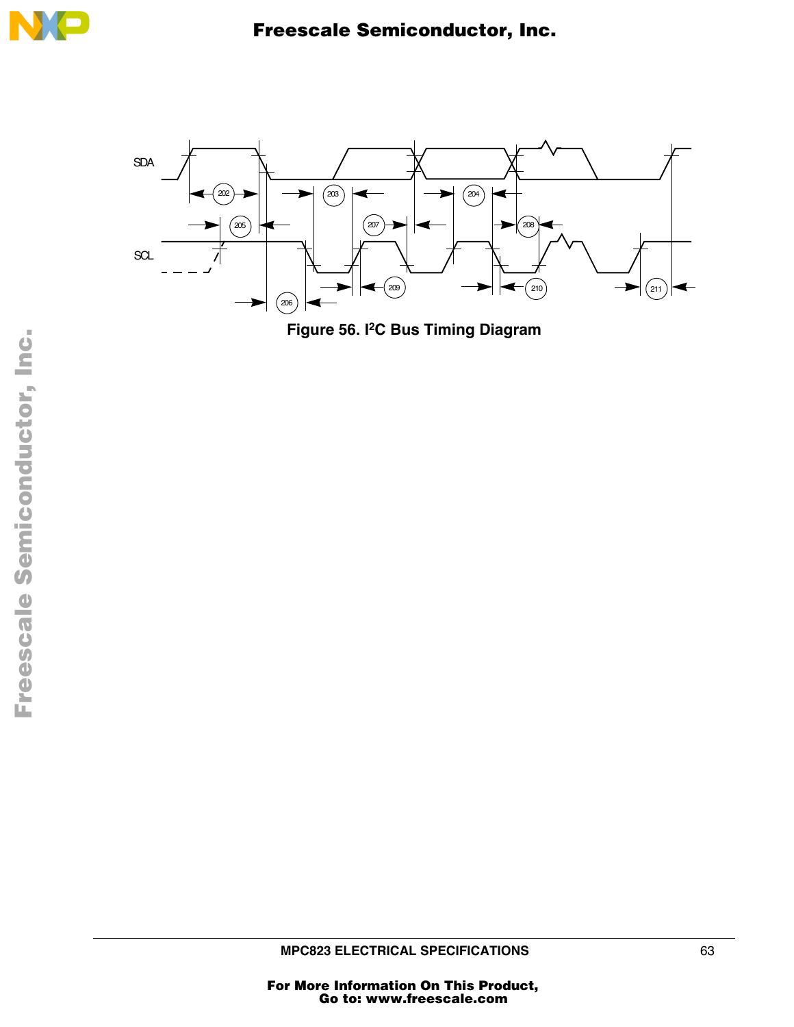Figure 56. I[2]C Bus Timing Diagram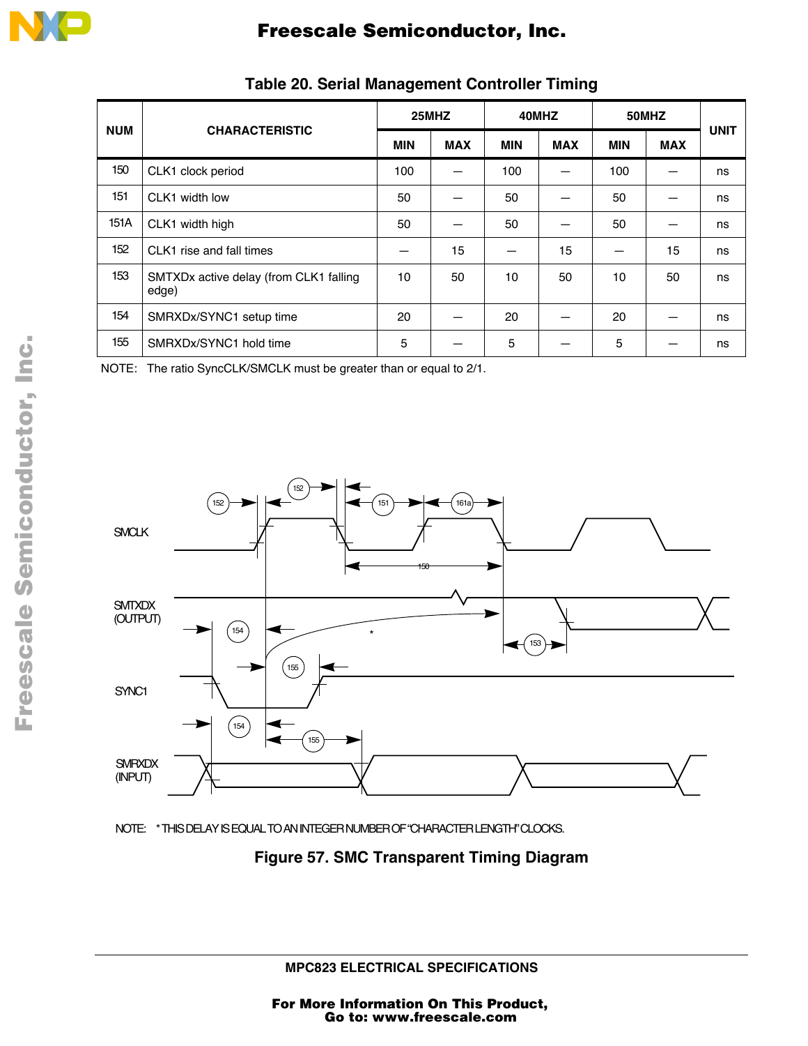**Table 20. Serial Management Controller Timing**

| NUM | CHARACTERISTIC | 25MHZ | | 40MHZ | | 50MHZ | | UNIT |
|---|---|---|---|---|---|---|---|---|
| | | MIN | MAX | MIN | MAX | MIN | MAX | |
| 150 | CLK1 clock period | 100 | — | 100 | — | 100 | — | ns |
| 151 | CLK1 width low | 50 | — | 50 | — | 50 | — | ns |
| 151A | CLK1 width high | 50 | — | 50 | — | 50 | — | ns |
| 152 | CLK1 rise and fall times | — | 15 | — | 15 | — | 15 | ns |
| 153 | SMTXDx active delay (from CLK1 falling edge) | 10 | 50 | 10 | 50 | 10 | 50 | ns |
| 154 | SMRXDx/SYNC1 setup time | 20 | — | 20 | — | 20 | — | ns |
| 155 | SMRXDx/SYNC1 hold time | 5 | — | 5 | — | 5 | — | ns |

NOTE: The ratio SyncCLK/SMCLK must be greater than or equal to 2/1.

NOTE: * THIS DELAY IS EQUAL TO AN INTEGER NUMBER OF "CHARACTER LENGTH" CLOCKS.

**Figure 57. SMC Transparent Timing Diagram**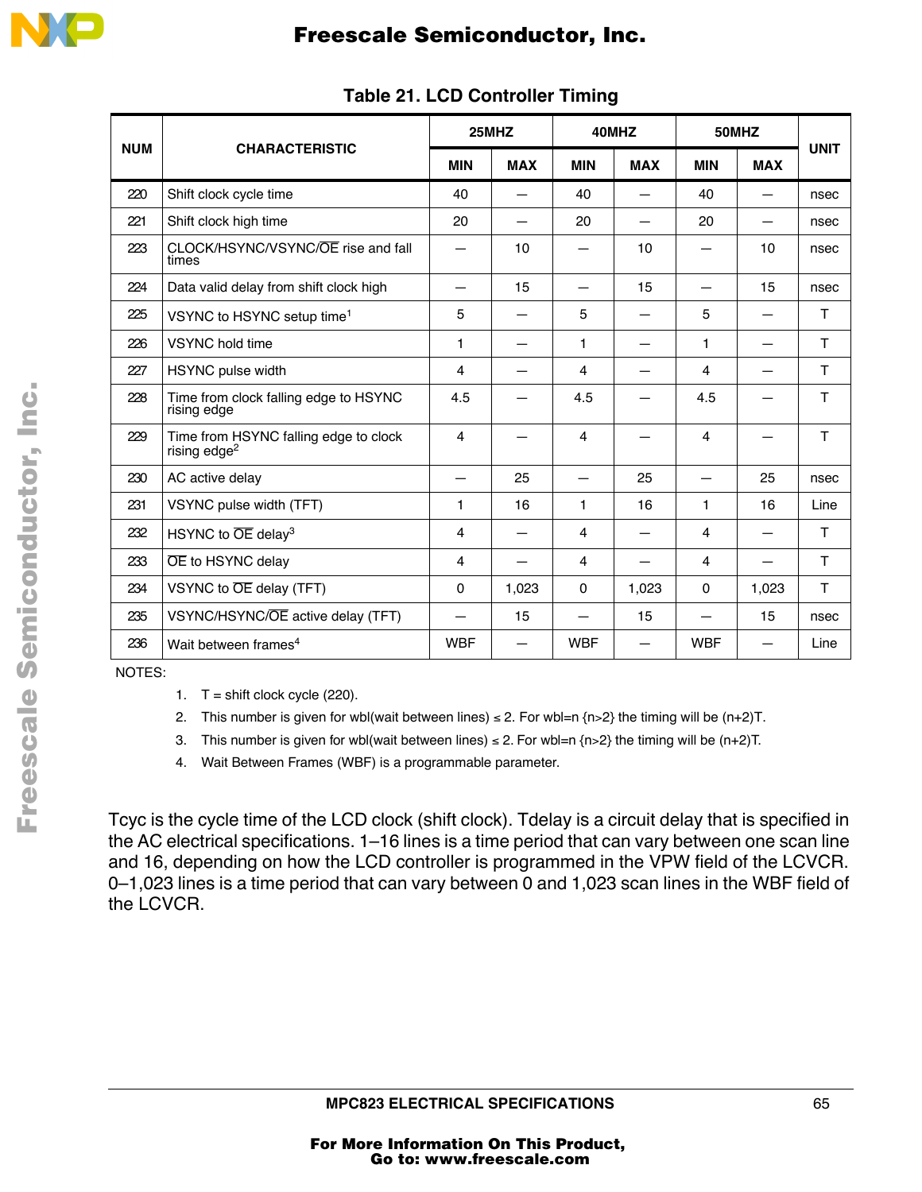**Table 21. LCD Controller Timing**

| NUM | CHARACTERISTIC | 25MHZ | | 40MHZ | | 50MHZ | | UNIT |
|---|---|---|---|---|---|---|---|---|
| | | MIN | MAX | MIN | MAX | MIN | MAX | |
| 220 | Shift clock cycle time | 40 | — | 40 | — | 40 | — | nsec |
| 221 | Shift clock high time | 20 | — | 20 | — | 20 | — | nsec |
| 223 | CLOCK/HSYNC/VSYNC/$\overline{\text{OE}}$ rise and fall times | — | 10 | — | 10 | — | 10 | nsec |
| 224 | Data valid delay from shift clock high | — | 15 | — | 15 | — | 15 | nsec |
| 225 | VSYNC to HSYNC setup time[1] | 5 | — | 5 | — | 5 | — | T |
| 226 | VSYNC hold time | 1 | — | 1 | — | 1 | — | T |
| 227 | HSYNC pulse width | 4 | — | 4 | — | 4 | — | T |
| 228 | Time from clock falling edge to HSYNC rising edge | 4.5 | — | 4.5 | — | 4.5 | — | T |
| 229 | Time from HSYNC falling edge to clock rising edge[2] | 4 | — | 4 | — | 4 | — | T |
| 230 | AC active delay | — | 25 | — | 25 | — | 25 | nsec |
| 231 | VSYNC pulse width (TFT) | 1 | 16 | 1 | 16 | 1 | 16 | Line |
| 232 | HSYNC to $\overline{\text{OE}}$ delay[3] | 4 | — | 4 | — | 4 | — | T |
| 233 | $\overline{\text{OE}}$ to HSYNC delay | 4 | — | 4 | — | 4 | — | T |
| 234 | VSYNC to $\overline{\text{OE}}$ delay (TFT) | 0 | 1,023 | 0 | 1,023 | 0 | 1,023 | T |
| 235 | VSYNC/HSYNC/$\overline{\text{OE}}$ active delay (TFT) | — | 15 | — | 15 | — | 15 | nsec |
| 236 | Wait between frames[4] | WBF | — | WBF | — | WBF | — | Line |

NOTES:

1. T = shift clock cycle (220).
2. This number is given for wbl(wait between lines) ≤ 2. For wbl=n {n>2} the timing will be (n+2)T.
3. This number is given for wbl(wait between lines) ≤ 2. For wbl=n {n>2} the timing will be (n+2)T.
4. Wait Between Frames (WBF) is a programmable parameter.

Tcyc is the cycle time of the LCD clock (shift clock). Tdelay is a circuit delay that is specified in the AC electrical specifications. 1–16 lines is a time period that can vary between one scan line and 16, depending on how the LCD controller is programmed in the VPW field of the LCVCR. 0–1,023 lines is a time period that can vary between 0 and 1,023 scan lines in the WBF field of the LCVCR.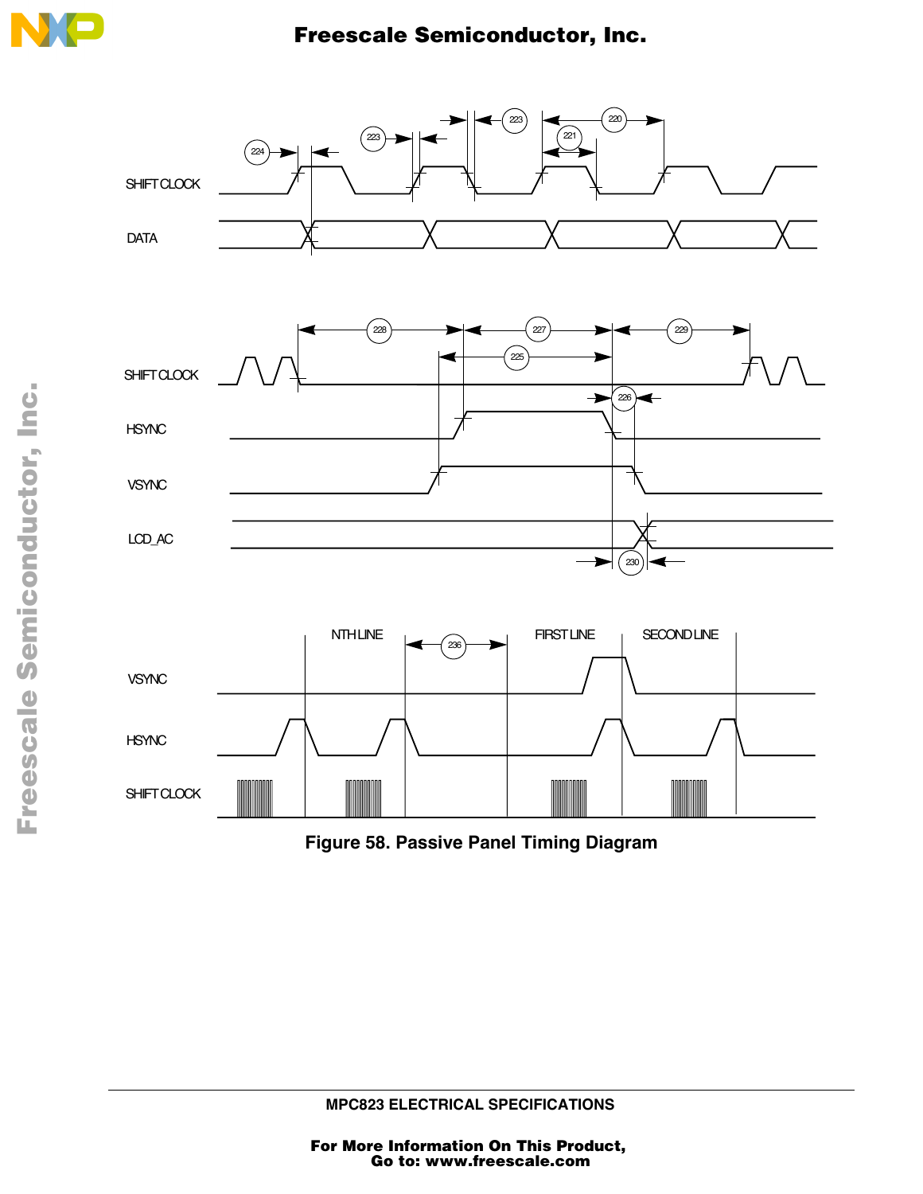Figure 58. Passive Panel Timing Diagram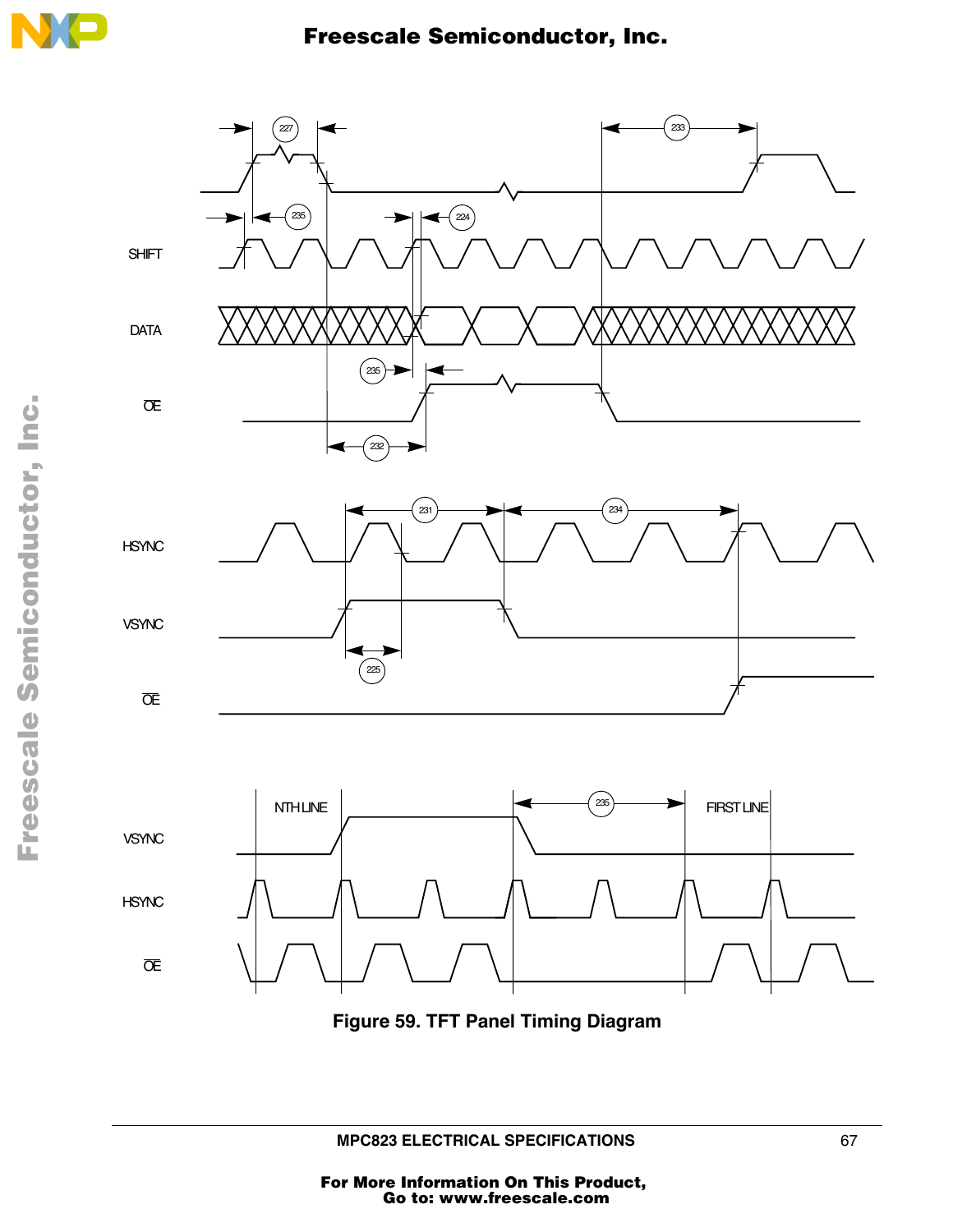Figure 59. TFT Panel Timing Diagram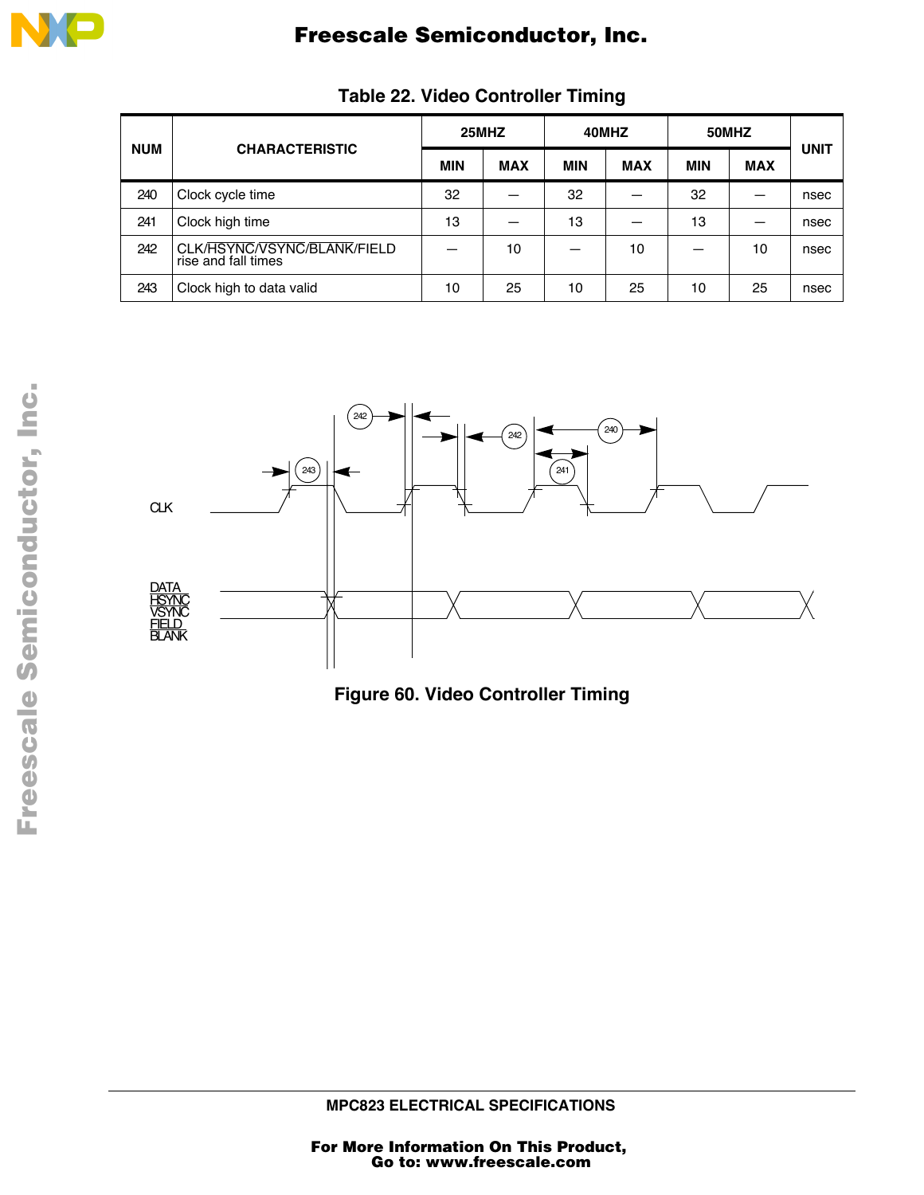**Table 22. Video Controller Timing**

| NUM | CHARACTERISTIC | 25MHZ | | 40MHZ | | 50MHZ | | UNIT |
|---|---|---|---|---|---|---|---|---|
| | | MIN | MAX | MIN | MAX | MIN | MAX | |
| 240 | Clock cycle time | 32 | — | 32 | — | 32 | — | nsec |
| 241 | Clock high time | 13 | — | 13 | — | 13 | — | nsec |
| 242 | CLK/HSYNC/VSYNC/BLANK/FIELD rise and fall times | — | 10 | — | 10 | — | 10 | nsec |
| 243 | Clock high to data valid | 10 | 25 | 10 | 25 | 10 | 25 | nsec |

**Figure 60. Video Controller Timing**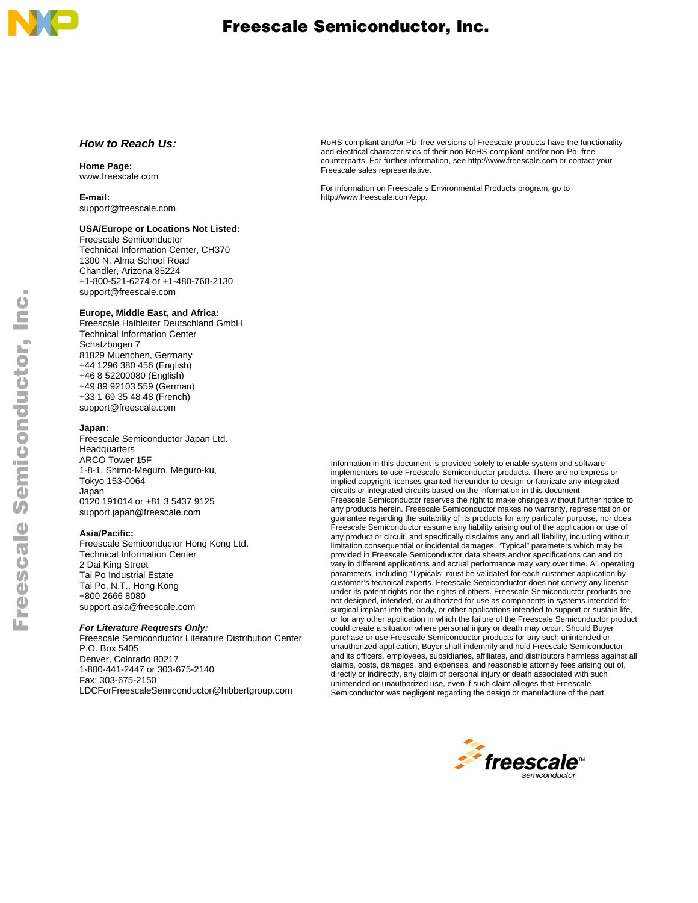## *How to Reach Us:*

**Home Page:**
www.freescale.com

**E-mail:**
support@freescale.com

**USA/Europe or Locations Not Listed:**
Freescale Semiconductor
Technical Information Center, CH370
1300 N. Alma School Road
Chandler, Arizona 85224
+1-800-521-6274 or +1-480-768-2130
support@freescale.com

**Europe, Middle East, and Africa:**
Freescale Halbleiter Deutschland GmbH
Technical Information Center
Schatzbogen 7
81829 Muenchen, Germany
+44 1296 380 456 (English)
+46 8 52200080 (English)
+49 89 92103 559 (German)
+33 1 69 35 48 48 (French)
support@freescale.com

**Japan:**
Freescale Semiconductor Japan Ltd.
Headquarters
ARCO Tower 15F
1-8-1, Shimo-Meguro, Meguro-ku,
Tokyo 153-0064
Japan
0120 191014 or +81 3 5437 9125
support.japan@freescale.com

**Asia/Pacific:**
Freescale Semiconductor Hong Kong Ltd.
Technical Information Center
2 Dai King Street
Tai Po Industrial Estate
Tai Po, N.T., Hong Kong
+800 2666 8080
support.asia@freescale.com

***For Literature Requests Only:***
Freescale Semiconductor Literature Distribution Center
P.O. Box 5405
Denver, Colorado 80217
1-800-441-2447 or 303-675-2140
Fax: 303-675-2150
LDCForFreescaleSemiconductor@hibbertgroup.com

RoHS-compliant and/or Pb- free versions of Freescale products have the functionality and electrical characteristics of their non-RoHS-compliant and/or non-Pb- free counterparts. For further information, see http://www.freescale.com or contact your Freescale sales representative.

For information on Freescale.s Environmental Products program, go to http://www.freescale.com/epp.

Information in this document is provided solely to enable system and software implementers to use Freescale Semiconductor products. There are no express or implied copyright licenses granted hereunder to design or fabricate any integrated circuits or integrated circuits based on the information in this document. Freescale Semiconductor reserves the right to make changes without further notice to any products herein. Freescale Semiconductor makes no warranty, representation or guarantee regarding the suitability of its products for any particular purpose, nor does Freescale Semiconductor assume any liability arising out of the application or use of any product or circuit, and specifically disclaims any and all liability, including without limitation consequential or incidental damages. "Typical" parameters which may be provided in Freescale Semiconductor data sheets and/or specifications can and do vary in different applications and actual performance may vary over time. All operating parameters, including "Typicals" must be validated for each customer application by customer's technical experts. Freescale Semiconductor does not convey any license under its patent rights nor the rights of others. Freescale Semiconductor products are not designed, intended, or authorized for use as components in systems intended for surgical implant into the body, or other applications intended to support or sustain life, or for any other application in which the failure of the Freescale Semiconductor product could create a situation where personal injury or death may occur. Should Buyer purchase or use Freescale Semiconductor products for any such unintended or unauthorized application, Buyer shall indemnify and hold Freescale Semiconductor and its officers, employees, subsidiaries, affiliates, and distributors harmless against all claims, costs, damages, and expenses, and reasonable attorney fees arising out of, directly or indirectly, any claim of personal injury or death associated with such unintended or unauthorized use, even if such claim alleges that Freescale Semiconductor was negligent regarding the design or manufacture of the part.